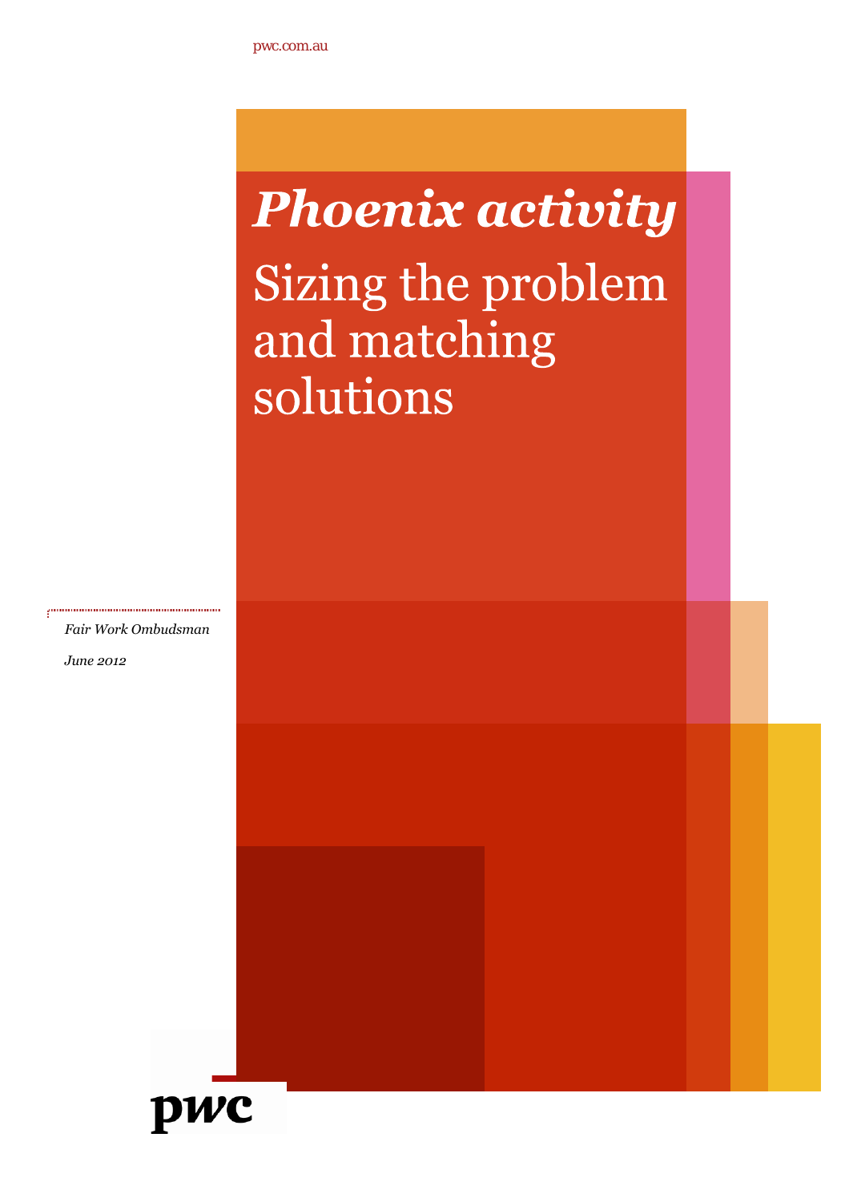pwc.com.au

# *Phoenix activity*

## Sizing the problem and matching solutions

*Fair Work Ombudsman*

*June 2012*

pwc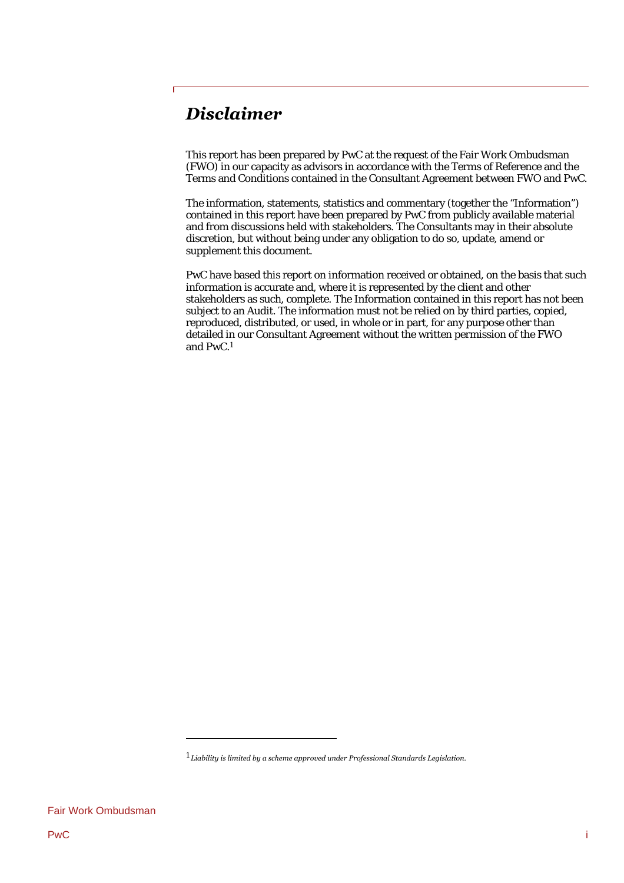# *Disclaimer*

This report has been prepared by PwC at the request of the Fair Work Ombudsman (FWO) in our capacity as advisors in accordance with the Terms of Reference and the Terms and Conditions contained in the Consultant Agreement between FWO and PwC.

The information, statements, statistics and commentary (together the "Information") contained in this report have been prepared by PwC from publicly available material and from discussions held with stakeholders. The Consultants may in their absolute discretion, but without being under any obligation to do so, update, amend or supplement this document.

PwC have based this report on information received or obtained, on the basis that such information is accurate and, where it is represented by the client and other stakeholders as such, complete. The Information contained in this report has not been subject to an Audit. The information must not be relied on by third parties, copied, reproduced, distributed, or used, in whole or in part, for any purpose other than detailed in our Consultant Agreement without the written permission of the FWO and PwC.[1]

---

[1] *Liability is limited by a scheme approved under Professional Standards Legislation.*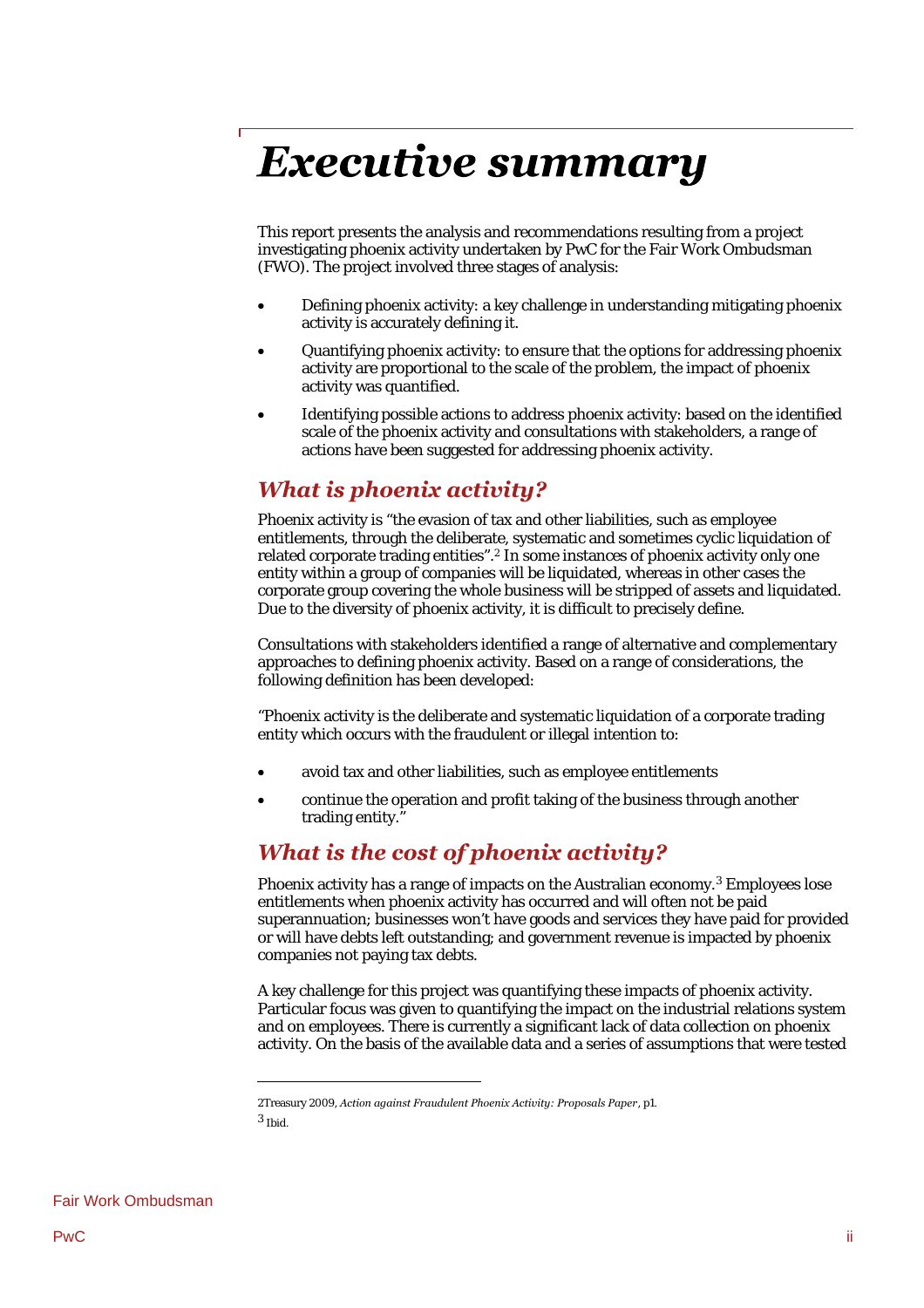# Executive summary

This report presents the analysis and recommendations resulting from a project investigating phoenix activity undertaken by PwC for the Fair Work Ombudsman (FWO). The project involved three stages of analysis:

- Defining phoenix activity: a key challenge in understanding mitigating phoenix activity is accurately defining it.
- Quantifying phoenix activity: to ensure that the options for addressing phoenix activity are proportional to the scale of the problem, the impact of phoenix activity was quantified.
- Identifying possible actions to address phoenix activity: based on the identified scale of the phoenix activity and consultations with stakeholders, a range of actions have been suggested for addressing phoenix activity.

## What is phoenix activity?

Phoenix activity is "the evasion of tax and other liabilities, such as employee entitlements, through the deliberate, systematic and sometimes cyclic liquidation of related corporate trading entities".[2] In some instances of phoenix activity only one entity within a group of companies will be liquidated, whereas in other cases the corporate group covering the whole business will be stripped of assets and liquidated. Due to the diversity of phoenix activity, it is difficult to precisely define.

Consultations with stakeholders identified a range of alternative and complementary approaches to defining phoenix activity. Based on a range of considerations, the following definition has been developed:

"Phoenix activity is the deliberate and systematic liquidation of a corporate trading entity which occurs with the fraudulent or illegal intention to:

- avoid tax and other liabilities, such as employee entitlements
- continue the operation and profit taking of the business through another trading entity."

## What is the cost of phoenix activity?

Phoenix activity has a range of impacts on the Australian economy.[3] Employees lose entitlements when phoenix activity has occurred and will often not be paid superannuation; businesses won't have goods and services they have paid for provided or will have debts left outstanding; and government revenue is impacted by phoenix companies not paying tax debts.

A key challenge for this project was quantifying these impacts of phoenix activity. Particular focus was given to quantifying the impact on the industrial relations system and on employees. There is currently a significant lack of data collection on phoenix activity. On the basis of the available data and a series of assumptions that were tested

---

[2] Treasury 2009, *Action against Fraudulent Phoenix Activity: Proposals Paper*, p1.

[3] Ibid.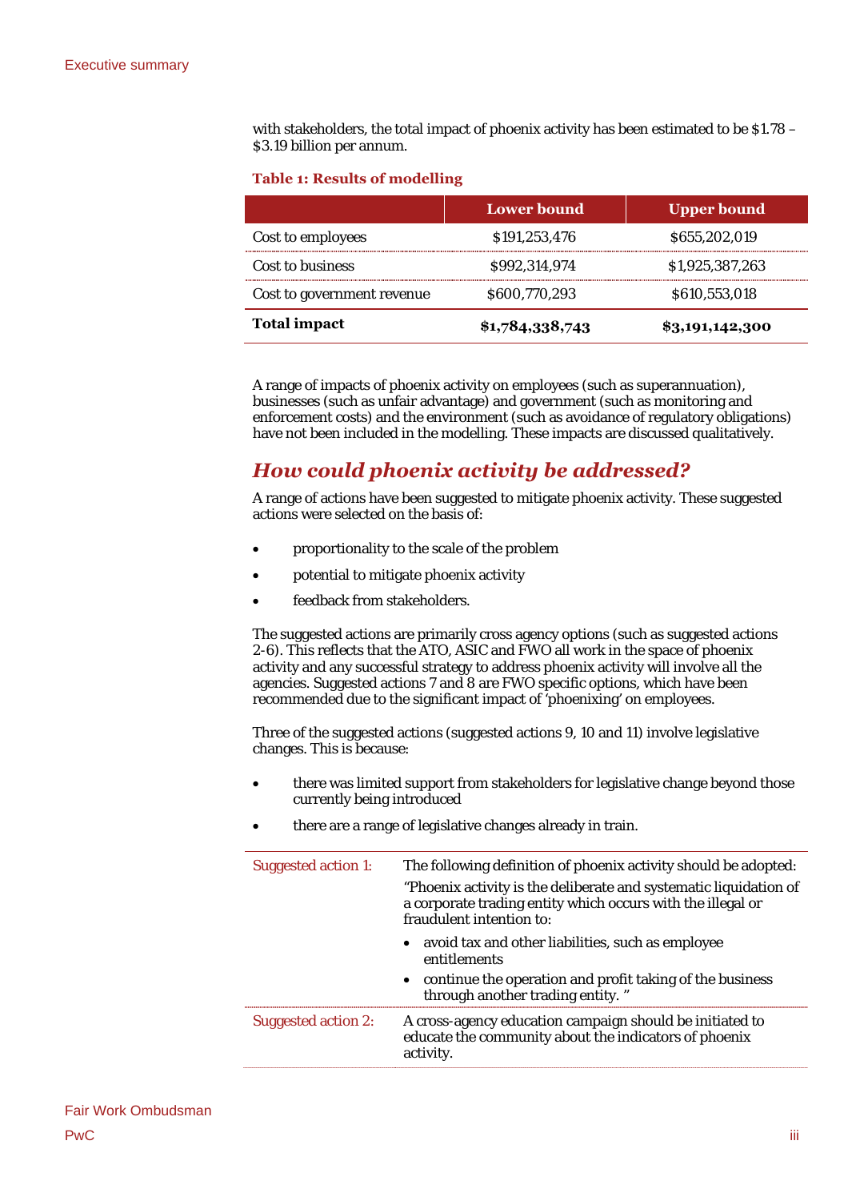with stakeholders, the total impact of phoenix activity has been estimated to be $1.78 – $3.19 billion per annum.

**Table 1: Results of modelling**

| | Lower bound | Upper bound |
|---|---|---|
| Cost to employees | $191,253,476 | $655,202,019 |
| Cost to business | $992,314,974 | $1,925,387,263 |
| Cost to government revenue | $600,770,293 | $610,553,018 |
| **Total impact** | **$1,784,338,743** | **$3,191,142,300** |

A range of impacts of phoenix activity on employees (such as superannuation), businesses (such as unfair advantage) and government (such as monitoring and enforcement costs) and the environment (such as avoidance of regulatory obligations) have not been included in the modelling. These impacts are discussed qualitatively.

## *How could phoenix activity be addressed?*

A range of actions have been suggested to mitigate phoenix activity. These suggested actions were selected on the basis of:

- proportionality to the scale of the problem
- potential to mitigate phoenix activity
- feedback from stakeholders.

The suggested actions are primarily cross agency options (such as suggested actions 2-6). This reflects that the ATO, ASIC and FWO all work in the space of phoenix activity and any successful strategy to address phoenix activity will involve all the agencies. Suggested actions 7 and 8 are FWO specific options, which have been recommended due to the significant impact of 'phoenixing' on employees.

Three of the suggested actions (suggested actions 9, 10 and 11) involve legislative changes. This is because:

- there was limited support from stakeholders for legislative change beyond those currently being introduced
- there are a range of legislative changes already in train.

| | |
|---|---|
| Suggested action 1: | The following definition of phoenix activity should be adopted: "Phoenix activity is the deliberate and systematic liquidation of a corporate trading entity which occurs with the illegal or fraudulent intention to: <br>• avoid tax and other liabilities, such as employee entitlements <br>• continue the operation and profit taking of the business through another trading entity. " |
| Suggested action 2: | A cross-agency education campaign should be initiated to educate the community about the indicators of phoenix activity. |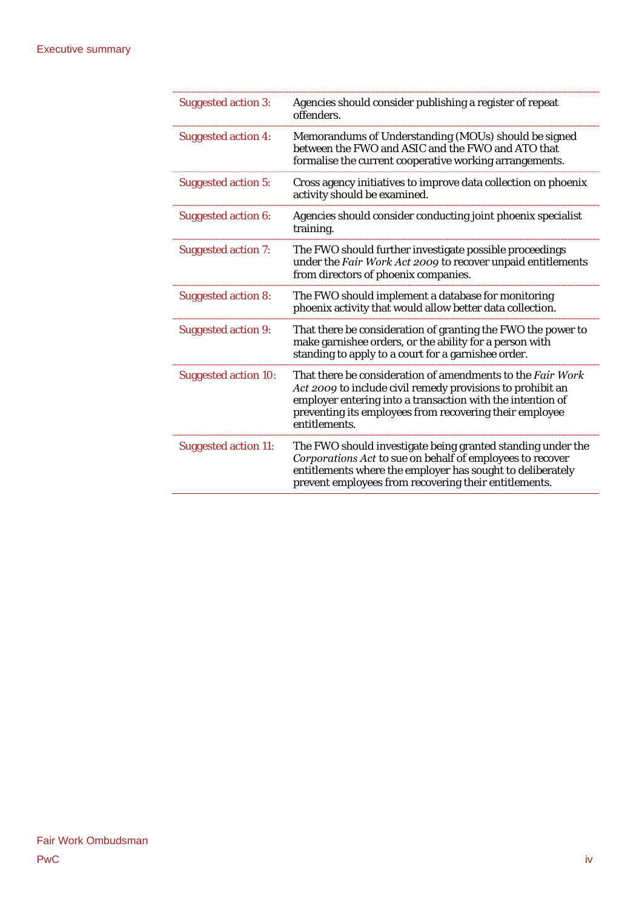| | |
|---|---|
| Suggested action 3: | Agencies should consider publishing a register of repeat offenders. |
| Suggested action 4: | Memorandums of Understanding (MOUs) should be signed between the FWO and ASIC and the FWO and ATO that formalise the current cooperative working arrangements. |
| Suggested action 5: | Cross agency initiatives to improve data collection on phoenix activity should be examined. |
| Suggested action 6: | Agencies should consider conducting joint phoenix specialist training. |
| Suggested action 7: | The FWO should further investigate possible proceedings under the *Fair Work Act 2009* to recover unpaid entitlements from directors of phoenix companies. |
| Suggested action 8: | The FWO should implement a database for monitoring phoenix activity that would allow better data collection. |
| Suggested action 9: | That there be consideration of granting the FWO the power to make garnishee orders, or the ability for a person with standing to apply to a court for a garnishee order. |
| Suggested action 10: | That there be consideration of amendments to the *Fair Work Act 2009* to include civil remedy provisions to prohibit an employer entering into a transaction with the intention of preventing its employees from recovering their employee entitlements. |
| Suggested action 11: | The FWO should investigate being granted standing under the *Corporations Act* to sue on behalf of employees to recover entitlements where the employer has sought to deliberately prevent employees from recovering their entitlements. |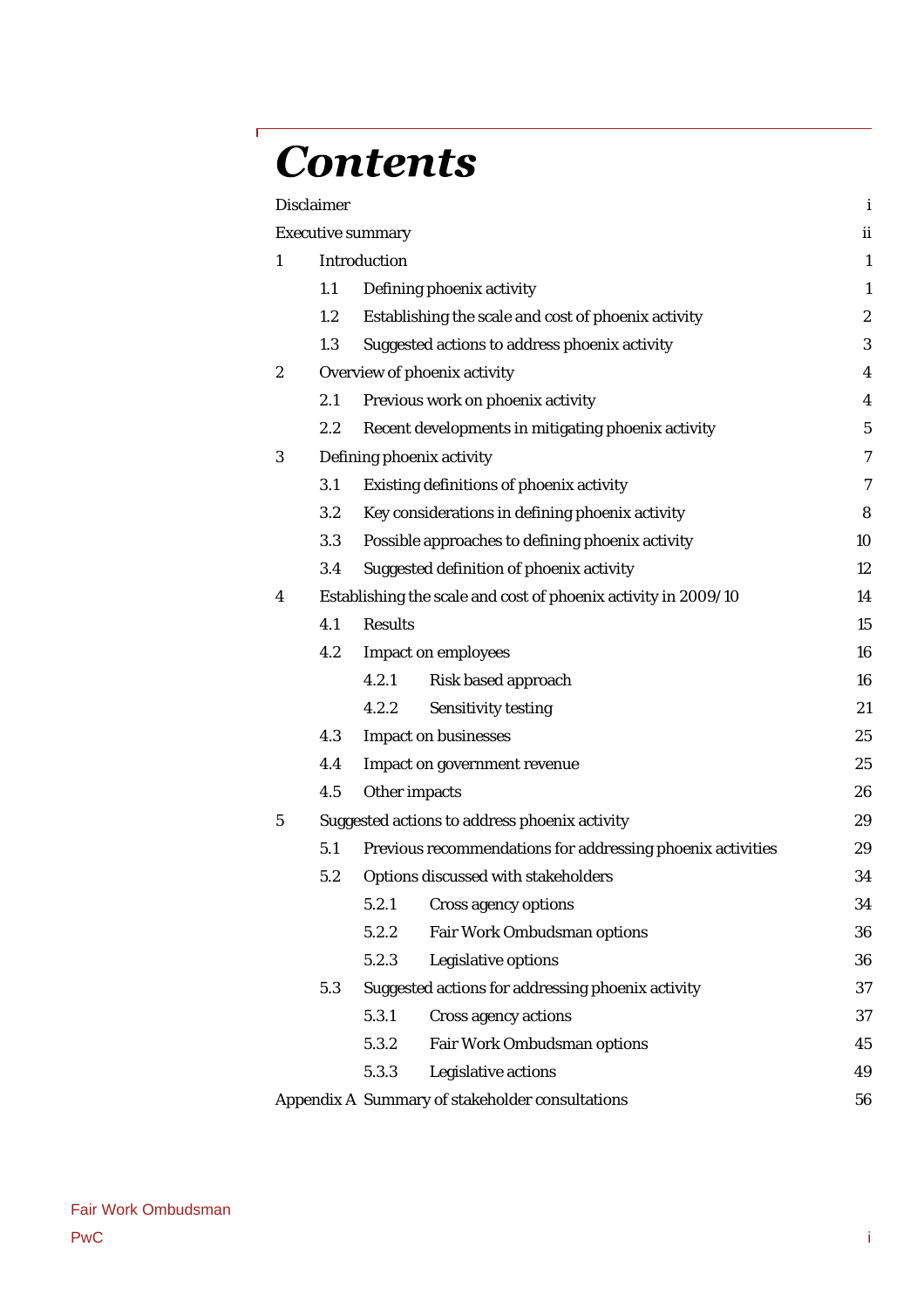# Contents

| | | |
|---|---|---|
| Disclaimer | | i |
| Executive summary | | ii |
| 1 | Introduction | 1 |
| | 1.1 Defining phoenix activity | 1 |
| | 1.2 Establishing the scale and cost of phoenix activity | 2 |
| | 1.3 Suggested actions to address phoenix activity | 3 |
| 2 | Overview of phoenix activity | 4 |
| | 2.1 Previous work on phoenix activity | 4 |
| | 2.2 Recent developments in mitigating phoenix activity | 5 |
| 3 | Defining phoenix activity | 7 |
| | 3.1 Existing definitions of phoenix activity | 7 |
| | 3.2 Key considerations in defining phoenix activity | 8 |
| | 3.3 Possible approaches to defining phoenix activity | 10 |
| | 3.4 Suggested definition of phoenix activity | 12 |
| 4 | Establishing the scale and cost of phoenix activity in 2009/10 | 14 |
| | 4.1 Results | 15 |
| | 4.2 Impact on employees | 16 |
| | 4.2.1 Risk based approach | 16 |
| | 4.2.2 Sensitivity testing | 21 |
| | 4.3 Impact on businesses | 25 |
| | 4.4 Impact on government revenue | 25 |
| | 4.5 Other impacts | 26 |
| 5 | Suggested actions to address phoenix activity | 29 |
| | 5.1 Previous recommendations for addressing phoenix activities | 29 |
| | 5.2 Options discussed with stakeholders | 34 |
| | 5.2.1 Cross agency options | 34 |
| | 5.2.2 Fair Work Ombudsman options | 36 |
| | 5.2.3 Legislative options | 36 |
| | 5.3 Suggested actions for addressing phoenix activity | 37 |
| | 5.3.1 Cross agency actions | 37 |
| | 5.3.2 Fair Work Ombudsman options | 45 |
| | 5.3.3 Legislative actions | 49 |
| Appendix A | Summary of stakeholder consultations | 56 |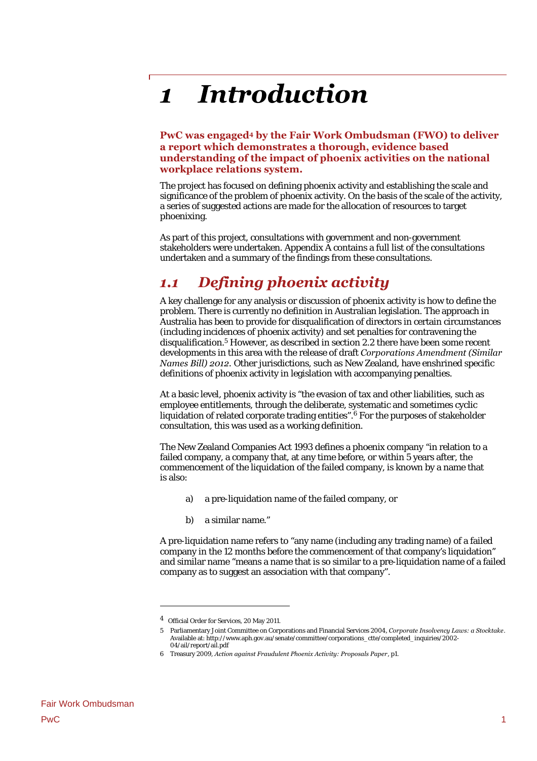# 1 Introduction

**PwC was engaged[4] by the Fair Work Ombudsman (FWO) to deliver a report which demonstrates a thorough, evidence based understanding of the impact of phoenix activities on the national workplace relations system.**

The project has focused on defining phoenix activity and establishing the scale and significance of the problem of phoenix activity. On the basis of the scale of the activity, a series of suggested actions are made for the allocation of resources to target phoenixing.

As part of this project, consultations with government and non-government stakeholders were undertaken. Appendix A contains a full list of the consultations undertaken and a summary of the findings from these consultations.

## 1.1 Defining phoenix activity

A key challenge for any analysis or discussion of phoenix activity is how to define the problem. There is currently no definition in Australian legislation. The approach in Australia has been to provide for disqualification of directors in certain circumstances (including incidences of phoenix activity) and set penalties for contravening the disqualification.[5] However, as described in section 2.2 there have been some recent developments in this area with the release of draft *Corporations Amendment (Similar Names Bill) 2012*. Other jurisdictions, such as New Zealand, have enshrined specific definitions of phoenix activity in legislation with accompanying penalties.

At a basic level, phoenix activity is "the evasion of tax and other liabilities, such as employee entitlements, through the deliberate, systematic and sometimes cyclic liquidation of related corporate trading entities".[6] For the purposes of stakeholder consultation, this was used as a working definition.

The New Zealand Companies Act 1993 defines a phoenix company "in relation to a failed company, a company that, at any time before, or within 5 years after, the commencement of the liquidation of the failed company, is known by a name that is also:

a) a pre-liquidation name of the failed company, or

b) a similar name."

A pre-liquidation name refers to "any name (including any trading name) of a failed company in the 12 months before the commencement of that company's liquidation" and similar name "means a name that is so similar to a pre-liquidation name of a failed company as to suggest an association with that company".

---

[4] Official Order for Services, 20 May 2011.

[5] Parliamentary Joint Committee on Corporations and Financial Services 2004, *Corporate Insolvency Laws: a Stocktake*. Available at: http://www.aph.gov.au/senate/committee/corporations_ctte/completed_inquiries/2002-04/ail/report/ail.pdf

[6] Treasury 2009, *Action against Fraudulent Phoenix Activity: Proposals Paper*, p1.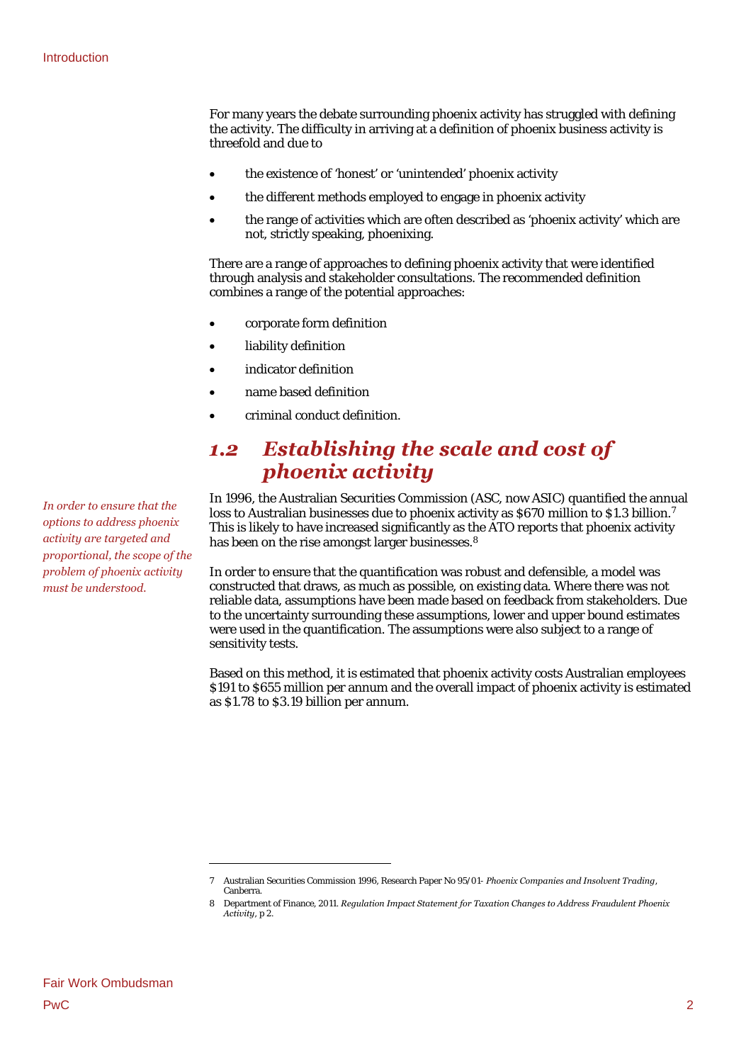For many years the debate surrounding phoenix activity has struggled with defining the activity. The difficulty in arriving at a definition of phoenix business activity is threefold and due to

- the existence of 'honest' or 'unintended' phoenix activity
- the different methods employed to engage in phoenix activity
- the range of activities which are often described as 'phoenix activity' which are not, strictly speaking, phoenixing.

There are a range of approaches to defining phoenix activity that were identified through analysis and stakeholder consultations. The recommended definition combines a range of the potential approaches:

- corporate form definition
- liability definition
- indicator definition
- name based definition
- criminal conduct definition.

## 1.2 Establishing the scale and cost of phoenix activity

*In order to ensure that the options to address phoenix activity are targeted and proportional, the scope of the problem of phoenix activity must be understood.*

In 1996, the Australian Securities Commission (ASC, now ASIC) quantified the annual loss to Australian businesses due to phoenix activity as $670 million to $1.3 billion.[7] This is likely to have increased significantly as the ATO reports that phoenix activity has been on the rise amongst larger businesses.[8]

In order to ensure that the quantification was robust and defensible, a model was constructed that draws, as much as possible, on existing data. Where there was not reliable data, assumptions have been made based on feedback from stakeholders. Due to the uncertainty surrounding these assumptions, lower and upper bound estimates were used in the quantification. The assumptions were also subject to a range of sensitivity tests.

Based on this method, it is estimated that phoenix activity costs Australian employees $191 to $655 million per annum and the overall impact of phoenix activity is estimated as $1.78 to $3.19 billion per annum.

---

7 Australian Securities Commission 1996, Research Paper No 95/01- *Phoenix Companies and Insolvent Trading*, Canberra.

8 Department of Finance, 2011. *Regulation Impact Statement for Taxation Changes to Address Fraudulent Phoenix Activity*, p 2.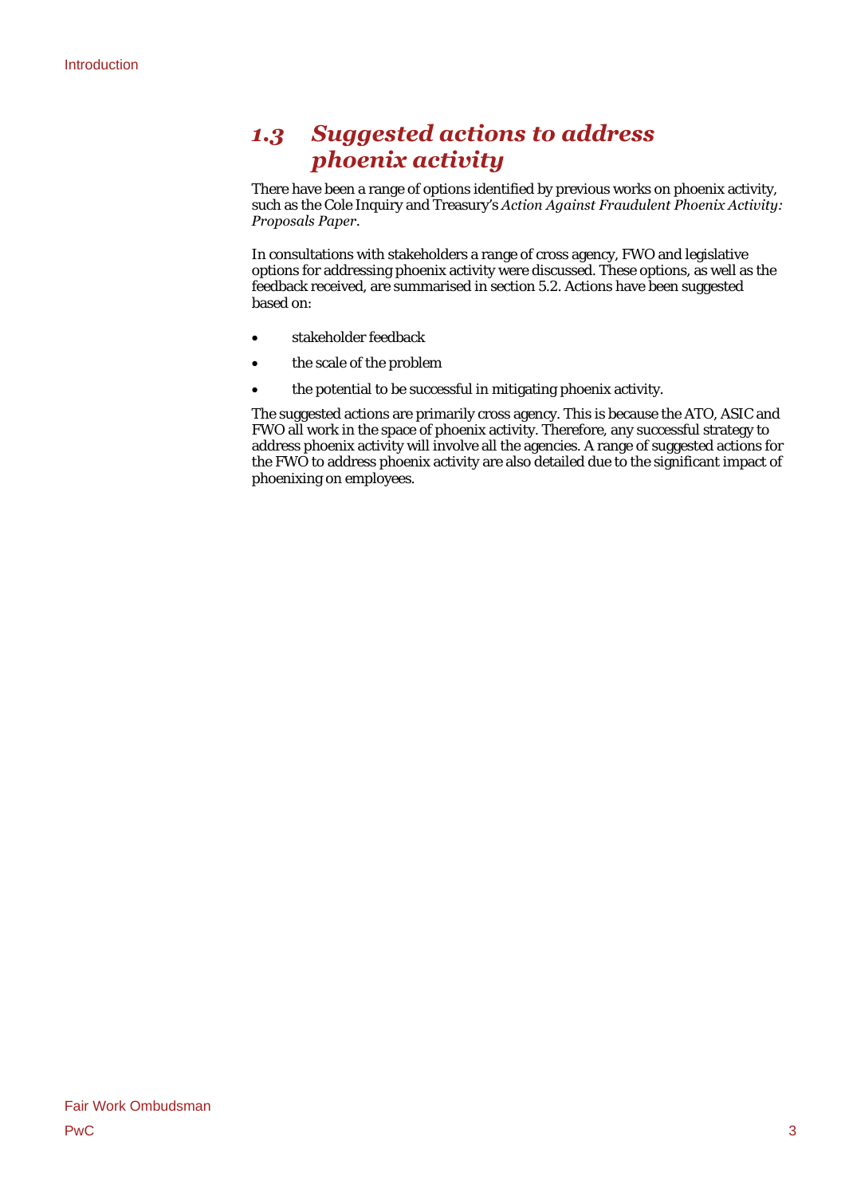## 1.3 Suggested actions to address phoenix activity

There have been a range of options identified by previous works on phoenix activity, such as the Cole Inquiry and Treasury's *Action Against Fraudulent Phoenix Activity: Proposals Paper*.

In consultations with stakeholders a range of cross agency, FWO and legislative options for addressing phoenix activity were discussed. These options, as well as the feedback received, are summarised in section 5.2. Actions have been suggested based on:

- stakeholder feedback
- the scale of the problem
- the potential to be successful in mitigating phoenix activity.

The suggested actions are primarily cross agency. This is because the ATO, ASIC and FWO all work in the space of phoenix activity. Therefore, any successful strategy to address phoenix activity will involve all the agencies. A range of suggested actions for the FWO to address phoenix activity are also detailed due to the significant impact of phoenixing on employees.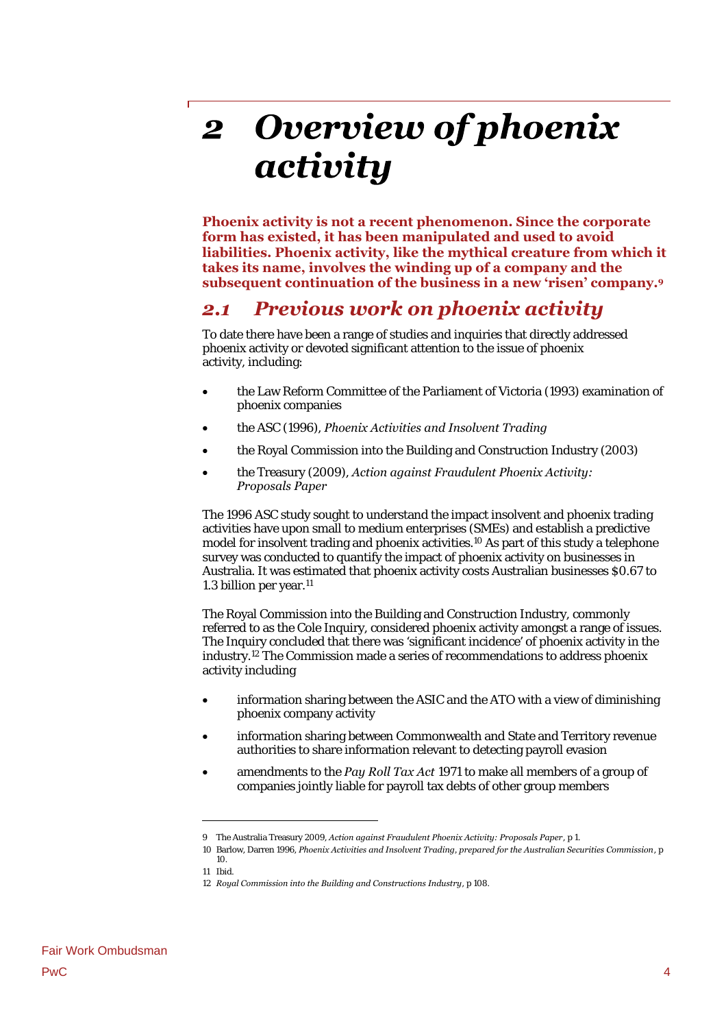# 2 Overview of phoenix activity

**Phoenix activity is not a recent phenomenon. Since the corporate form has existed, it has been manipulated and used to avoid liabilities. Phoenix activity, like the mythical creature from which it takes its name, involves the winding up of a company and the subsequent continuation of the business in a new 'risen' company.[9]**

## 2.1 Previous work on phoenix activity

To date there have been a range of studies and inquiries that directly addressed phoenix activity or devoted significant attention to the issue of phoenix activity, including:

- the Law Reform Committee of the Parliament of Victoria (1993) examination of phoenix companies
- the ASC (1996), *Phoenix Activities and Insolvent Trading*
- the Royal Commission into the Building and Construction Industry (2003)
- the Treasury (2009), *Action against Fraudulent Phoenix Activity: Proposals Paper*

The 1996 ASC study sought to understand the impact insolvent and phoenix trading activities have upon small to medium enterprises (SMEs) and establish a predictive model for insolvent trading and phoenix activities.[10] As part of this study a telephone survey was conducted to quantify the impact of phoenix activity on businesses in Australia. It was estimated that phoenix activity costs Australian businesses $0.67 to 1.3 billion per year.[11]

The Royal Commission into the Building and Construction Industry, commonly referred to as the Cole Inquiry, considered phoenix activity amongst a range of issues. The Inquiry concluded that there was 'significant incidence' of phoenix activity in the industry.[12] The Commission made a series of recommendations to address phoenix activity including

- information sharing between the ASIC and the ATO with a view of diminishing phoenix company activity
- information sharing between Commonwealth and State and Territory revenue authorities to share information relevant to detecting payroll evasion
- amendments to the *Pay Roll Tax Act* 1971 to make all members of a group of companies jointly liable for payroll tax debts of other group members

---

9 The Australia Treasury 2009, *Action against Fraudulent Phoenix Activity: Proposals Paper*, p 1.

10 Barlow, Darren 1996, *Phoenix Activities and Insolvent Trading, prepared for the Australian Securities Commission*, p 10.

11 Ibid.

12 *Royal Commission into the Building and Constructions Industry*, p 108.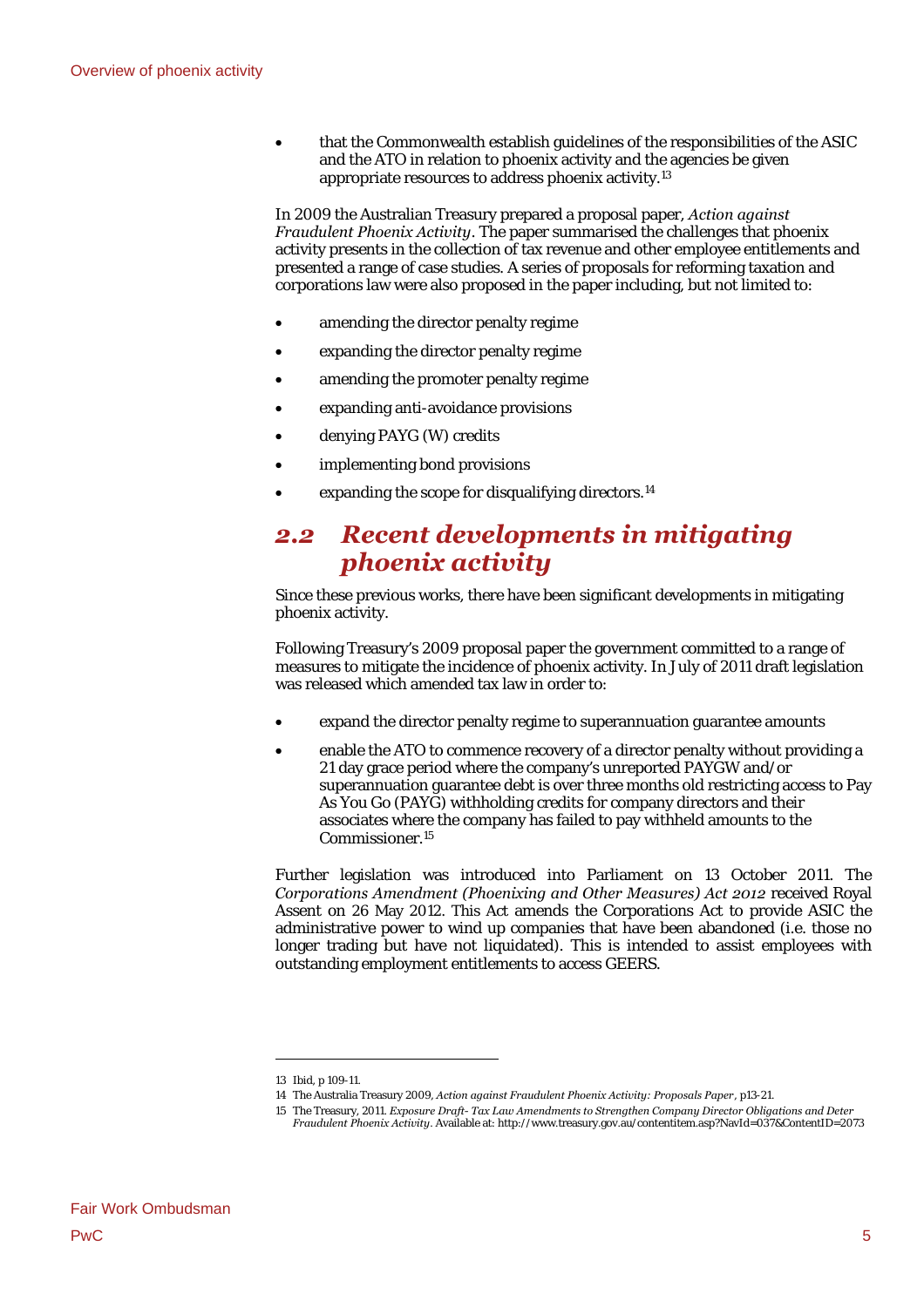- that the Commonwealth establish guidelines of the responsibilities of the ASIC and the ATO in relation to phoenix activity and the agencies be given appropriate resources to address phoenix activity.[13]

In 2009 the Australian Treasury prepared a proposal paper, *Action against Fraudulent Phoenix Activity*. The paper summarised the challenges that phoenix activity presents in the collection of tax revenue and other employee entitlements and presented a range of case studies. A series of proposals for reforming taxation and corporations law were also proposed in the paper including, but not limited to:

- amending the director penalty regime
- expanding the director penalty regime
- amending the promoter penalty regime
- expanding anti-avoidance provisions
- denying PAYG (W) credits
- implementing bond provisions
- expanding the scope for disqualifying directors.[14]

## 2.2 Recent developments in mitigating phoenix activity

Since these previous works, there have been significant developments in mitigating phoenix activity.

Following Treasury's 2009 proposal paper the government committed to a range of measures to mitigate the incidence of phoenix activity. In July of 2011 draft legislation was released which amended tax law in order to:

- expand the director penalty regime to superannuation guarantee amounts
- enable the ATO to commence recovery of a director penalty without providing a 21 day grace period where the company's unreported PAYGW and/or superannuation guarantee debt is over three months old restricting access to Pay As You Go (PAYG) withholding credits for company directors and their associates where the company has failed to pay withheld amounts to the Commissioner.[15]

Further legislation was introduced into Parliament on 13 October 2011. The *Corporations Amendment (Phoenixing and Other Measures) Act 2012* received Royal Assent on 26 May 2012. This Act amends the Corporations Act to provide ASIC the administrative power to wind up companies that have been abandoned (i.e. those no longer trading but have not liquidated). This is intended to assist employees with outstanding employment entitlements to access GEERS.

---

13 Ibid, p 109-11.

14 The Australia Treasury 2009, *Action against Fraudulent Phoenix Activity: Proposals Paper*, p13-21.

15 The Treasury, 2011. *Exposure Draft- Tax Law Amendments to Strengthen Company Director Obligations and Deter Fraudulent Phoenix Activity*. Available at: http://www.treasury.gov.au/contentitem.asp?NavId=037&ContentID=2073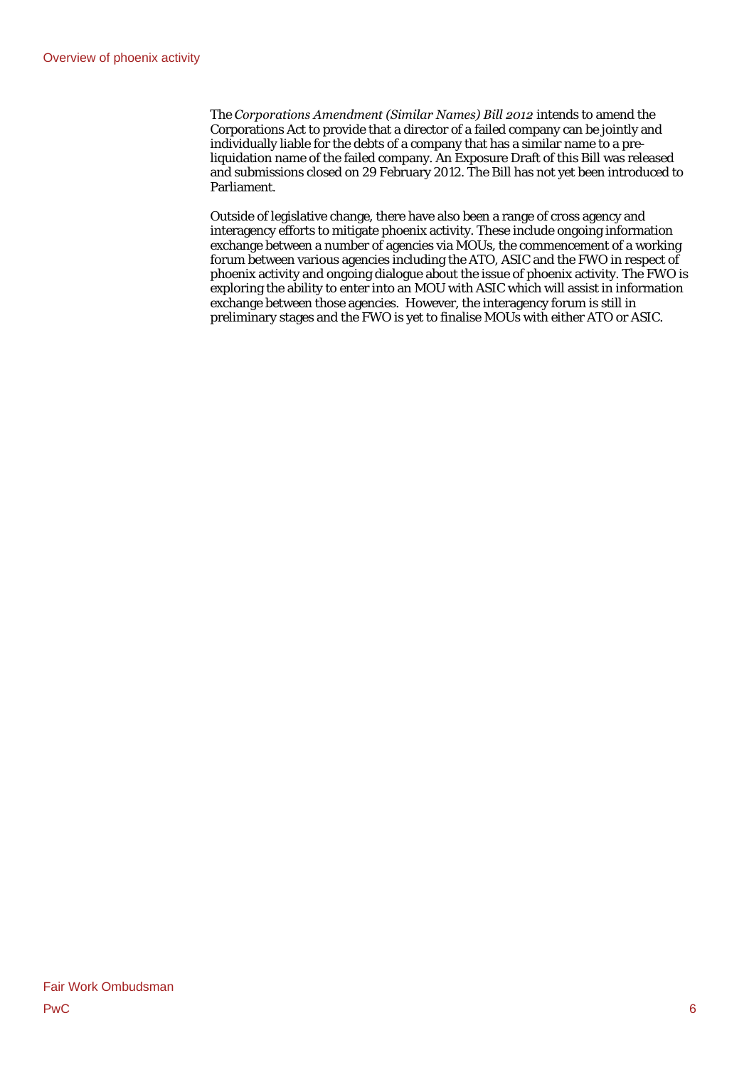The *Corporations Amendment (Similar Names) Bill 2012* intends to amend the Corporations Act to provide that a director of a failed company can be jointly and individually liable for the debts of a company that has a similar name to a pre-liquidation name of the failed company. An Exposure Draft of this Bill was released and submissions closed on 29 February 2012. The Bill has not yet been introduced to Parliament.

Outside of legislative change, there have also been a range of cross agency and interagency efforts to mitigate phoenix activity. These include ongoing information exchange between a number of agencies via MOUs, the commencement of a working forum between various agencies including the ATO, ASIC and the FWO in respect of phoenix activity and ongoing dialogue about the issue of phoenix activity. The FWO is exploring the ability to enter into an MOU with ASIC which will assist in information exchange between those agencies. However, the interagency forum is still in preliminary stages and the FWO is yet to finalise MOUs with either ATO or ASIC.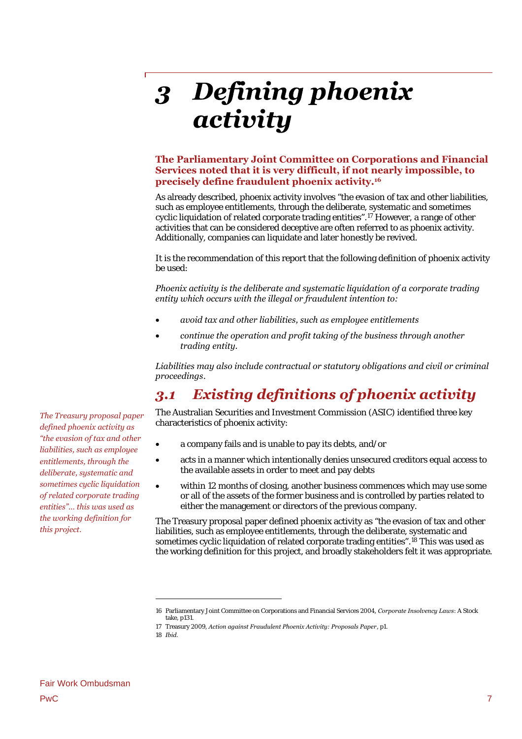# 3 Defining phoenix activity

**The Parliamentary Joint Committee on Corporations and Financial Services noted that it is very difficult, if not nearly impossible, to precisely define fraudulent phoenix activity.[16]**

As already described, phoenix activity involves "the evasion of tax and other liabilities, such as employee entitlements, through the deliberate, systematic and sometimes cyclic liquidation of related corporate trading entities".[17] However, a range of other activities that can be considered deceptive are often referred to as phoenix activity. Additionally, companies can liquidate and later honestly be revived.

It is the recommendation of this report that the following definition of phoenix activity be used:

*Phoenix activity is the deliberate and systematic liquidation of a corporate trading entity which occurs with the illegal or fraudulent intention to:*

- *avoid tax and other liabilities, such as employee entitlements*
- *continue the operation and profit taking of the business through another trading entity.*

*Liabilities may also include contractual or statutory obligations and civil or criminal proceedings.*

## 3.1 Existing definitions of phoenix activity

*The Treasury proposal paper defined phoenix activity as "the evasion of tax and other liabilities, such as employee entitlements, through the deliberate, systematic and sometimes cyclic liquidation of related corporate trading entities"... this was used as the working definition for this project.*

The Australian Securities and Investment Commission (ASIC) identified three key characteristics of phoenix activity:

- a company fails and is unable to pay its debts, and/or
- acts in a manner which intentionally denies unsecured creditors equal access to the available assets in order to meet and pay debts
- within 12 months of closing, another business commences which may use some or all of the assets of the former business and is controlled by parties related to either the management or directors of the previous company.

The Treasury proposal paper defined phoenix activity as "the evasion of tax and other liabilities, such as employee entitlements, through the deliberate, systematic and sometimes cyclic liquidation of related corporate trading entities".[18] This was used as the working definition for this project, and broadly stakeholders felt it was appropriate.

---

16 Parliamentary Joint Committee on Corporations and Financial Services 2004, *Corporate Insolvency Laws*: A Stock take, p131.

17 Treasury 2009, *Action against Fraudulent Phoenix Activity: Proposals Paper*, p1.

18 *Ibid.*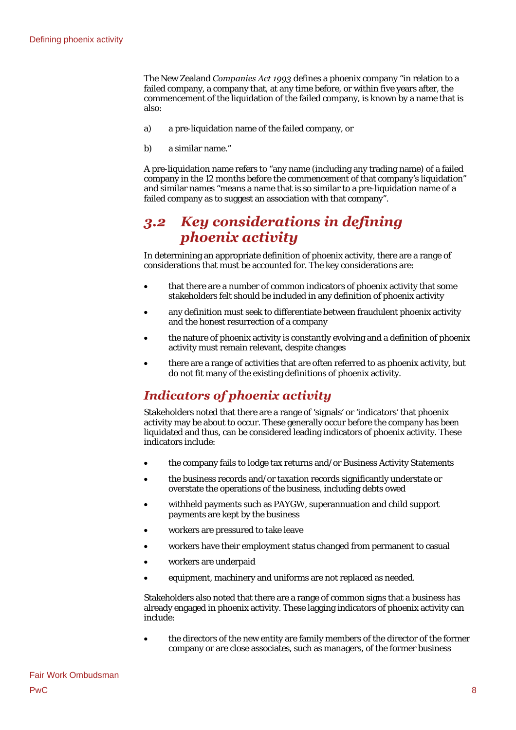The New Zealand *Companies Act 1993* defines a phoenix company "in relation to a failed company, a company that, at any time before, or within five years after, the commencement of the liquidation of the failed company, is known by a name that is also:

a) a pre-liquidation name of the failed company, or

b) a similar name."

A pre-liquidation name refers to "any name (including any trading name) of a failed company in the 12 months before the commencement of that company's liquidation" and similar names "means a name that is so similar to a pre-liquidation name of a failed company as to suggest an association with that company".

## *3.2 Key considerations in defining phoenix activity*

In determining an appropriate definition of phoenix activity, there are a range of considerations that must be accounted for. The key considerations are:

- that there are a number of common indicators of phoenix activity that some stakeholders felt should be included in any definition of phoenix activity
- any definition must seek to differentiate between fraudulent phoenix activity and the honest resurrection of a company
- the nature of phoenix activity is constantly evolving and a definition of phoenix activity must remain relevant, despite changes
- there are a range of activities that are often referred to as phoenix activity, but do not fit many of the existing definitions of phoenix activity.

### *Indicators of phoenix activity*

Stakeholders noted that there are a range of 'signals' or 'indicators' that phoenix activity may be about to occur. These generally occur before the company has been liquidated and thus, can be considered leading indicators of phoenix activity. These indicators include:

- the company fails to lodge tax returns and/or Business Activity Statements
- the business records and/or taxation records significantly understate or overstate the operations of the business, including debts owed
- withheld payments such as PAYGW, superannuation and child support payments are kept by the business
- workers are pressured to take leave
- workers have their employment status changed from permanent to casual
- workers are underpaid
- equipment, machinery and uniforms are not replaced as needed.

Stakeholders also noted that there are a range of common signs that a business has already engaged in phoenix activity. These lagging indicators of phoenix activity can include:

- the directors of the new entity are family members of the director of the former company or are close associates, such as managers, of the former business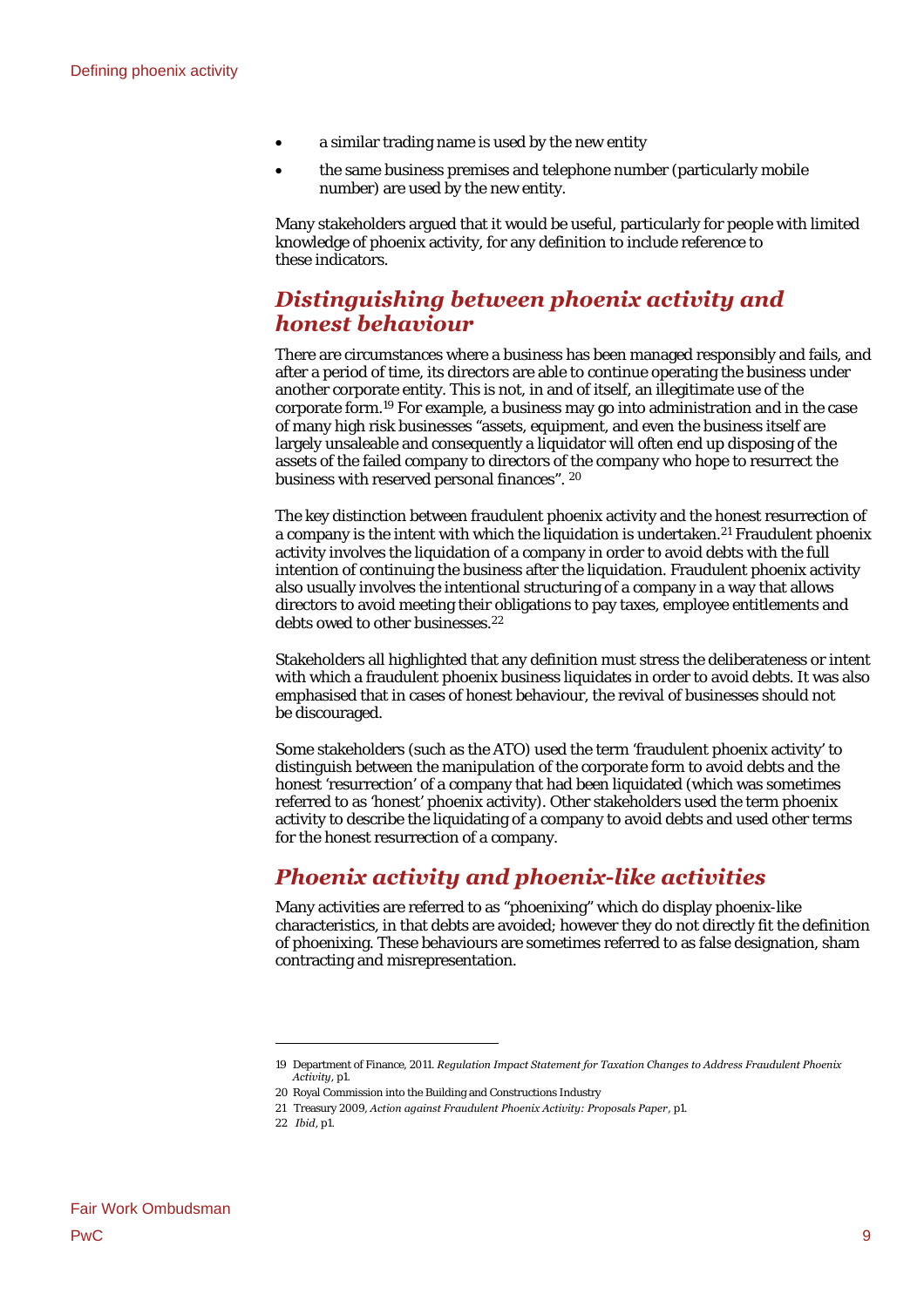- a similar trading name is used by the new entity
- the same business premises and telephone number (particularly mobile number) are used by the new entity.

Many stakeholders argued that it would be useful, particularly for people with limited knowledge of phoenix activity, for any definition to include reference to these indicators.

## *Distinguishing between phoenix activity and honest behaviour*

There are circumstances where a business has been managed responsibly and fails, and after a period of time, its directors are able to continue operating the business under another corporate entity. This is not, in and of itself, an illegitimate use of the corporate form.[19] For example, a business may go into administration and in the case of many high risk businesses "assets, equipment, and even the business itself are largely unsaleable and consequently a liquidator will often end up disposing of the assets of the failed company to directors of the company who hope to resurrect the business with reserved personal finances". [20]

The key distinction between fraudulent phoenix activity and the honest resurrection of a company is the intent with which the liquidation is undertaken.[21] Fraudulent phoenix activity involves the liquidation of a company in order to avoid debts with the full intention of continuing the business after the liquidation. Fraudulent phoenix activity also usually involves the intentional structuring of a company in a way that allows directors to avoid meeting their obligations to pay taxes, employee entitlements and debts owed to other businesses.[22]

Stakeholders all highlighted that any definition must stress the deliberateness or intent with which a fraudulent phoenix business liquidates in order to avoid debts. It was also emphasised that in cases of honest behaviour, the revival of businesses should not be discouraged.

Some stakeholders (such as the ATO) used the term 'fraudulent phoenix activity' to distinguish between the manipulation of the corporate form to avoid debts and the honest 'resurrection' of a company that had been liquidated (which was sometimes referred to as 'honest' phoenix activity). Other stakeholders used the term phoenix activity to describe the liquidating of a company to avoid debts and used other terms for the honest resurrection of a company.

## *Phoenix activity and phoenix-like activities*

Many activities are referred to as "phoenixing" which do display phoenix-like characteristics, in that debts are avoided; however they do not directly fit the definition of phoenixing. These behaviours are sometimes referred to as false designation, sham contracting and misrepresentation.

---

19 Department of Finance, 2011. *Regulation Impact Statement for Taxation Changes to Address Fraudulent Phoenix Activity*, p1.

20 Royal Commission into the Building and Constructions Industry

21 Treasury 2009, *Action against Fraudulent Phoenix Activity: Proposals Paper*, p1.

22 *Ibid*, p1.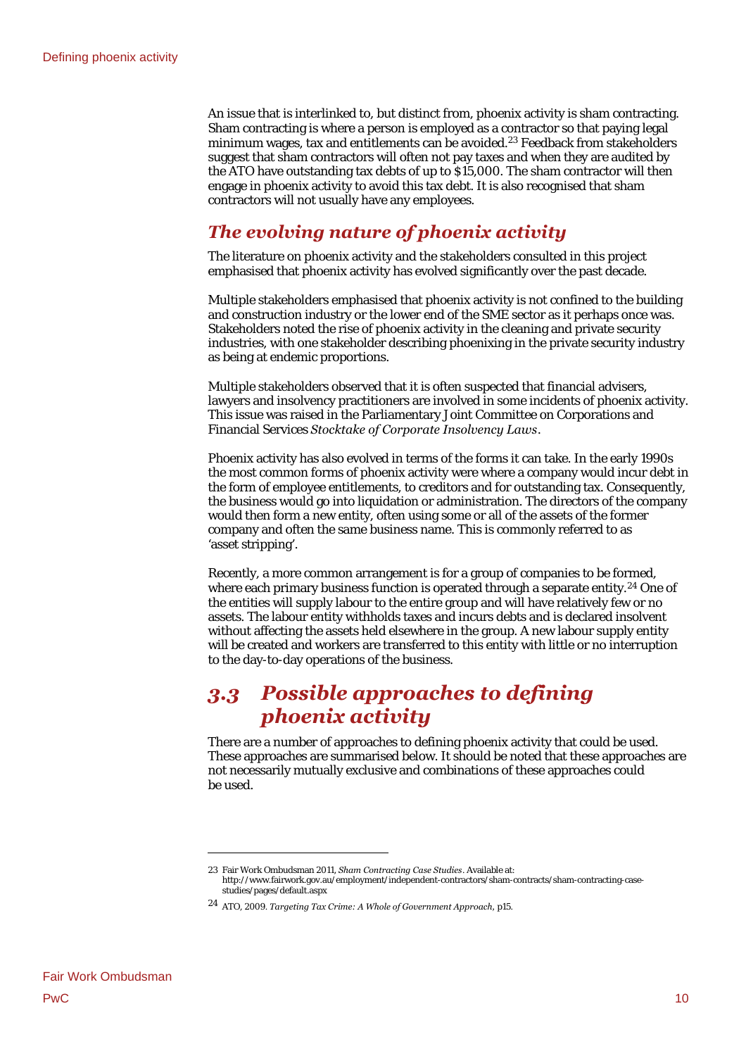An issue that is interlinked to, but distinct from, phoenix activity is sham contracting. Sham contracting is where a person is employed as a contractor so that paying legal minimum wages, tax and entitlements can be avoided.[23] Feedback from stakeholders suggest that sham contractors will often not pay taxes and when they are audited by the ATO have outstanding tax debts of up to $15,000. The sham contractor will then engage in phoenix activity to avoid this tax debt. It is also recognised that sham contractors will not usually have any employees.

## *The evolving nature of phoenix activity*

The literature on phoenix activity and the stakeholders consulted in this project emphasised that phoenix activity has evolved significantly over the past decade.

Multiple stakeholders emphasised that phoenix activity is not confined to the building and construction industry or the lower end of the SME sector as it perhaps once was. Stakeholders noted the rise of phoenix activity in the cleaning and private security industries, with one stakeholder describing phoenixing in the private security industry as being at endemic proportions.

Multiple stakeholders observed that it is often suspected that financial advisers, lawyers and insolvency practitioners are involved in some incidents of phoenix activity. This issue was raised in the Parliamentary Joint Committee on Corporations and Financial Services *Stocktake of Corporate Insolvency Laws*.

Phoenix activity has also evolved in terms of the forms it can take. In the early 1990s the most common forms of phoenix activity were where a company would incur debt in the form of employee entitlements, to creditors and for outstanding tax. Consequently, the business would go into liquidation or administration. The directors of the company would then form a new entity, often using some or all of the assets of the former company and often the same business name. This is commonly referred to as 'asset stripping'.

Recently, a more common arrangement is for a group of companies to be formed, where each primary business function is operated through a separate entity.[24] One of the entities will supply labour to the entire group and will have relatively few or no assets. The labour entity withholds taxes and incurs debts and is declared insolvent without affecting the assets held elsewhere in the group. A new labour supply entity will be created and workers are transferred to this entity with little or no interruption to the day-to-day operations of the business.

# *3.3 Possible approaches to defining phoenix activity*

There are a number of approaches to defining phoenix activity that could be used. These approaches are summarised below. It should be noted that these approaches are not necessarily mutually exclusive and combinations of these approaches could be used.

---

23 Fair Work Ombudsman 2011, *Sham Contracting Case Studies*. Available at: http://www.fairwork.gov.au/employment/independent-contractors/sham-contracts/sham-contracting-case-studies/pages/default.aspx

24 ATO, 2009. *Targeting Tax Crime: A Whole of Government Approach*, p15.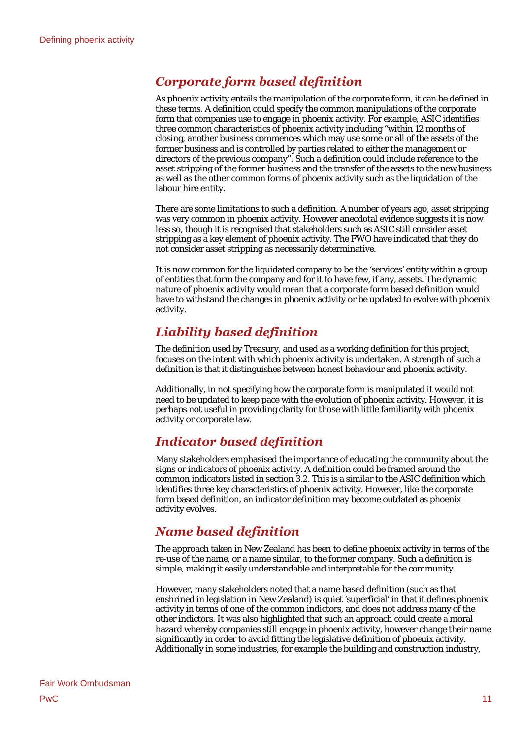## *Corporate form based definition*

As phoenix activity entails the manipulation of the corporate form, it can be defined in these terms. A definition could specify the common manipulations of the corporate form that companies use to engage in phoenix activity. For example, ASIC identifies three common characteristics of phoenix activity including "within 12 months of closing, another business commences which may use some or all of the assets of the former business and is controlled by parties related to either the management or directors of the previous company". Such a definition could include reference to the asset stripping of the former business and the transfer of the assets to the new business as well as the other common forms of phoenix activity such as the liquidation of the labour hire entity.

There are some limitations to such a definition. A number of years ago, asset stripping was very common in phoenix activity. However anecdotal evidence suggests it is now less so, though it is recognised that stakeholders such as ASIC still consider asset stripping as a key element of phoenix activity. The FWO have indicated that they do not consider asset stripping as necessarily determinative.

It is now common for the liquidated company to be the 'services' entity within a group of entities that form the company and for it to have few, if any, assets. The dynamic nature of phoenix activity would mean that a corporate form based definition would have to withstand the changes in phoenix activity or be updated to evolve with phoenix activity.

## *Liability based definition*

The definition used by Treasury, and used as a working definition for this project, focuses on the intent with which phoenix activity is undertaken. A strength of such a definition is that it distinguishes between honest behaviour and phoenix activity.

Additionally, in not specifying how the corporate form is manipulated it would not need to be updated to keep pace with the evolution of phoenix activity. However, it is perhaps not useful in providing clarity for those with little familiarity with phoenix activity or corporate law.

## *Indicator based definition*

Many stakeholders emphasised the importance of educating the community about the signs or indicators of phoenix activity. A definition could be framed around the common indicators listed in section 3.2. This is a similar to the ASIC definition which identifies three key characteristics of phoenix activity. However, like the corporate form based definition, an indicator definition may become outdated as phoenix activity evolves.

## *Name based definition*

The approach taken in New Zealand has been to define phoenix activity in terms of the re-use of the name, or a name similar, to the former company. Such a definition is simple, making it easily understandable and interpretable for the community.

However, many stakeholders noted that a name based definition (such as that enshrined in legislation in New Zealand) is quiet 'superficial' in that it defines phoenix activity in terms of one of the common indictors, and does not address many of the other indictors. It was also highlighted that such an approach could create a moral hazard whereby companies still engage in phoenix activity, however change their name significantly in order to avoid fitting the legislative definition of phoenix activity. Additionally in some industries, for example the building and construction industry,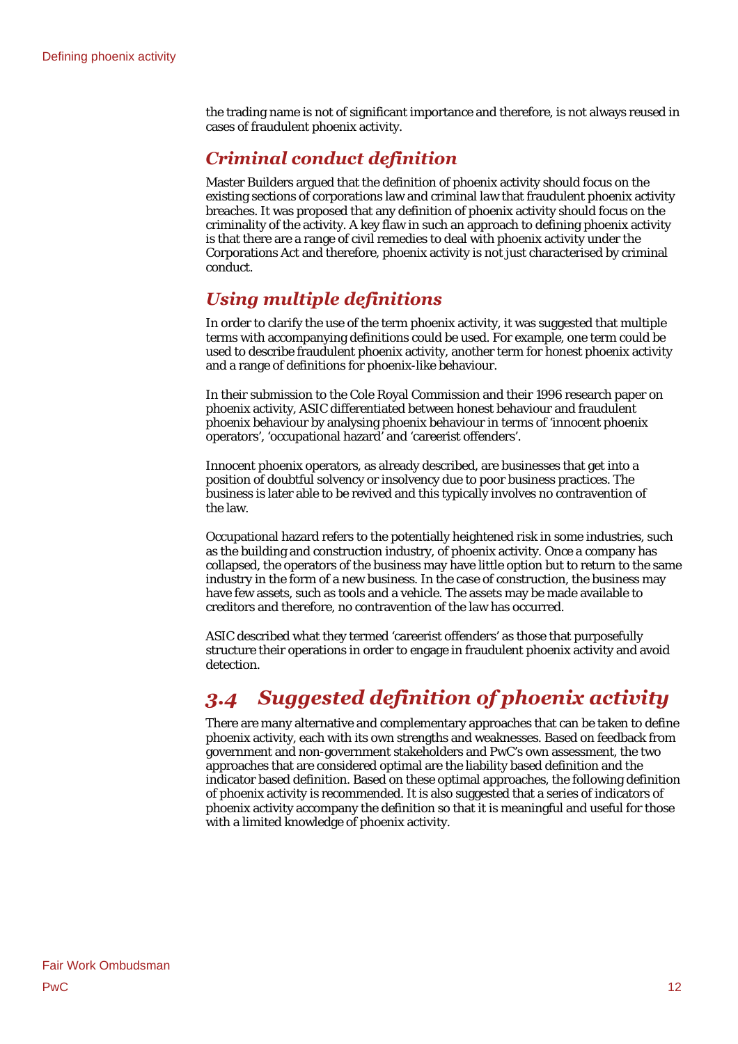the trading name is not of significant importance and therefore, is not always reused in cases of fraudulent phoenix activity.

### *Criminal conduct definition*

Master Builders argued that the definition of phoenix activity should focus on the existing sections of corporations law and criminal law that fraudulent phoenix activity breaches. It was proposed that any definition of phoenix activity should focus on the criminality of the activity. A key flaw in such an approach to defining phoenix activity is that there are a range of civil remedies to deal with phoenix activity under the Corporations Act and therefore, phoenix activity is not just characterised by criminal conduct.

### *Using multiple definitions*

In order to clarify the use of the term phoenix activity, it was suggested that multiple terms with accompanying definitions could be used. For example, one term could be used to describe fraudulent phoenix activity, another term for honest phoenix activity and a range of definitions for phoenix-like behaviour.

In their submission to the Cole Royal Commission and their 1996 research paper on phoenix activity, ASIC differentiated between honest behaviour and fraudulent phoenix behaviour by analysing phoenix behaviour in terms of 'innocent phoenix operators', 'occupational hazard' and 'careerist offenders'.

Innocent phoenix operators, as already described, are businesses that get into a position of doubtful solvency or insolvency due to poor business practices. The business is later able to be revived and this typically involves no contravention of the law.

Occupational hazard refers to the potentially heightened risk in some industries, such as the building and construction industry, of phoenix activity. Once a company has collapsed, the operators of the business may have little option but to return to the same industry in the form of a new business. In the case of construction, the business may have few assets, such as tools and a vehicle. The assets may be made available to creditors and therefore, no contravention of the law has occurred.

ASIC described what they termed 'careerist offenders' as those that purposefully structure their operations in order to engage in fraudulent phoenix activity and avoid detection.

## *3.4 Suggested definition of phoenix activity*

There are many alternative and complementary approaches that can be taken to define phoenix activity, each with its own strengths and weaknesses. Based on feedback from government and non-government stakeholders and PwC's own assessment, the two approaches that are considered optimal are the liability based definition and the indicator based definition. Based on these optimal approaches, the following definition of phoenix activity is recommended. It is also suggested that a series of indicators of phoenix activity accompany the definition so that it is meaningful and useful for those with a limited knowledge of phoenix activity.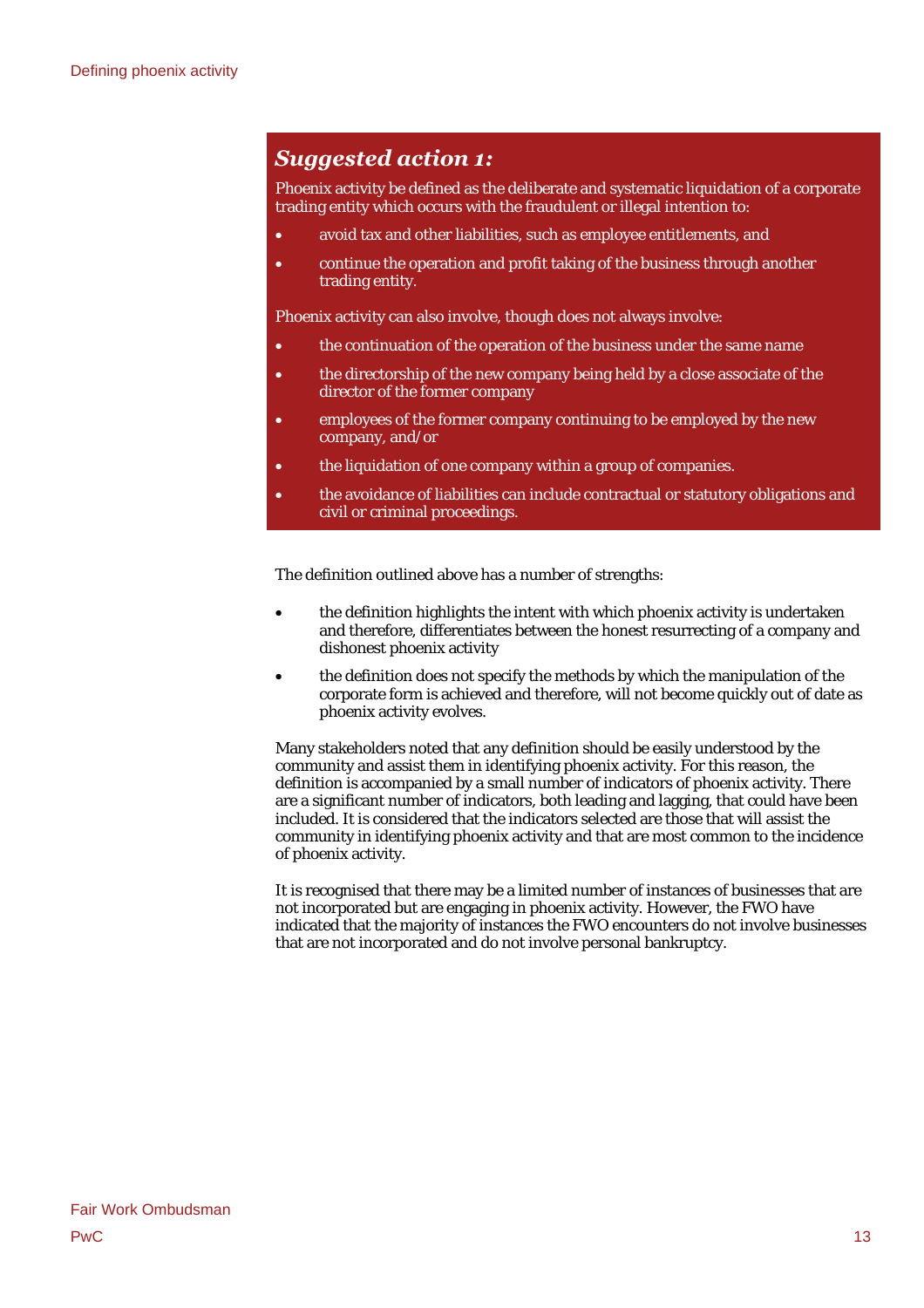### *Suggested action 1:*

Phoenix activity be defined as the deliberate and systematic liquidation of a corporate trading entity which occurs with the fraudulent or illegal intention to:

- avoid tax and other liabilities, such as employee entitlements, and
- continue the operation and profit taking of the business through another trading entity.

Phoenix activity can also involve, though does not always involve:

- the continuation of the operation of the business under the same name
- the directorship of the new company being held by a close associate of the director of the former company
- employees of the former company continuing to be employed by the new company, and/or
- the liquidation of one company within a group of companies.
- the avoidance of liabilities can include contractual or statutory obligations and civil or criminal proceedings.

The definition outlined above has a number of strengths:

- the definition highlights the intent with which phoenix activity is undertaken and therefore, differentiates between the honest resurrecting of a company and dishonest phoenix activity
- the definition does not specify the methods by which the manipulation of the corporate form is achieved and therefore, will not become quickly out of date as phoenix activity evolves.

Many stakeholders noted that any definition should be easily understood by the community and assist them in identifying phoenix activity. For this reason, the definition is accompanied by a small number of indicators of phoenix activity. There are a significant number of indicators, both leading and lagging, that could have been included. It is considered that the indicators selected are those that will assist the community in identifying phoenix activity and that are most common to the incidence of phoenix activity.

It is recognised that there may be a limited number of instances of businesses that are not incorporated but are engaging in phoenix activity. However, the FWO have indicated that the majority of instances the FWO encounters do not involve businesses that are not incorporated and do not involve personal bankruptcy.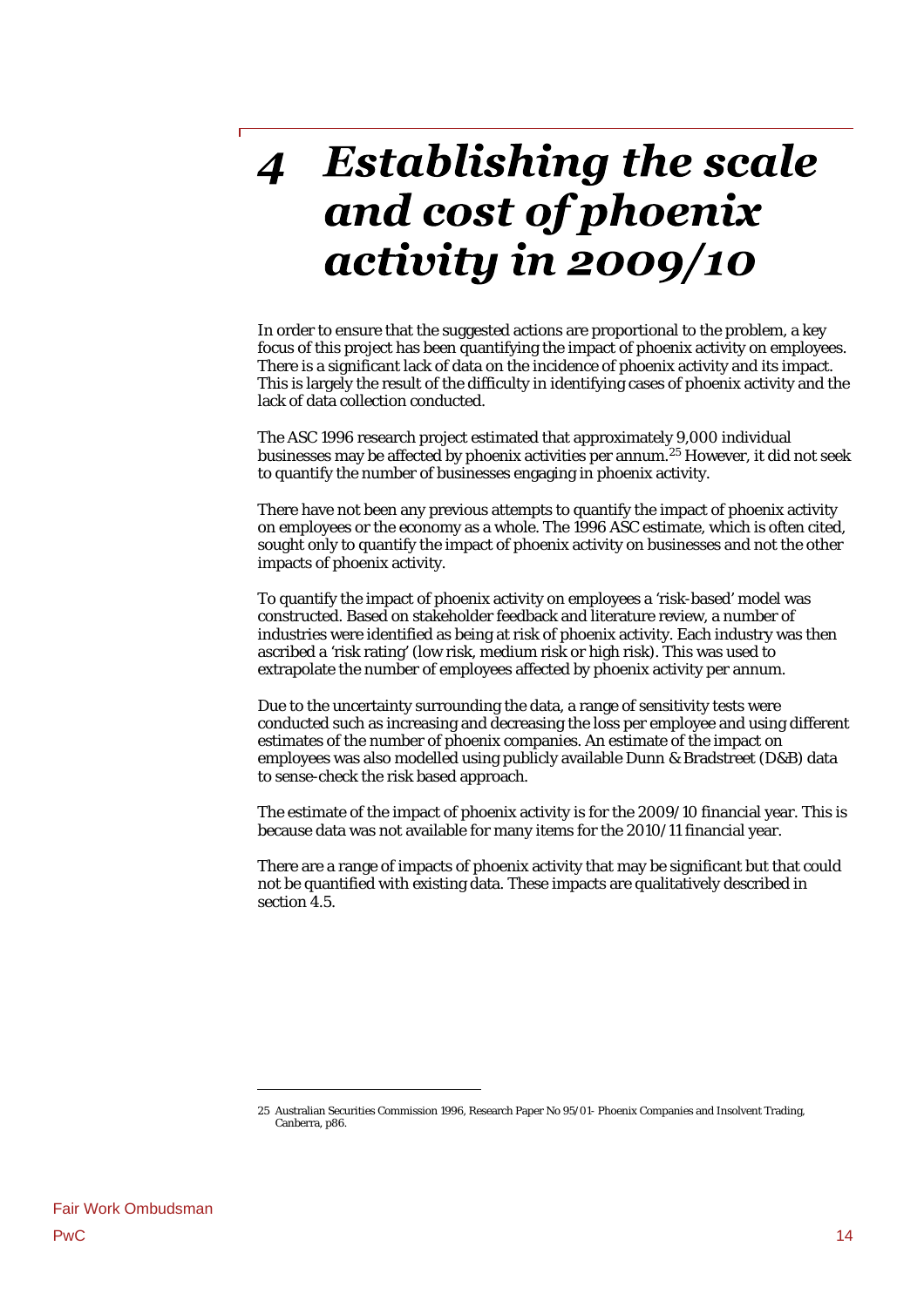# 4 *Establishing the scale and cost of phoenix activity in 2009/10*

In order to ensure that the suggested actions are proportional to the problem, a key focus of this project has been quantifying the impact of phoenix activity on employees. There is a significant lack of data on the incidence of phoenix activity and its impact. This is largely the result of the difficulty in identifying cases of phoenix activity and the lack of data collection conducted.

The ASC 1996 research project estimated that approximately 9,000 individual businesses may be affected by phoenix activities per annum.[25] However, it did not seek to quantify the number of businesses engaging in phoenix activity.

There have not been any previous attempts to quantify the impact of phoenix activity on employees or the economy as a whole. The 1996 ASC estimate, which is often cited, sought only to quantify the impact of phoenix activity on businesses and not the other impacts of phoenix activity.

To quantify the impact of phoenix activity on employees a 'risk-based' model was constructed. Based on stakeholder feedback and literature review, a number of industries were identified as being at risk of phoenix activity. Each industry was then ascribed a 'risk rating' (low risk, medium risk or high risk). This was used to extrapolate the number of employees affected by phoenix activity per annum.

Due to the uncertainty surrounding the data, a range of sensitivity tests were conducted such as increasing and decreasing the loss per employee and using different estimates of the number of phoenix companies. An estimate of the impact on employees was also modelled using publicly available Dunn & Bradstreet (D&B) data to sense-check the risk based approach.

The estimate of the impact of phoenix activity is for the 2009/10 financial year. This is because data was not available for many items for the 2010/11 financial year.

There are a range of impacts of phoenix activity that may be significant but that could not be quantified with existing data. These impacts are qualitatively described in section 4.5.

---

25 Australian Securities Commission 1996, Research Paper No 95/01- Phoenix Companies and Insolvent Trading, Canberra, p86.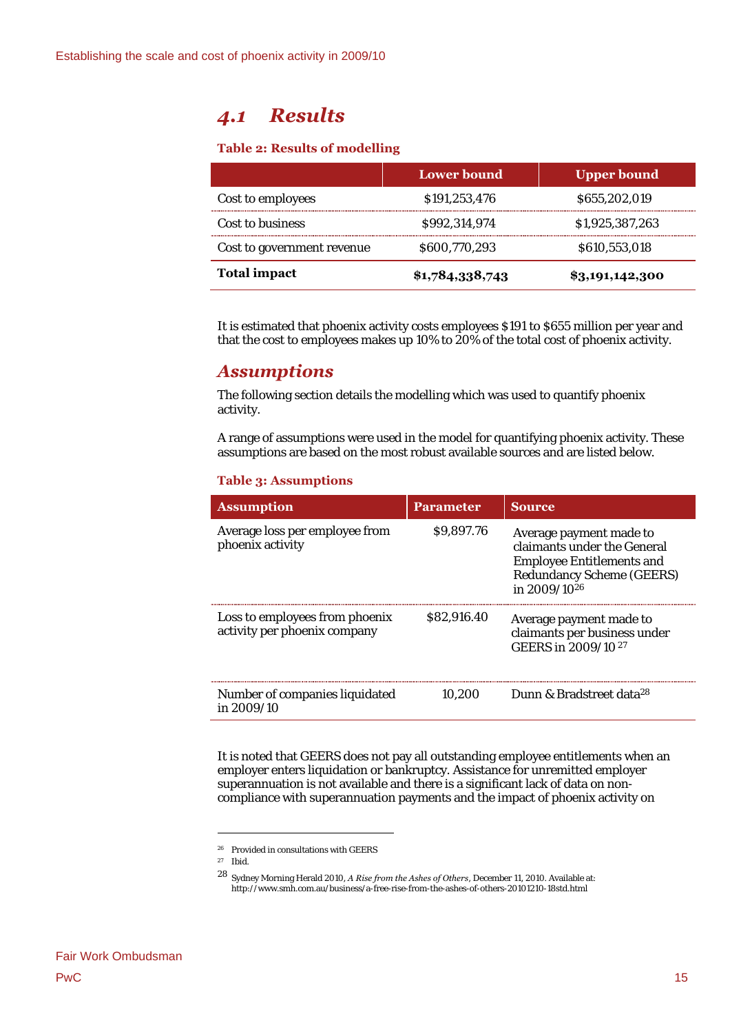## *4.1 Results*

**Table 2: Results of modelling**

| | Lower bound | Upper bound |
|---|---|---|
| Cost to employees | $191,253,476 | $655,202,019 |
| Cost to business | $992,314,974 | $1,925,387,263 |
| Cost to government revenue | $600,770,293 | $610,553,018 |
| **Total impact** | **$1,784,338,743** | **$3,191,142,300** |

It is estimated that phoenix activity costs employees $191 to $655 million per year and that the cost to employees makes up 10% to 20% of the total cost of phoenix activity.

### *Assumptions*

The following section details the modelling which was used to quantify phoenix activity.

A range of assumptions were used in the model for quantifying phoenix activity. These assumptions are based on the most robust available sources and are listed below.

**Table 3: Assumptions**

| Assumption | Parameter | Source |
|---|---|---|
| Average loss per employee from phoenix activity | $9,897.76 | Average payment made to claimants under the General Employee Entitlements and Redundancy Scheme (GEERS) in 2009/10[26] |
| Loss to employees from phoenix activity per phoenix company | $82,916.40 | Average payment made to claimants per business under GEERS in 2009/10[27] |
| Number of companies liquidated in 2009/10 | 10,200 | Dunn & Bradstreet data[28] |

It is noted that GEERS does not pay all outstanding employee entitlements when an employer enters liquidation or bankruptcy. Assistance for unremitted employer superannuation is not available and there is a significant lack of data on non-compliance with superannuation payments and the impact of phoenix activity on

---

[26] Provided in consultations with GEERS

[27] Ibid.

[28] Sydney Morning Herald 2010, *A Rise from the Ashes of Others*, December 11, 2010. Available at: http://www.smh.com.au/business/a-free-rise-from-the-ashes-of-others-20101210-18std.html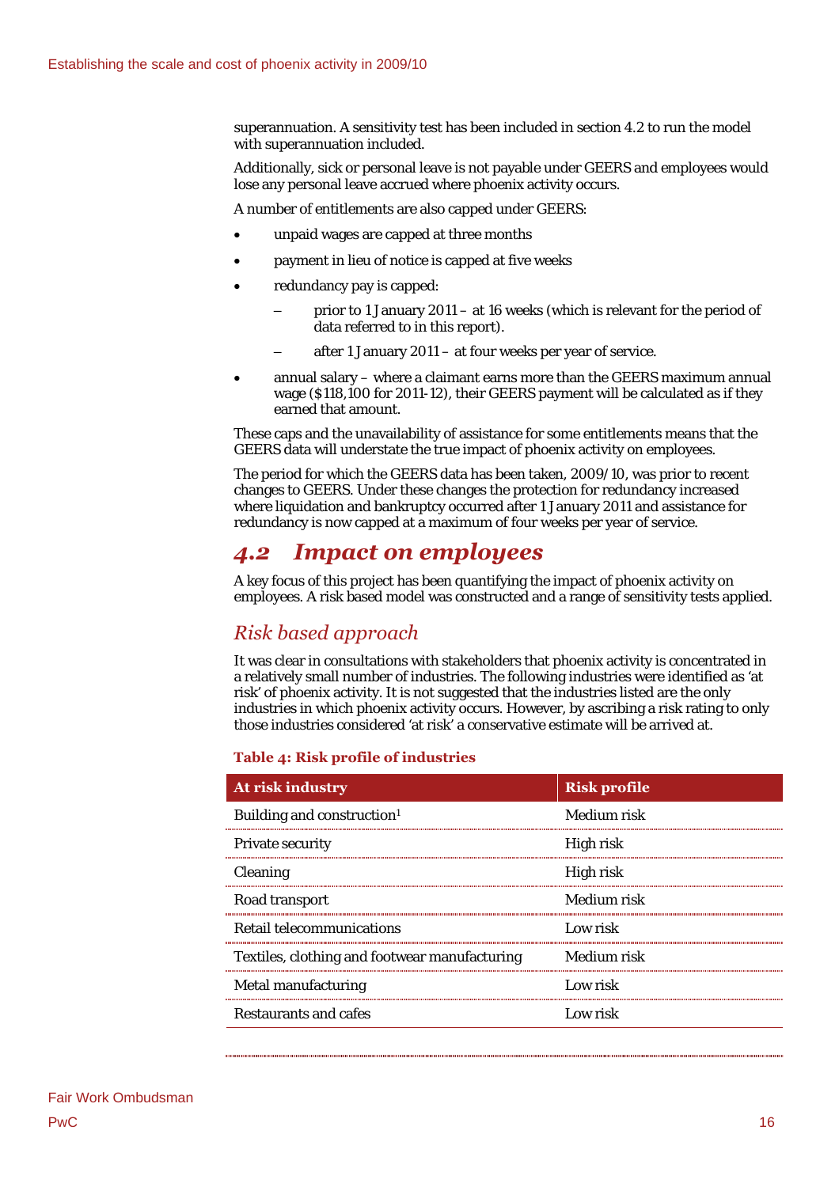superannuation. A sensitivity test has been included in section 4.2 to run the model with superannuation included.

Additionally, sick or personal leave is not payable under GEERS and employees would lose any personal leave accrued where phoenix activity occurs.

A number of entitlements are also capped under GEERS:

- unpaid wages are capped at three months
- payment in lieu of notice is capped at five weeks
- redundancy pay is capped:
  - prior to 1 January 2011 – at 16 weeks (which is relevant for the period of data referred to in this report).
  - after 1 January 2011 – at four weeks per year of service.
- annual salary – where a claimant earns more than the GEERS maximum annual wage ($118,100 for 2011-12), their GEERS payment will be calculated as if they earned that amount.

These caps and the unavailability of assistance for some entitlements means that the GEERS data will understate the true impact of phoenix activity on employees.

The period for which the GEERS data has been taken, 2009/10, was prior to recent changes to GEERS. Under these changes the protection for redundancy increased where liquidation and bankruptcy occurred after 1 January 2011 and assistance for redundancy is now capped at a maximum of four weeks per year of service.

## *4.2 Impact on employees*

A key focus of this project has been quantifying the impact of phoenix activity on employees. A risk based model was constructed and a range of sensitivity tests applied.

### *Risk based approach*

It was clear in consultations with stakeholders that phoenix activity is concentrated in a relatively small number of industries. The following industries were identified as 'at risk' of phoenix activity. It is not suggested that the industries listed are the only industries in which phoenix activity occurs. However, by ascribing a risk rating to only those industries considered 'at risk' a conservative estimate will be arrived at.

**Table 4: Risk profile of industries**

| At risk industry | Risk profile |
|---|---|
| Building and construction[1] | Medium risk |
| Private security | High risk |
| Cleaning | High risk |
| Road transport | Medium risk |
| Retail telecommunications | Low risk |
| Textiles, clothing and footwear manufacturing | Medium risk |
| Metal manufacturing | Low risk |
| Restaurants and cafes | Low risk |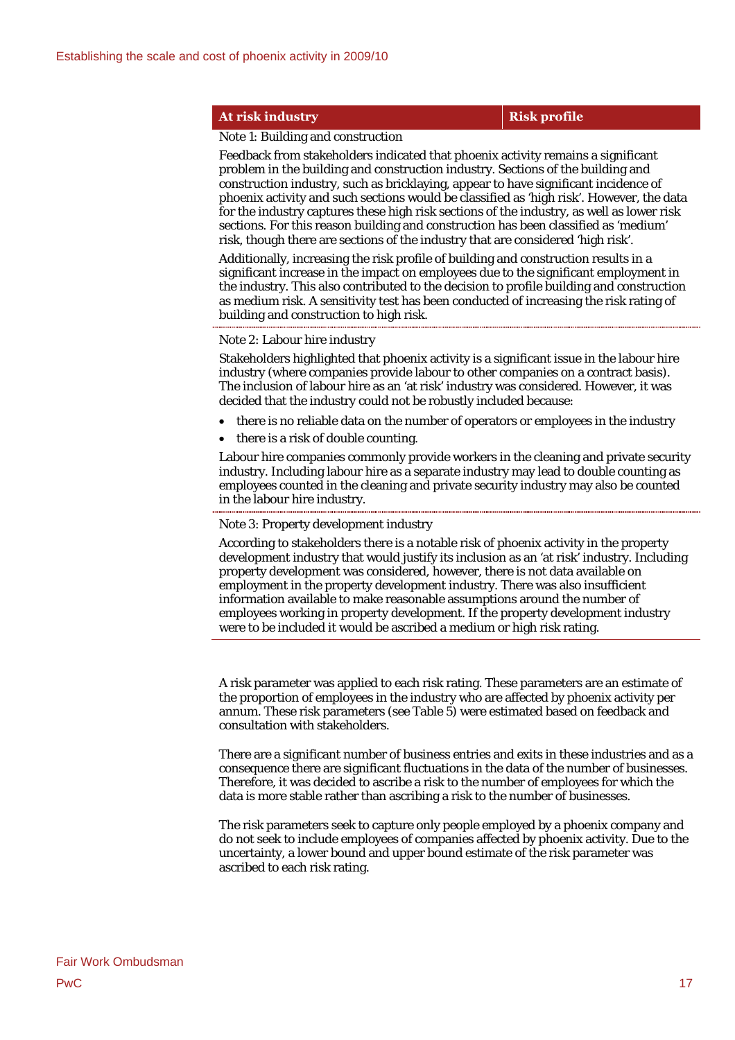| At risk industry | Risk profile |
| --- | --- |

Note 1: Building and construction

Feedback from stakeholders indicated that phoenix activity remains a significant problem in the building and construction industry. Sections of the building and construction industry, such as bricklaying, appear to have significant incidence of phoenix activity and such sections would be classified as 'high risk'. However, the data for the industry captures these high risk sections of the industry, as well as lower risk sections. For this reason building and construction has been classified as 'medium' risk, though there are sections of the industry that are considered 'high risk'.

Additionally, increasing the risk profile of building and construction results in a significant increase in the impact on employees due to the significant employment in the industry. This also contributed to the decision to profile building and construction as medium risk. A sensitivity test has been conducted of increasing the risk rating of building and construction to high risk.

Note 2: Labour hire industry

Stakeholders highlighted that phoenix activity is a significant issue in the labour hire industry (where companies provide labour to other companies on a contract basis). The inclusion of labour hire as an 'at risk' industry was considered. However, it was decided that the industry could not be robustly included because:

- there is no reliable data on the number of operators or employees in the industry
- there is a risk of double counting.

Labour hire companies commonly provide workers in the cleaning and private security industry. Including labour hire as a separate industry may lead to double counting as employees counted in the cleaning and private security industry may also be counted in the labour hire industry.

Note 3: Property development industry

According to stakeholders there is a notable risk of phoenix activity in the property development industry that would justify its inclusion as an 'at risk' industry. Including property development was considered, however, there is not data available on employment in the property development industry. There was also insufficient information available to make reasonable assumptions around the number of employees working in property development. If the property development industry were to be included it would be ascribed a medium or high risk rating.

A risk parameter was applied to each risk rating. These parameters are an estimate of the proportion of employees in the industry who are affected by phoenix activity per annum. These risk parameters (see Table 5) were estimated based on feedback and consultation with stakeholders.

There are a significant number of business entries and exits in these industries and as a consequence there are significant fluctuations in the data of the number of businesses. Therefore, it was decided to ascribe a risk to the number of employees for which the data is more stable rather than ascribing a risk to the number of businesses.

The risk parameters seek to capture only people employed by a phoenix company and do not seek to include employees of companies affected by phoenix activity. Due to the uncertainty, a lower bound and upper bound estimate of the risk parameter was ascribed to each risk rating.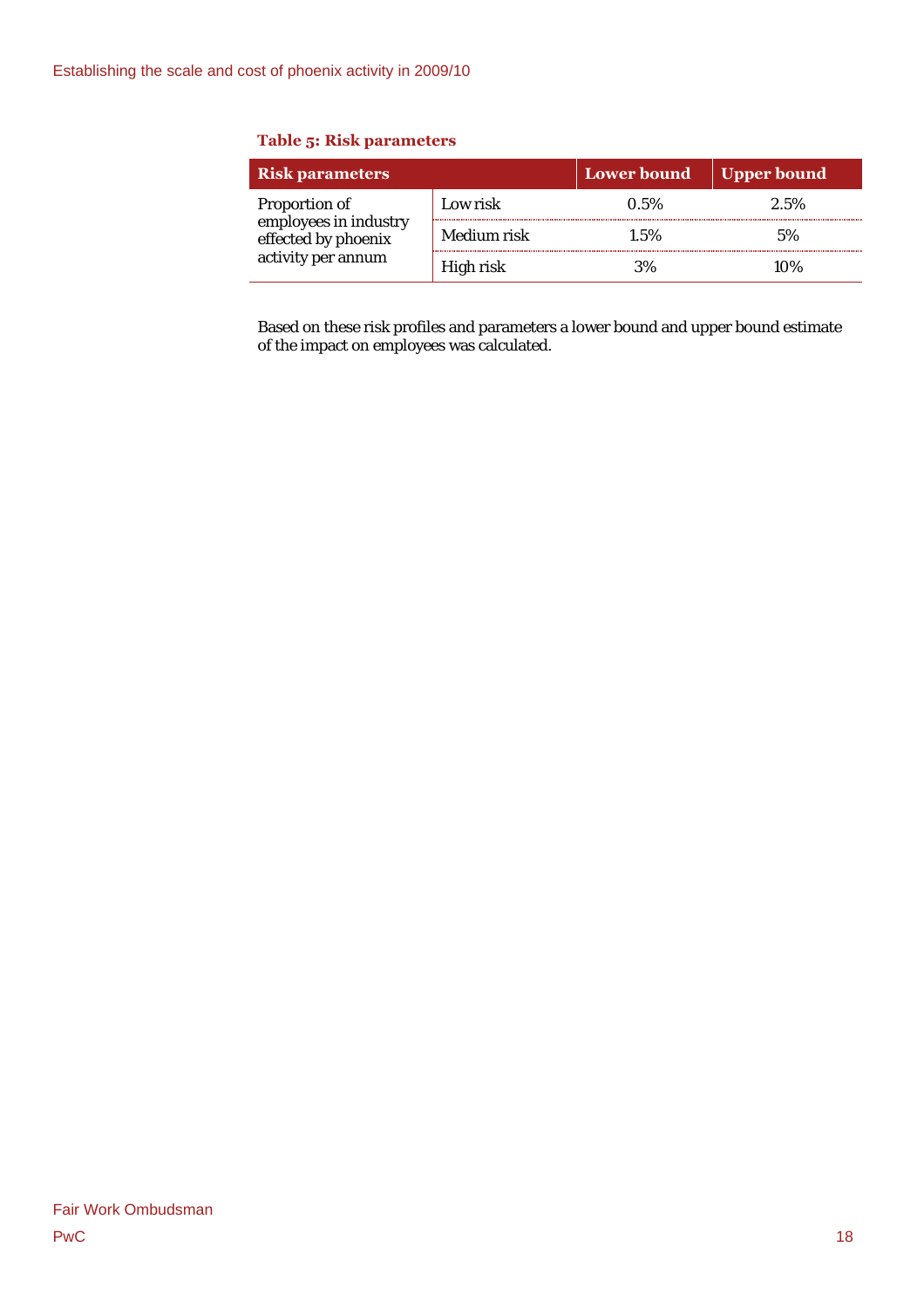**Table 5: Risk parameters**

| Risk parameters | | Lower bound | Upper bound |
|---|---|---|---|
| Proportion of employees in industry effected by phoenix activity per annum | Low risk | 0.5% | 2.5% |
| | Medium risk | 1.5% | 5% |
| | High risk | 3% | 10% |

Based on these risk profiles and parameters a lower bound and upper bound estimate of the impact on employees was calculated.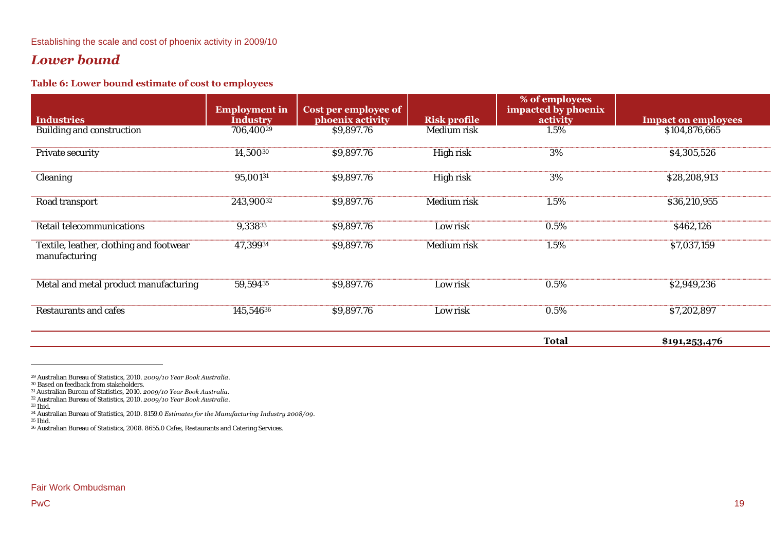## *Lower bound*

**Table 6: Lower bound estimate of cost to employees**

| Industries | Employment in Industry | Cost per employee of phoenix activity | Risk profile | % of employees impacted by phoenix activity | Impact on employees |
|---|---|---|---|---|---|
| Building and construction | 706,400[29] | $9,897.76 | Medium risk | 1.5% | $104,876,665 |
| Private security | 14,500[30] | $9,897.76 | High risk | 3% | $4,305,526 |
| Cleaning | 95,001[31] | $9,897.76 | High risk | 3% | $28,208,913 |
| Road transport | 243,900[32] | $9,897.76 | Medium risk | 1.5% | $36,210,955 |
| Retail telecommunications | 9,338[33] | $9,897.76 | Low risk | 0.5% | $462,126 |
| Textile, leather, clothing and footwear manufacturing | 47,399[34] | $9,897.76 | Medium risk | 1.5% | $7,037,159 |
| Metal and metal product manufacturing | 59,594[35] | $9,897.76 | Low risk | 0.5% | $2,949,236 |
| Restaurants and cafes | 145,546[36] | $9,897.76 | Low risk | 0.5% | $7,202,897 |
| | | | | **Total** | **$191,253,476** |

[29] Australian Bureau of Statistics, 2010. *2009/10 Year Book Australia*.
[30] Based on feedback from stakeholders.
[31] Australian Bureau of Statistics, 2010. *2009/10 Year Book Australia*.
[32] Australian Bureau of Statistics, 2010. *2009/10 Year Book Australia*.
[33] Ibid.
[34] Australian Bureau of Statistics, 2010. 8159.0 *Estimates for the Manufacturing Industry 2008/09*.
[35] Ibid.
[36] Australian Bureau of Statistics, 2008. 8655.0 Cafes, Restaurants and Catering Services.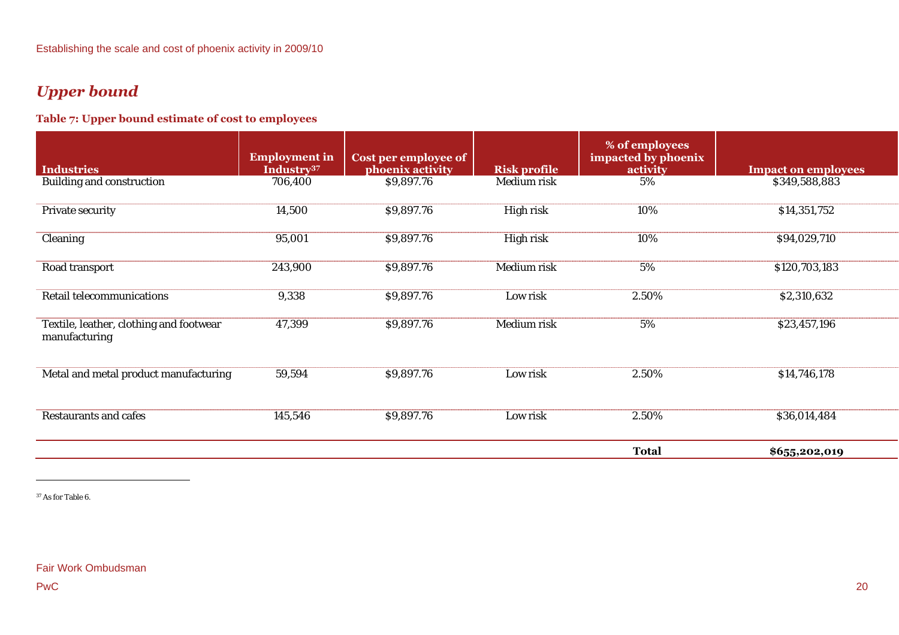## *Upper bound*

**Table 7: Upper bound estimate of cost to employees**

| Industries | Employment in Industry[37] | Cost per employee of phoenix activity | Risk profile | % of employees impacted by phoenix activity | Impact on employees |
|---|---|---|---|---|---|
| Building and construction | 706,400 | $9,897.76 | Medium risk | 5% | $349,588,883 |
| Private security | 14,500 | $9,897.76 | High risk | 10% | $14,351,752 |
| Cleaning | 95,001 | $9,897.76 | High risk | 10% | $94,029,710 |
| Road transport | 243,900 | $9,897.76 | Medium risk | 5% | $120,703,183 |
| Retail telecommunications | 9,338 | $9,897.76 | Low risk | 2.50% | $2,310,632 |
| Textile, leather, clothing and footwear manufacturing | 47,399 | $9,897.76 | Medium risk | 5% | $23,457,196 |
| Metal and metal product manufacturing | 59,594 | $9,897.76 | Low risk | 2.50% | $14,746,178 |
| Restaurants and cafes | 145,546 | $9,897.76 | Low risk | 2.50% | $36,014,484 |
| | | | | **Total** | **$655,202,019** |

[37] As for Table 6.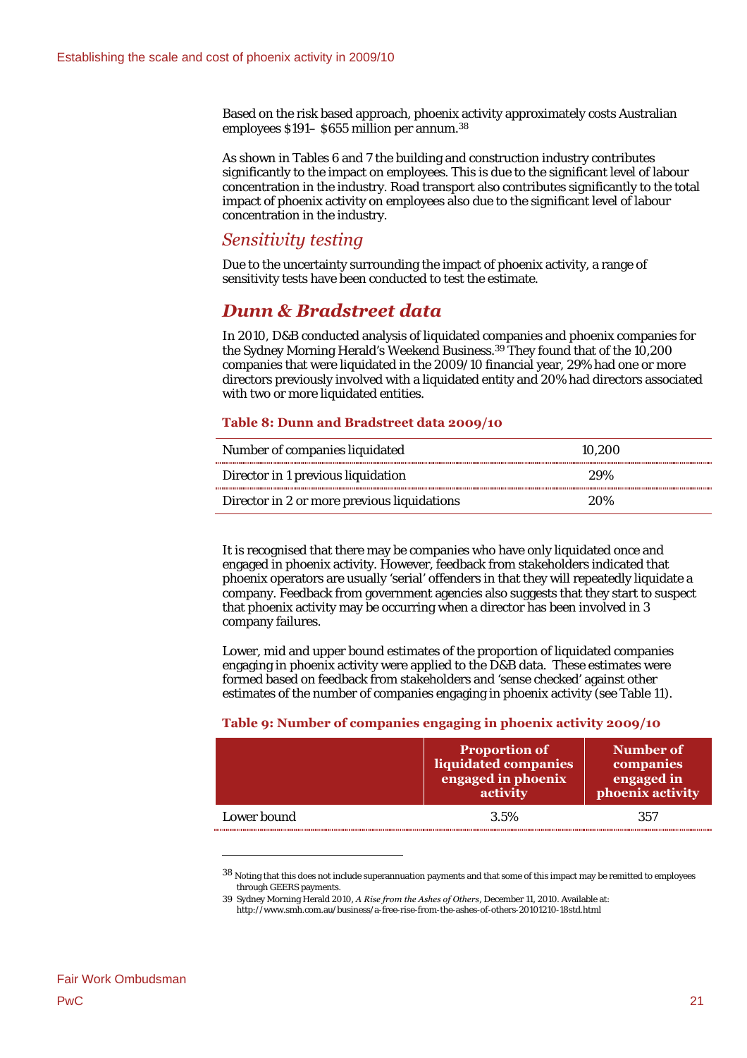Based on the risk based approach, phoenix activity approximately costs Australian employees $191– $655 million per annum.[38]

As shown in Tables 6 and 7 the building and construction industry contributes significantly to the impact on employees. This is due to the significant level of labour concentration in the industry. Road transport also contributes significantly to the total impact of phoenix activity on employees also due to the significant level of labour concentration in the industry.

### *Sensitivity testing*

Due to the uncertainty surrounding the impact of phoenix activity, a range of sensitivity tests have been conducted to test the estimate.

## *Dunn & Bradstreet data*

In 2010, D&B conducted analysis of liquidated companies and phoenix companies for the Sydney Morning Herald's Weekend Business.[39] They found that of the 10,200 companies that were liquidated in the 2009/10 financial year, 29% had one or more directors previously involved with a liquidated entity and 20% had directors associated with two or more liquidated entities.

**Table 8: Dunn and Bradstreet data 2009/10**

| | |
|---|---|
| Number of companies liquidated | 10,200 |
| Director in 1 previous liquidation | 29% |
| Director in 2 or more previous liquidations | 20% |

It is recognised that there may be companies who have only liquidated once and engaged in phoenix activity. However, feedback from stakeholders indicated that phoenix operators are usually 'serial' offenders in that they will repeatedly liquidate a company. Feedback from government agencies also suggests that they start to suspect that phoenix activity may be occurring when a director has been involved in 3 company failures.

Lower, mid and upper bound estimates of the proportion of liquidated companies engaging in phoenix activity were applied to the D&B data. These estimates were formed based on feedback from stakeholders and 'sense checked' against other estimates of the number of companies engaging in phoenix activity (see Table 11).

**Table 9: Number of companies engaging in phoenix activity 2009/10**

| | Proportion of liquidated companies engaged in phoenix activity | Number of companies engaged in phoenix activity |
|---|---|---|
| Lower bound | 3.5% | 357 |

[38] Noting that this does not include superannuation payments and that some of this impact may be remitted to employees through GEERS payments.

[39] Sydney Morning Herald 2010, *A Rise from the Ashes of Others*, December 11, 2010. Available at: http://www.smh.com.au/business/a-free-rise-from-the-ashes-of-others-20101210-18std.html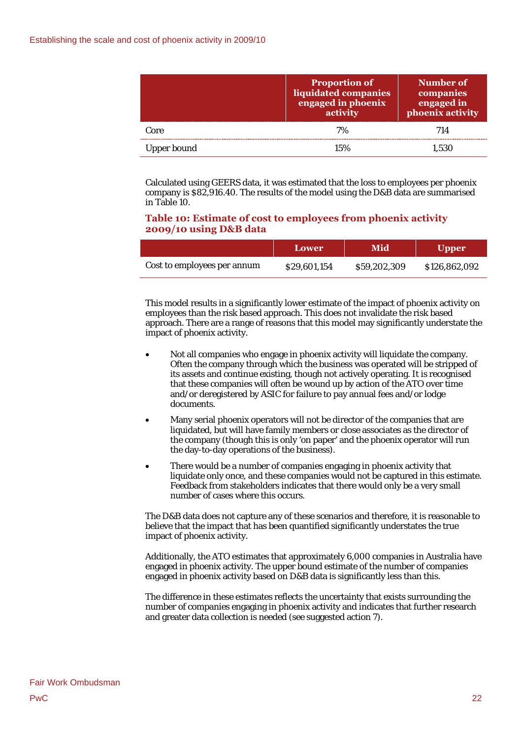| | Proportion of liquidated companies engaged in phoenix activity | Number of companies engaged in phoenix activity |
|---|---|---|
| Core | 7% | 714 |
| Upper bound | 15% | 1,530 |

Calculated using GEERS data, it was estimated that the loss to employees per phoenix company is $82,916.40. The results of the model using the D&B data are summarised in Table 10.

**Table 10: Estimate of cost to employees from phoenix activity 2009/10 using D&B data**

| | Lower | Mid | Upper |
|---|---|---|---|
| Cost to employees per annum | $29,601,154 | $59,202,309 | $126,862,092 |

This model results in a significantly lower estimate of the impact of phoenix activity on employees than the risk based approach. This does not invalidate the risk based approach. There are a range of reasons that this model may significantly understate the impact of phoenix activity.

- Not all companies who engage in phoenix activity will liquidate the company. Often the company through which the business was operated will be stripped of its assets and continue existing, though not actively operating. It is recognised that these companies will often be wound up by action of the ATO over time and/or deregistered by ASIC for failure to pay annual fees and/or lodge documents.
- Many serial phoenix operators will not be director of the companies that are liquidated, but will have family members or close associates as the director of the company (though this is only 'on paper' and the phoenix operator will run the day-to-day operations of the business).
- There would be a number of companies engaging in phoenix activity that liquidate only once, and these companies would not be captured in this estimate. Feedback from stakeholders indicates that there would only be a very small number of cases where this occurs.

The D&B data does not capture any of these scenarios and therefore, it is reasonable to believe that the impact that has been quantified significantly understates the true impact of phoenix activity.

Additionally, the ATO estimates that approximately 6,000 companies in Australia have engaged in phoenix activity. The upper bound estimate of the number of companies engaged in phoenix activity based on D&B data is significantly less than this.

The difference in these estimates reflects the uncertainty that exists surrounding the number of companies engaging in phoenix activity and indicates that further research and greater data collection is needed (see suggested action 7).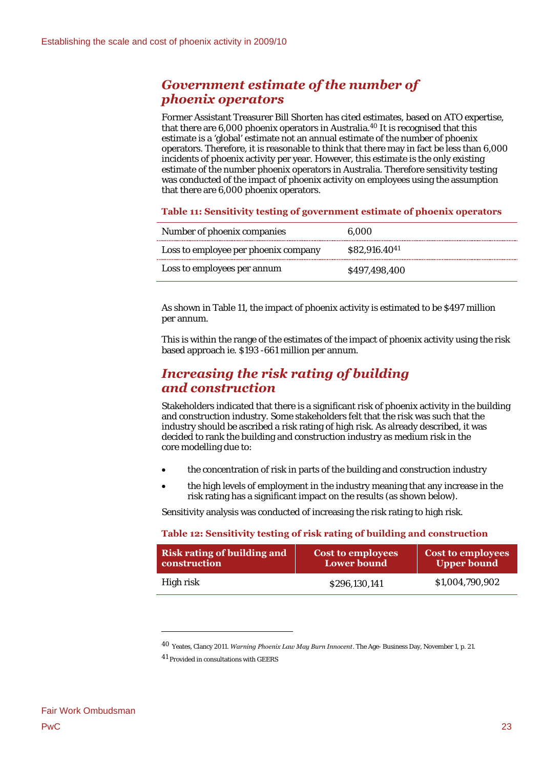## *Government estimate of the number of phoenix operators*

Former Assistant Treasurer Bill Shorten has cited estimates, based on ATO expertise, that there are 6,000 phoenix operators in Australia.[40] It is recognised that this estimate is a 'global' estimate not an annual estimate of the number of phoenix operators. Therefore, it is reasonable to think that there may in fact be less than 6,000 incidents of phoenix activity per year. However, this estimate is the only existing estimate of the number phoenix operators in Australia. Therefore sensitivity testing was conducted of the impact of phoenix activity on employees using the assumption that there are 6,000 phoenix operators.

**Table 11: Sensitivity testing of government estimate of phoenix operators**

| | |
|---|---|
| Number of phoenix companies | 6,000 |
| Loss to employee per phoenix company | $82,916.40[41] |
| Loss to employees per annum | $497,498,400 |

As shown in Table 11, the impact of phoenix activity is estimated to be $497 million per annum.

This is within the range of the estimates of the impact of phoenix activity using the risk based approach ie. $193 -661 million per annum.

## *Increasing the risk rating of building and construction*

Stakeholders indicated that there is a significant risk of phoenix activity in the building and construction industry. Some stakeholders felt that the risk was such that the industry should be ascribed a risk rating of high risk. As already described, it was decided to rank the building and construction industry as medium risk in the core modelling due to:

- the concentration of risk in parts of the building and construction industry
- the high levels of employment in the industry meaning that any increase in the risk rating has a significant impact on the results (as shown below).

Sensitivity analysis was conducted of increasing the risk rating to high risk.

**Table 12: Sensitivity testing of risk rating of building and construction**

| Risk rating of building and construction | Cost to employees Lower bound | Cost to employees Upper bound |
|---|---|---|
| High risk | $296,130,141 | $1,004,790,902 |

[40] Yeates, Clancy 2011. *Warning Phoenix Law May Burn Innocent*. The Age- Business Day, November 1, p. 21.

[41] Provided in consultations with GEERS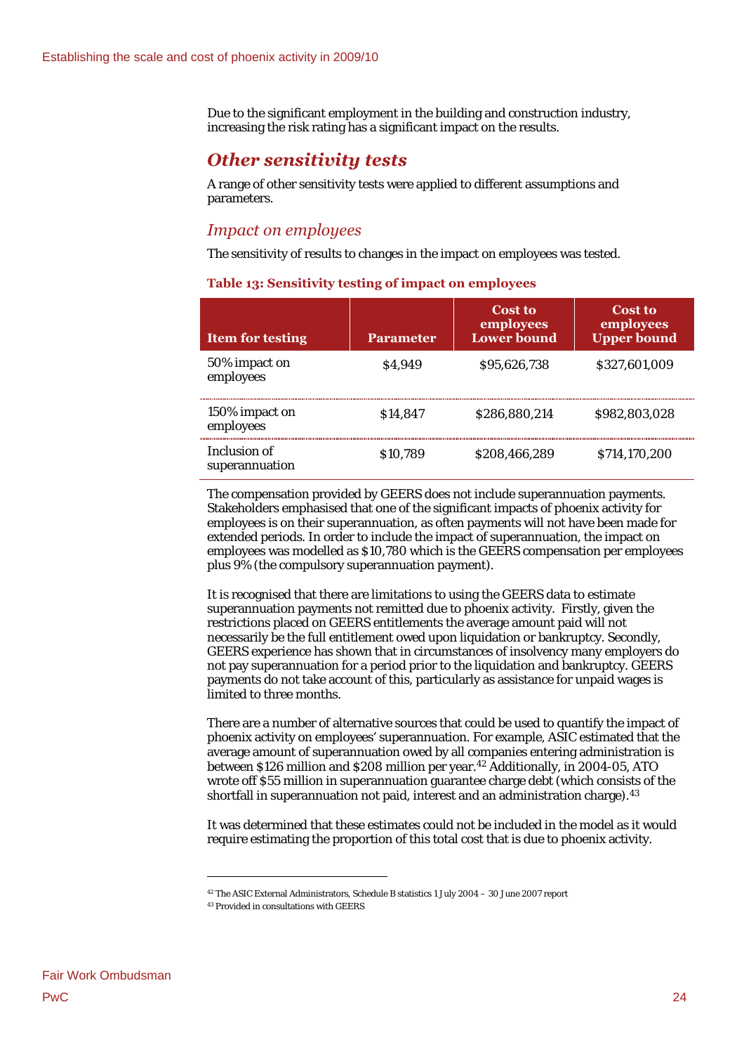Due to the significant employment in the building and construction industry, increasing the risk rating has a significant impact on the results.

## *Other sensitivity tests*

A range of other sensitivity tests were applied to different assumptions and parameters.

### *Impact on employees*

The sensitivity of results to changes in the impact on employees was tested.

**Table 13: Sensitivity testing of impact on employees**

| Item for testing | Parameter | Cost to employees Lower bound | Cost to employees Upper bound |
|---|---|---|---|
| 50% impact on employees | $4,949 | $95,626,738 | $327,601,009 |
| 150% impact on employees | $14,847 | $286,880,214 | $982,803,028 |
| Inclusion of superannuation | $10,789 | $208,466,289 | $714,170,200 |

The compensation provided by GEERS does not include superannuation payments. Stakeholders emphasised that one of the significant impacts of phoenix activity for employees is on their superannuation, as often payments will not have been made for extended periods. In order to include the impact of superannuation, the impact on employees was modelled as $10,780 which is the GEERS compensation per employees plus 9% (the compulsory superannuation payment).

It is recognised that there are limitations to using the GEERS data to estimate superannuation payments not remitted due to phoenix activity. Firstly, given the restrictions placed on GEERS entitlements the average amount paid will not necessarily be the full entitlement owed upon liquidation or bankruptcy. Secondly, GEERS experience has shown that in circumstances of insolvency many employers do not pay superannuation for a period prior to the liquidation and bankruptcy. GEERS payments do not take account of this, particularly as assistance for unpaid wages is limited to three months.

There are a number of alternative sources that could be used to quantify the impact of phoenix activity on employees' superannuation. For example, ASIC estimated that the average amount of superannuation owed by all companies entering administration is between $126 million and $208 million per year.[42] Additionally, in 2004-05, ATO wrote off $55 million in superannuation guarantee charge debt (which consists of the shortfall in superannuation not paid, interest and an administration charge).[43]

It was determined that these estimates could not be included in the model as it would require estimating the proportion of this total cost that is due to phoenix activity.

[42] The ASIC External Administrators, Schedule B statistics 1 July 2004 – 30 June 2007 report

[43] Provided in consultations with GEERS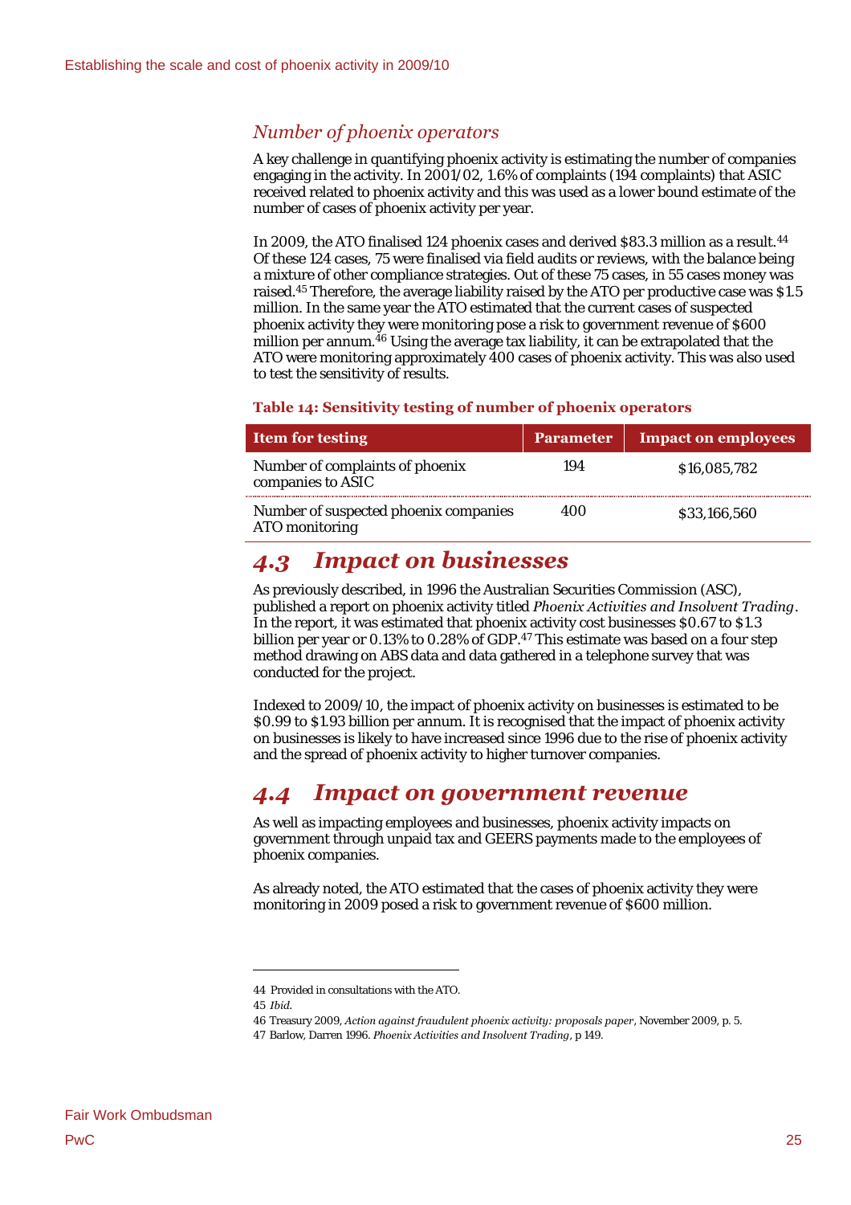### *Number of phoenix operators*

A key challenge in quantifying phoenix activity is estimating the number of companies engaging in the activity. In 2001/02, 1.6% of complaints (194 complaints) that ASIC received related to phoenix activity and this was used as a lower bound estimate of the number of cases of phoenix activity per year.

In 2009, the ATO finalised 124 phoenix cases and derived $83.3 million as a result.[44] Of these 124 cases, 75 were finalised via field audits or reviews, with the balance being a mixture of other compliance strategies. Out of these 75 cases, in 55 cases money was raised.[45] Therefore, the average liability raised by the ATO per productive case was $1.5 million. In the same year the ATO estimated that the current cases of suspected phoenix activity they were monitoring pose a risk to government revenue of $600 million per annum.[46] Using the average tax liability, it can be extrapolated that the ATO were monitoring approximately 400 cases of phoenix activity. This was also used to test the sensitivity of results.

**Table 14: Sensitivity testing of number of phoenix operators**

| Item for testing | Parameter | Impact on employees |
|---|---|---|
| Number of complaints of phoenix companies to ASIC | 194 | $16,085,782 |
| Number of suspected phoenix companies ATO monitoring | 400 | $33,166,560 |

## *4.3 Impact on businesses*

As previously described, in 1996 the Australian Securities Commission (ASC), published a report on phoenix activity titled *Phoenix Activities and Insolvent Trading*. In the report, it was estimated that phoenix activity cost businesses $0.67 to $1.3 billion per year or 0.13% to 0.28% of GDP.[47] This estimate was based on a four step method drawing on ABS data and data gathered in a telephone survey that was conducted for the project.

Indexed to 2009/10, the impact of phoenix activity on businesses is estimated to be $0.99 to $1.93 billion per annum. It is recognised that the impact of phoenix activity on businesses is likely to have increased since 1996 due to the rise of phoenix activity and the spread of phoenix activity to higher turnover companies.

## *4.4 Impact on government revenue*

As well as impacting employees and businesses, phoenix activity impacts on government through unpaid tax and GEERS payments made to the employees of phoenix companies.

As already noted, the ATO estimated that the cases of phoenix activity they were monitoring in 2009 posed a risk to government revenue of $600 million.

---

44 Provided in consultations with the ATO.

45 *Ibid.*

46 Treasury 2009, *Action against fraudulent phoenix activity: proposals paper*, November 2009, p. 5.

47 Barlow, Darren 1996. *Phoenix Activities and Insolvent Trading*, p 149.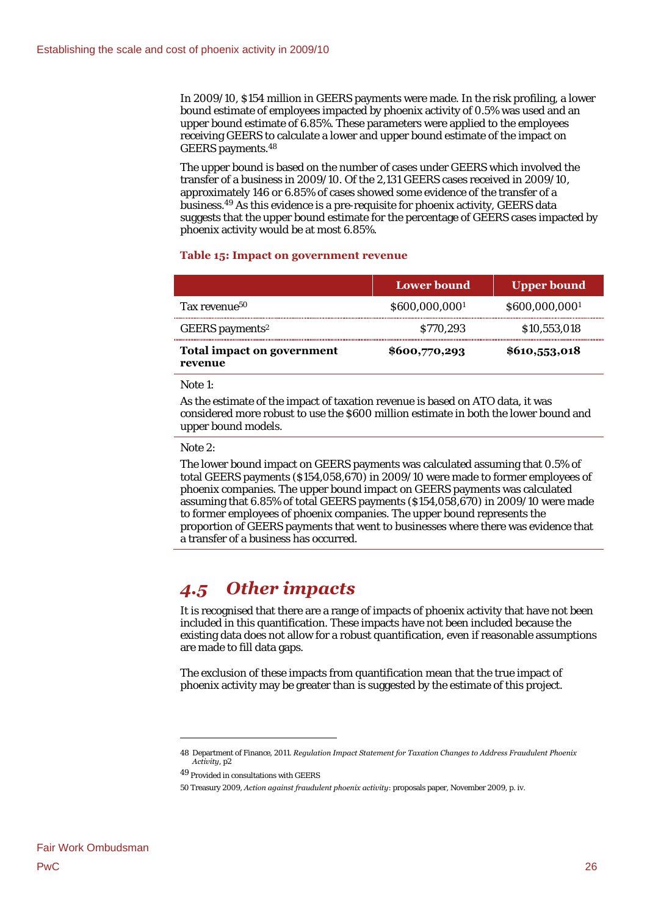In 2009/10, $154 million in GEERS payments were made. In the risk profiling, a lower bound estimate of employees impacted by phoenix activity of 0.5% was used and an upper bound estimate of 6.85%. These parameters were applied to the employees receiving GEERS to calculate a lower and upper bound estimate of the impact on GEERS payments.[48]

The upper bound is based on the number of cases under GEERS which involved the transfer of a business in 2009/10. Of the 2,131 GEERS cases received in 2009/10, approximately 146 or 6.85% of cases showed some evidence of the transfer of a business.[49] As this evidence is a pre-requisite for phoenix activity, GEERS data suggests that the upper bound estimate for the percentage of GEERS cases impacted by phoenix activity would be at most 6.85%.

**Table 15: Impact on government revenue**

| | Lower bound | Upper bound |
|---|---|---|
| Tax revenue[50] | $600,000,000[1] | $600,000,000[1] |
| GEERS payments[2] | $770,293 | $10,553,018 |
| **Total impact on government revenue** | **$600,770,293** | **$610,553,018** |

Note 1:

As the estimate of the impact of taxation revenue is based on ATO data, it was considered more robust to use the $600 million estimate in both the lower bound and upper bound models.

Note 2:

The lower bound impact on GEERS payments was calculated assuming that 0.5% of total GEERS payments ($154,058,670) in 2009/10 were made to former employees of phoenix companies. The upper bound impact on GEERS payments was calculated assuming that 6.85% of total GEERS payments ($154,058,670) in 2009/10 were made to former employees of phoenix companies. The upper bound represents the proportion of GEERS payments that went to businesses where there was evidence that a transfer of a business has occurred.

## *4.5 Other impacts*

It is recognised that there are a range of impacts of phoenix activity that have not been included in this quantification. These impacts have not been included because the existing data does not allow for a robust quantification, even if reasonable assumptions are made to fill data gaps.

The exclusion of these impacts from quantification mean that the true impact of phoenix activity may be greater than is suggested by the estimate of this project.

---

48 Department of Finance, 2011. *Regulation Impact Statement for Taxation Changes to Address Fraudulent Phoenix Activity*, p2

49 Provided in consultations with GEERS

50 Treasury 2009, *Action against fraudulent phoenix activity*: proposals paper, November 2009, p. iv.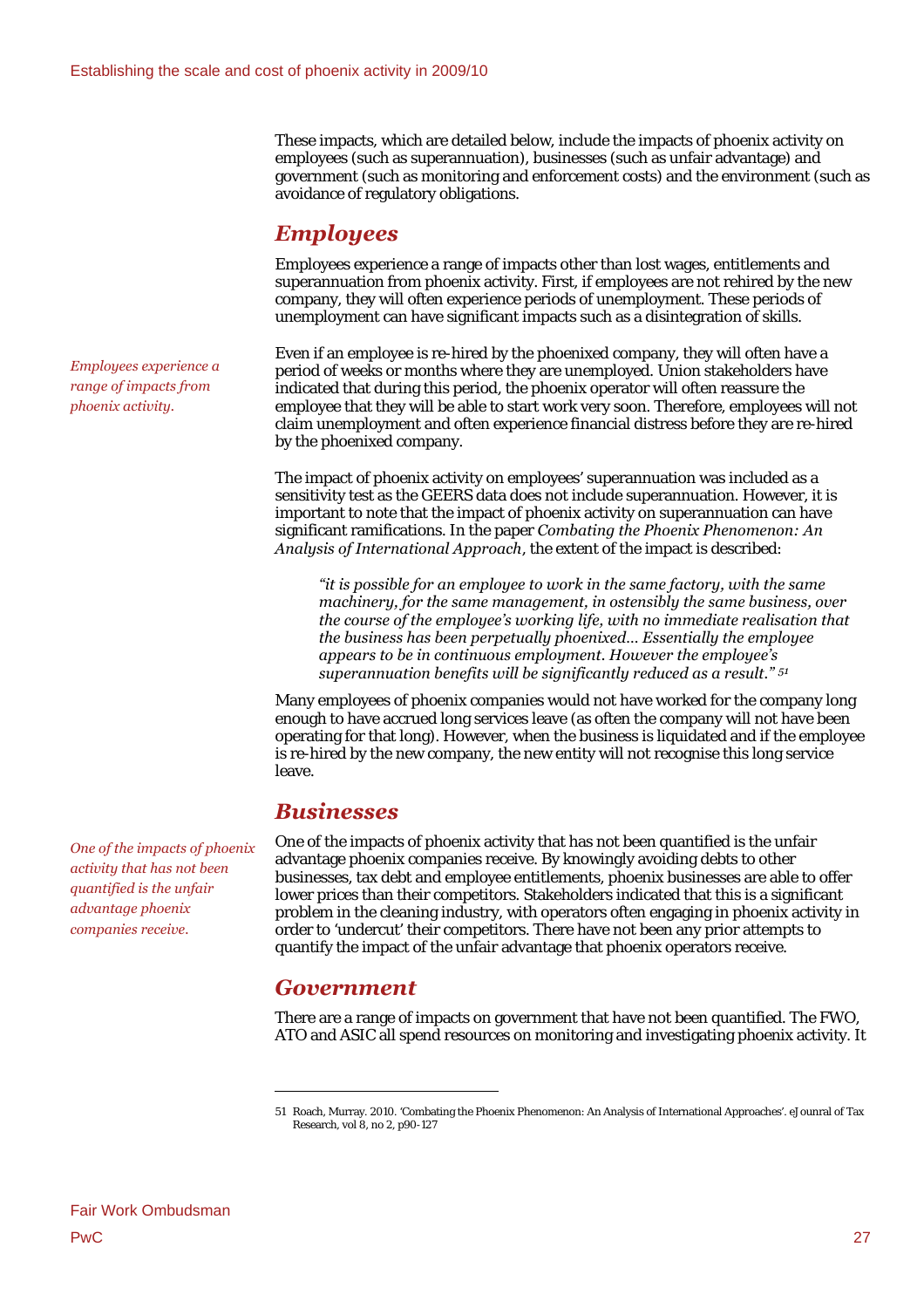These impacts, which are detailed below, include the impacts of phoenix activity on employees (such as superannuation), businesses (such as unfair advantage) and government (such as monitoring and enforcement costs) and the environment (such as avoidance of regulatory obligations.

## *Employees*

Employees experience a range of impacts other than lost wages, entitlements and superannuation from phoenix activity. First, if employees are not rehired by the new company, they will often experience periods of unemployment. These periods of unemployment can have significant impacts such as a disintegration of skills.

*Employees experience a range of impacts from phoenix activity.*

Even if an employee is re-hired by the phoenixed company, they will often have a period of weeks or months where they are unemployed. Union stakeholders have indicated that during this period, the phoenix operator will often reassure the employee that they will be able to start work very soon. Therefore, employees will not claim unemployment and often experience financial distress before they are re-hired by the phoenixed company.

The impact of phoenix activity on employees' superannuation was included as a sensitivity test as the GEERS data does not include superannuation. However, it is important to note that the impact of phoenix activity on superannuation can have significant ramifications. In the paper *Combating the Phoenix Phenomenon: An Analysis of International Approach*, the extent of the impact is described:

> *"it is possible for an employee to work in the same factory, with the same machinery, for the same management, in ostensibly the same business, over the course of the employee's working life, with no immediate realisation that the business has been perpetually phoenixed... Essentially the employee appears to be in continuous employment. However the employee's superannuation benefits will be significantly reduced as a result."* [51]

Many employees of phoenix companies would not have worked for the company long enough to have accrued long services leave (as often the company will not have been operating for that long). However, when the business is liquidated and if the employee is re-hired by the new company, the new entity will not recognise this long service leave.

## *Businesses*

*One of the impacts of phoenix activity that has not been quantified is the unfair advantage phoenix companies receive.*

One of the impacts of phoenix activity that has not been quantified is the unfair advantage phoenix companies receive. By knowingly avoiding debts to other businesses, tax debt and employee entitlements, phoenix businesses are able to offer lower prices than their competitors. Stakeholders indicated that this is a significant problem in the cleaning industry, with operators often engaging in phoenix activity in order to 'undercut' their competitors. There have not been any prior attempts to quantify the impact of the unfair advantage that phoenix operators receive.

## *Government*

There are a range of impacts on government that have not been quantified. The FWO, ATO and ASIC all spend resources on monitoring and investigating phoenix activity. It

---

51 Roach, Murray. 2010. 'Combating the Phoenix Phenomenon: An Analysis of International Approaches'. eJounral of Tax Research, vol 8, no 2, p90-127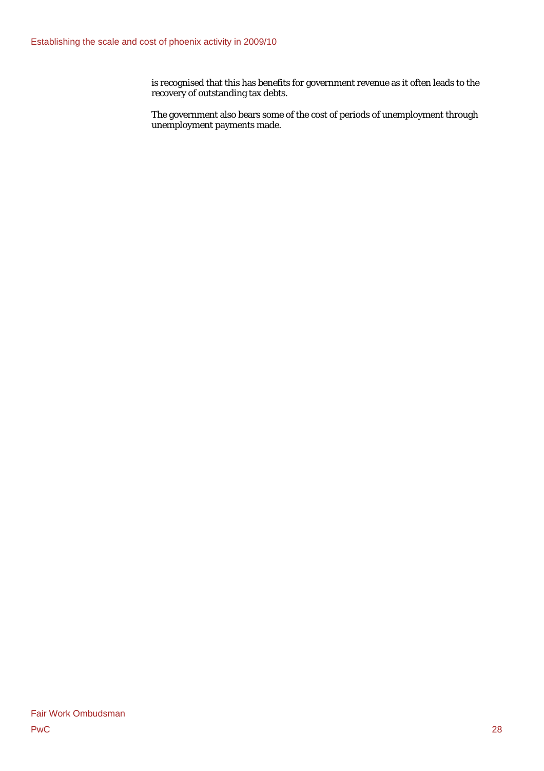is recognised that this has benefits for government revenue as it often leads to the recovery of outstanding tax debts.

The government also bears some of the cost of periods of unemployment through unemployment payments made.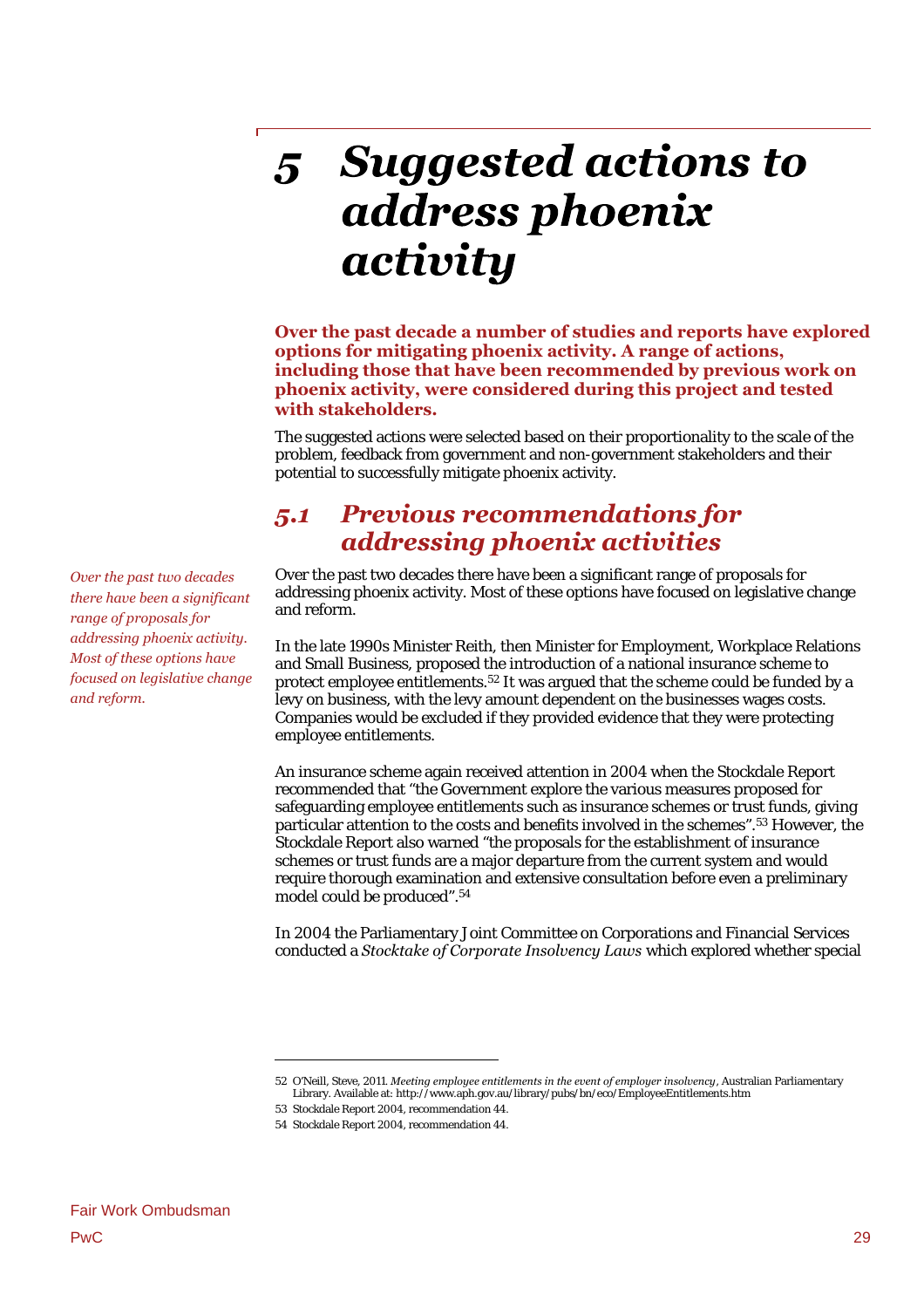# 5 Suggested actions to address phoenix activity

**Over the past decade a number of studies and reports have explored options for mitigating phoenix activity. A range of actions, including those that have been recommended by previous work on phoenix activity, were considered during this project and tested with stakeholders.**

The suggested actions were selected based on their proportionality to the scale of the problem, feedback from government and non-government stakeholders and their potential to successfully mitigate phoenix activity.

## 5.1 Previous recommendations for addressing phoenix activities

*Over the past two decades there have been a significant range of proposals for addressing phoenix activity. Most of these options have focused on legislative change and reform.*

Over the past two decades there have been a significant range of proposals for addressing phoenix activity. Most of these options have focused on legislative change and reform.

In the late 1990s Minister Reith, then Minister for Employment, Workplace Relations and Small Business, proposed the introduction of a national insurance scheme to protect employee entitlements.[52] It was argued that the scheme could be funded by a levy on business, with the levy amount dependent on the businesses wages costs. Companies would be excluded if they provided evidence that they were protecting employee entitlements.

An insurance scheme again received attention in 2004 when the Stockdale Report recommended that "the Government explore the various measures proposed for safeguarding employee entitlements such as insurance schemes or trust funds, giving particular attention to the costs and benefits involved in the schemes".[53] However, the Stockdale Report also warned "the proposals for the establishment of insurance schemes or trust funds are a major departure from the current system and would require thorough examination and extensive consultation before even a preliminary model could be produced".[54]

In 2004 the Parliamentary Joint Committee on Corporations and Financial Services conducted a *Stocktake of Corporate Insolvency Laws* which explored whether special

---

52 O'Neill, Steve, 2011. *Meeting employee entitlements in the event of employer insolvency*, Australian Parliamentary Library. Available at: http://www.aph.gov.au/library/pubs/bn/eco/EmployeeEntitlements.htm

53 Stockdale Report 2004, recommendation 44.

54 Stockdale Report 2004, recommendation 44.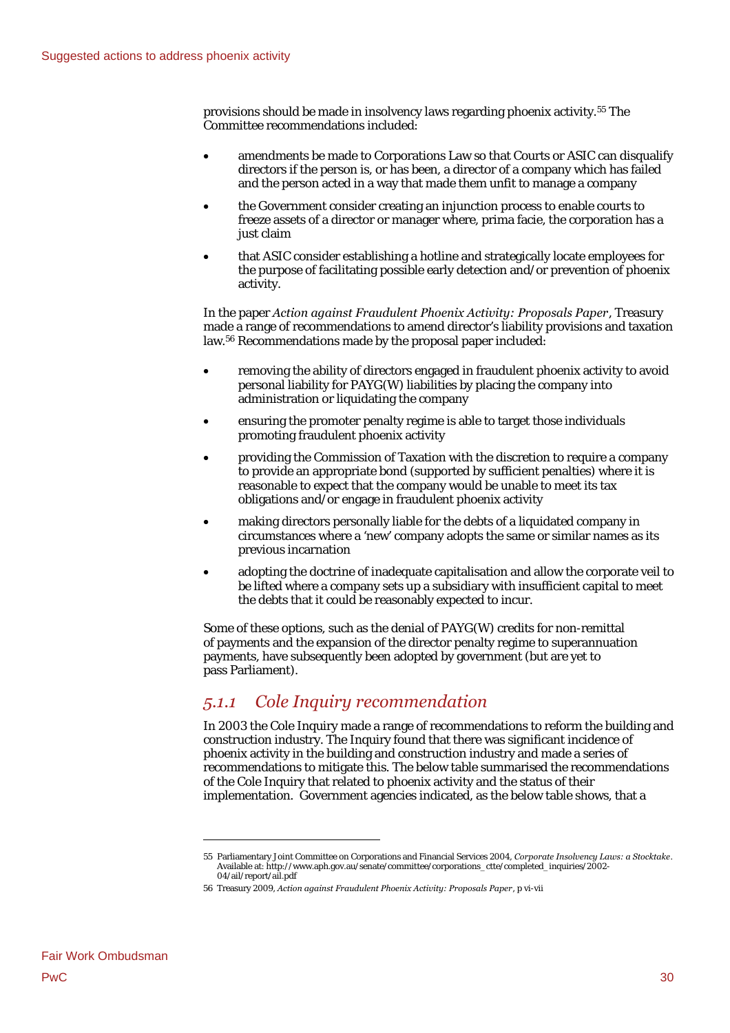provisions should be made in insolvency laws regarding phoenix activity.[55] The Committee recommendations included:

- amendments be made to Corporations Law so that Courts or ASIC can disqualify directors if the person is, or has been, a director of a company which has failed and the person acted in a way that made them unfit to manage a company
- the Government consider creating an injunction process to enable courts to freeze assets of a director or manager where, prima facie, the corporation has a just claim
- that ASIC consider establishing a hotline and strategically locate employees for the purpose of facilitating possible early detection and/or prevention of phoenix activity.

In the paper *Action against Fraudulent Phoenix Activity: Proposals Paper*, Treasury made a range of recommendations to amend director's liability provisions and taxation law.[56] Recommendations made by the proposal paper included:

- removing the ability of directors engaged in fraudulent phoenix activity to avoid personal liability for PAYG(W) liabilities by placing the company into administration or liquidating the company
- ensuring the promoter penalty regime is able to target those individuals promoting fraudulent phoenix activity
- providing the Commission of Taxation with the discretion to require a company to provide an appropriate bond (supported by sufficient penalties) where it is reasonable to expect that the company would be unable to meet its tax obligations and/or engage in fraudulent phoenix activity
- making directors personally liable for the debts of a liquidated company in circumstances where a 'new' company adopts the same or similar names as its previous incarnation
- adopting the doctrine of inadequate capitalisation and allow the corporate veil to be lifted where a company sets up a subsidiary with insufficient capital to meet the debts that it could be reasonably expected to incur.

Some of these options, such as the denial of PAYG(W) credits for non-remittal of payments and the expansion of the director penalty regime to superannuation payments, have subsequently been adopted by government (but are yet to pass Parliament).

### *5.1.1 Cole Inquiry recommendation*

In 2003 the Cole Inquiry made a range of recommendations to reform the building and construction industry. The Inquiry found that there was significant incidence of phoenix activity in the building and construction industry and made a series of recommendations to mitigate this. The below table summarised the recommendations of the Cole Inquiry that related to phoenix activity and the status of their implementation. Government agencies indicated, as the below table shows, that a

---

55 Parliamentary Joint Committee on Corporations and Financial Services 2004, *Corporate Insolvency Laws: a Stocktake*. Available at: http://www.aph.gov.au/senate/committee/corporations_ctte/completed_inquiries/2002-04/ail/report/ail.pdf

56 Treasury 2009, *Action against Fraudulent Phoenix Activity: Proposals Paper*, p vi-vii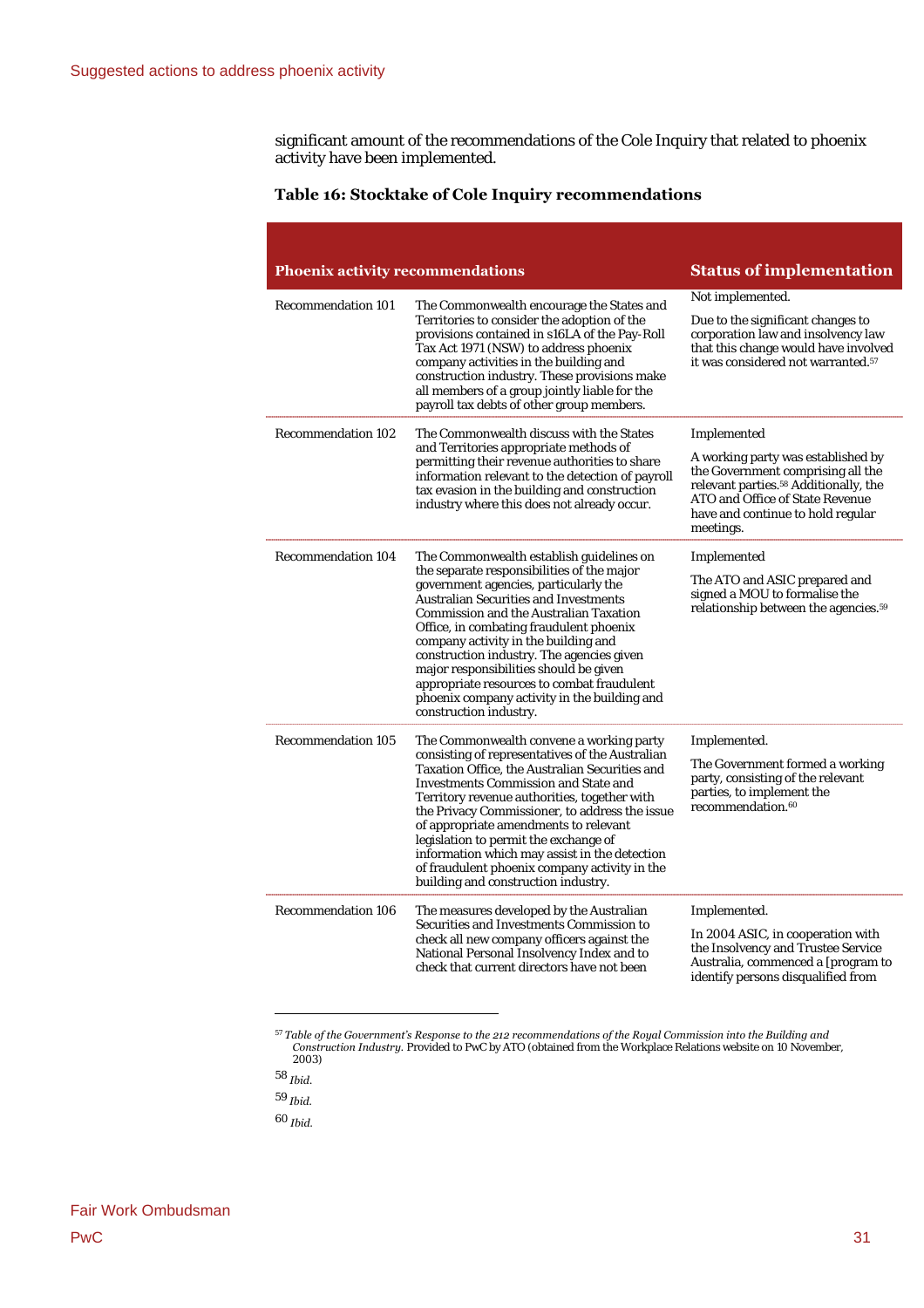significant amount of the recommendations of the Cole Inquiry that related to phoenix activity have been implemented.

**Table 16: Stocktake of Cole Inquiry recommendations**

| Phoenix activity recommendations | | Status of implementation |
|---|---|---|
| Recommendation 101 | The Commonwealth encourage the States and Territories to consider the adoption of the provisions contained in s16LA of the Pay-Roll Tax Act 1971 (NSW) to address phoenix company activities in the building and construction industry. These provisions make all members of a group jointly liable for the payroll tax debts of other group members. | Not implemented.<br><br>Due to the significant changes to corporation law and insolvency law that this change would have involved it was considered not warranted.[57] |
| Recommendation 102 | The Commonwealth discuss with the States and Territories appropriate methods of permitting their revenue authorities to share information relevant to the detection of payroll tax evasion in the building and construction industry where this does not already occur. | Implemented<br><br>A working party was established by the Government comprising all the relevant parties.[58] Additionally, the ATO and Office of State Revenue have and continue to hold regular meetings. |
| Recommendation 104 | The Commonwealth establish guidelines on the separate responsibilities of the major government agencies, particularly the Australian Securities and Investments Commission and the Australian Taxation Office, in combating fraudulent phoenix company activity in the building and construction industry. The agencies given major responsibilities should be given appropriate resources to combat fraudulent phoenix company activity in the building and construction industry. | Implemented<br><br>The ATO and ASIC prepared and signed a MOU to formalise the relationship between the agencies.[59] |
| Recommendation 105 | The Commonwealth convene a working party consisting of representatives of the Australian Taxation Office, the Australian Securities and Investments Commission and State and Territory revenue authorities, together with the Privacy Commissioner, to address the issue of appropriate amendments to relevant legislation to permit the exchange of information which may assist in the detection of fraudulent phoenix company activity in the building and construction industry. | Implemented.<br><br>The Government formed a working party, consisting of the relevant parties, to implement the recommendation.[60] |
| Recommendation 106 | The measures developed by the Australian Securities and Investments Commission to check all new company officers against the National Personal Insolvency Index and to check that current directors have not been | Implemented.<br><br>In 2004 ASIC, in cooperation with the Insolvency and Trustee Service Australia, commenced a [program to identify persons disqualified from |

[57] *Table of the Government's Response to the 212 recommendations of the Royal Commission into the Building and Construction Industry.* Provided to PwC by ATO (obtained from the Workplace Relations website on 10 November, 2003)

[58] *Ibid.*

[59] *Ibid.*

[60] *Ibid.*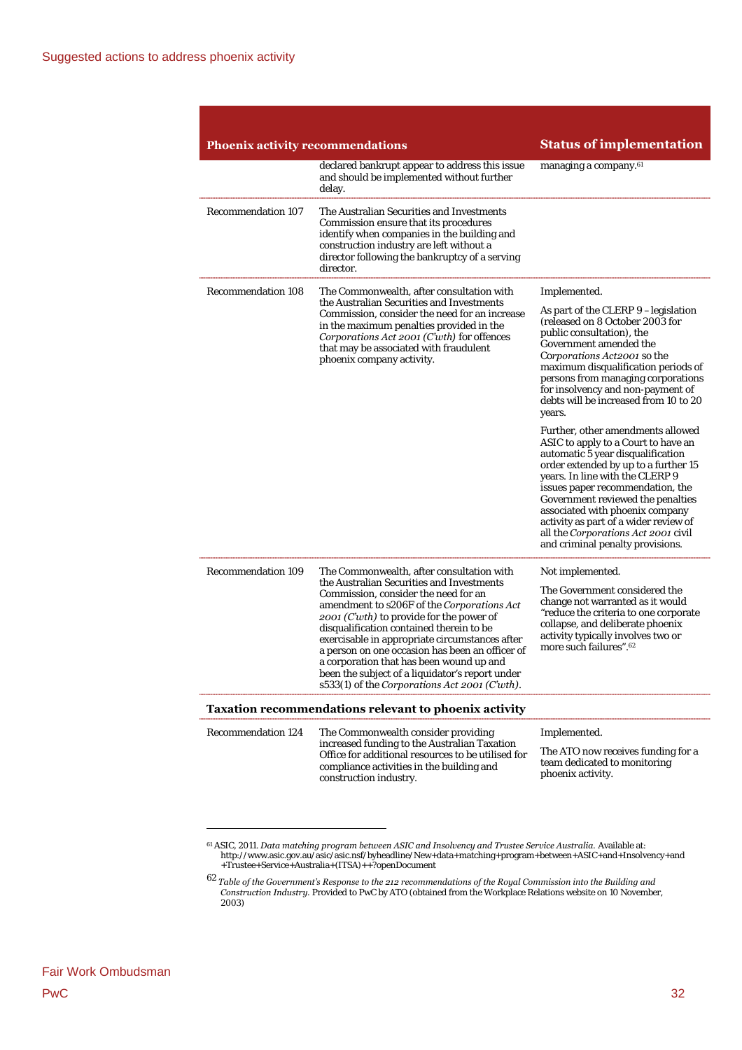| Phoenix activity recommendations | | Status of implementation |
|---|---|---|
| | declared bankrupt appear to address this issue and should be implemented without further delay. | managing a company.[61] |
| Recommendation 107 | The Australian Securities and Investments Commission ensure that its procedures identify when companies in the building and construction industry are left without a director following the bankruptcy of a serving director. | |
| Recommendation 108 | The Commonwealth, after consultation with the Australian Securities and Investments Commission, consider the need for an increase in the maximum penalties provided in the *Corporations Act 2001 (C'wth)* for offences that may be associated with fraudulent phoenix company activity. | Implemented.<br><br>As part of the CLERP 9 – legislation (released on 8 October 2003 for public consultation), the Government amended the C*orporations Act2001* so the maximum disqualification periods of persons from managing corporations for insolvency and non-payment of debts will be increased from 10 to 20 years.<br><br>Further, other amendments allowed ASIC to apply to a Court to have an automatic 5 year disqualification order extended by up to a further 15 years. In line with the CLERP 9 issues paper recommendation, the Government reviewed the penalties associated with phoenix company activity as part of a wider review of all the *Corporations Act 2001* civil and criminal penalty provisions. |
| Recommendation 109 | The Commonwealth, after consultation with the Australian Securities and Investments Commission, consider the need for an amendment to s206F of the *Corporations Act 2001 (C'wth)* to provide for the power of disqualification contained therein to be exercisable in appropriate circumstances after a person on one occasion has been an officer of a corporation that has been wound up and been the subject of a liquidator's report under s533(1) of the *Corporations Act 2001 (C'wth)*. | Not implemented.<br><br>The Government considered the change not warranted as it would "reduce the criteria to one corporate collapse, and deliberate phoenix activity typically involves two or more such failures".[62] |
| **Taxation recommendations relevant to phoenix activity** | | |
| Recommendation 124 | The Commonwealth consider providing increased funding to the Australian Taxation Office for additional resources to be utilised for compliance activities in the building and construction industry. | Implemented.<br><br>The ATO now receives funding for a team dedicated to monitoring phoenix activity. |

[61] ASIC, 2011. *Data matching program between ASIC and Insolvency and Trustee Service Australia.* Available at: http://www.asic.gov.au/asic/asic.nsf/byheadline/New+data+matching+program+between+ASIC+and+Insolvency+and+Trustee+Service+Australia+(ITSA)++?openDocument

[62] *Table of the Government's Response to the 212 recommendations of the Royal Commission into the Building and Construction Industry.* Provided to PwC by ATO (obtained from the Workplace Relations website on 10 November, 2003)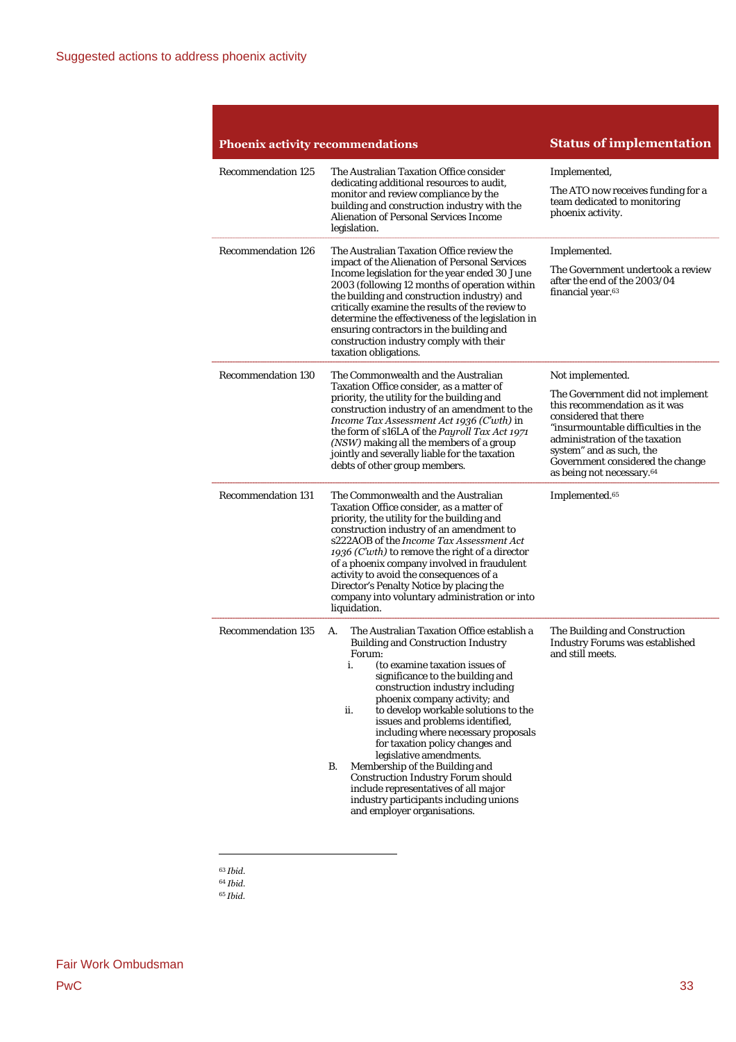| Phoenix activity recommendations | | Status of implementation |
|---|---|---|
| Recommendation 125 | The Australian Taxation Office consider dedicating additional resources to audit, monitor and review compliance by the building and construction industry with the Alienation of Personal Services Income legislation. | Implemented,<br><br>The ATO now receives funding for a team dedicated to monitoring phoenix activity. |
| Recommendation 126 | The Australian Taxation Office review the impact of the Alienation of Personal Services Income legislation for the year ended 30 June 2003 (following 12 months of operation within the building and construction industry) and critically examine the results of the review to determine the effectiveness of the legislation in ensuring contractors in the building and construction industry comply with their taxation obligations. | Implemented.<br><br>The Government undertook a review after the end of the 2003/04 financial year.[63] |
| Recommendation 130 | The Commonwealth and the Australian Taxation Office consider, as a matter of priority, the utility for the building and construction industry of an amendment to the *Income Tax Assessment Act 1936 (C'wth)* in the form of s16LA of the *Payroll Tax Act 1971 (NSW)* making all the members of a group jointly and severally liable for the taxation debts of other group members. | Not implemented.<br><br>The Government did not implement this recommendation as it was considered that there "insurmountable difficulties in the administration of the taxation system" and as such, the Government considered the change as being not necessary.[64] |
| Recommendation 131 | The Commonwealth and the Australian Taxation Office consider, as a matter of priority, the utility for the building and construction industry of an amendment to s222AOB of the *Income Tax Assessment Act 1936 (C'wth)* to remove the right of a director of a phoenix company involved in fraudulent activity to avoid the consequences of a Director's Penalty Notice by placing the company into voluntary administration or into liquidation. | Implemented.[65] |
| Recommendation 135 | A. The Australian Taxation Office establish a Building and Construction Industry Forum:<br>i. (to examine taxation issues of significance to the building and construction industry including phoenix company activity; and<br>ii. to develop workable solutions to the issues and problems identified, including where necessary proposals for taxation policy changes and legislative amendments.<br>B. Membership of the Building and Construction Industry Forum should include representatives of all major industry participants including unions and employer organisations. | The Building and Construction Industry Forums was established and still meets. |

[63] *Ibid.*

[64] *Ibid.*

[65] *Ibid.*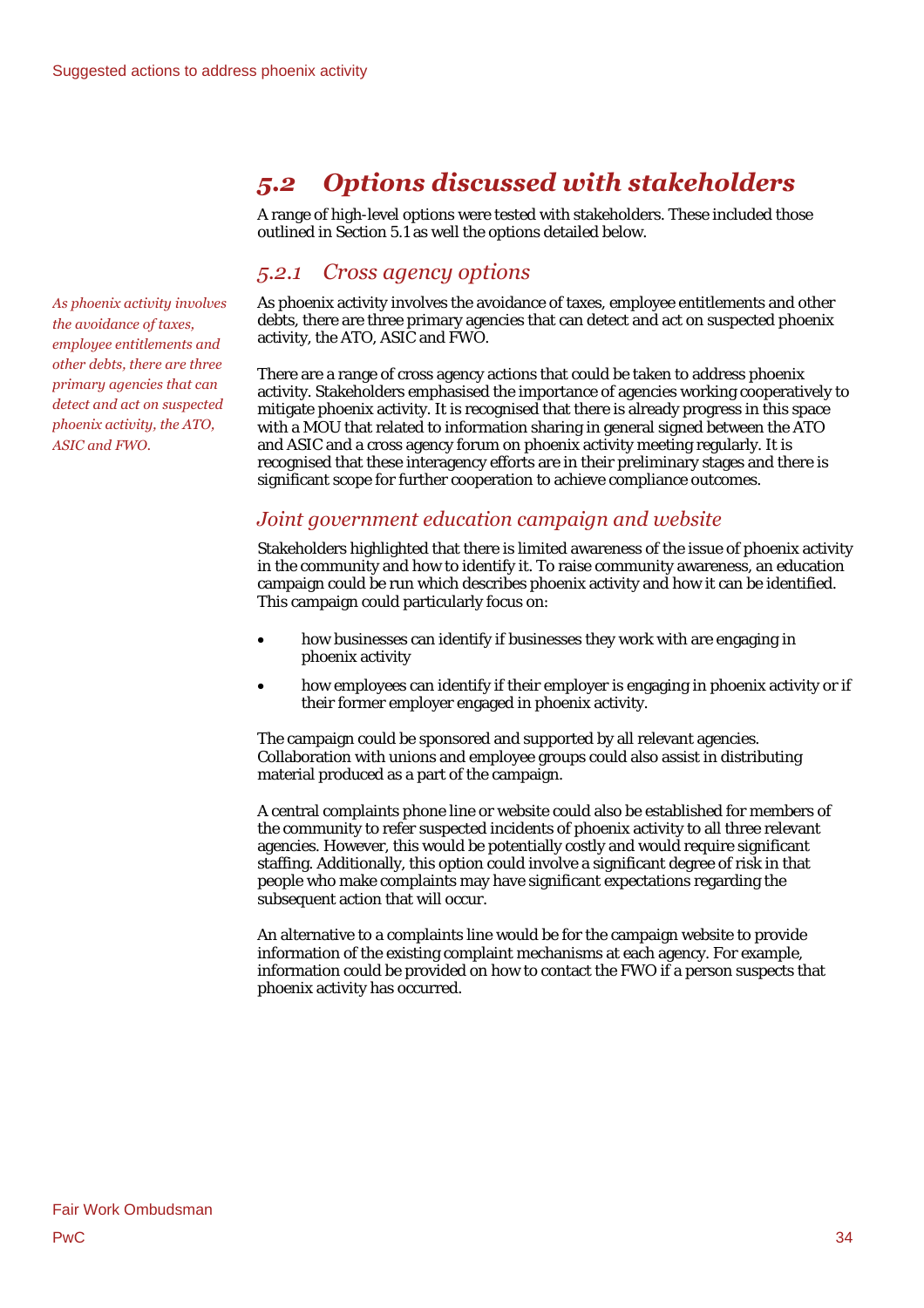## *5.2 Options discussed with stakeholders*

A range of high-level options were tested with stakeholders. These included those outlined in Section 5.1 as well the options detailed below.

### *5.2.1 Cross agency options*

*As phoenix activity involves the avoidance of taxes, employee entitlements and other debts, there are three primary agencies that can detect and act on suspected phoenix activity, the ATO, ASIC and FWO.*

As phoenix activity involves the avoidance of taxes, employee entitlements and other debts, there are three primary agencies that can detect and act on suspected phoenix activity, the ATO, ASIC and FWO.

There are a range of cross agency actions that could be taken to address phoenix activity. Stakeholders emphasised the importance of agencies working cooperatively to mitigate phoenix activity. It is recognised that there is already progress in this space with a MOU that related to information sharing in general signed between the ATO and ASIC and a cross agency forum on phoenix activity meeting regularly. It is recognised that these interagency efforts are in their preliminary stages and there is significant scope for further cooperation to achieve compliance outcomes.

#### *Joint government education campaign and website*

Stakeholders highlighted that there is limited awareness of the issue of phoenix activity in the community and how to identify it. To raise community awareness, an education campaign could be run which describes phoenix activity and how it can be identified. This campaign could particularly focus on:

- how businesses can identify if businesses they work with are engaging in phoenix activity
- how employees can identify if their employer is engaging in phoenix activity or if their former employer engaged in phoenix activity.

The campaign could be sponsored and supported by all relevant agencies. Collaboration with unions and employee groups could also assist in distributing material produced as a part of the campaign.

A central complaints phone line or website could also be established for members of the community to refer suspected incidents of phoenix activity to all three relevant agencies. However, this would be potentially costly and would require significant staffing. Additionally, this option could involve a significant degree of risk in that people who make complaints may have significant expectations regarding the subsequent action that will occur.

An alternative to a complaints line would be for the campaign website to provide information of the existing complaint mechanisms at each agency. For example, information could be provided on how to contact the FWO if a person suspects that phoenix activity has occurred.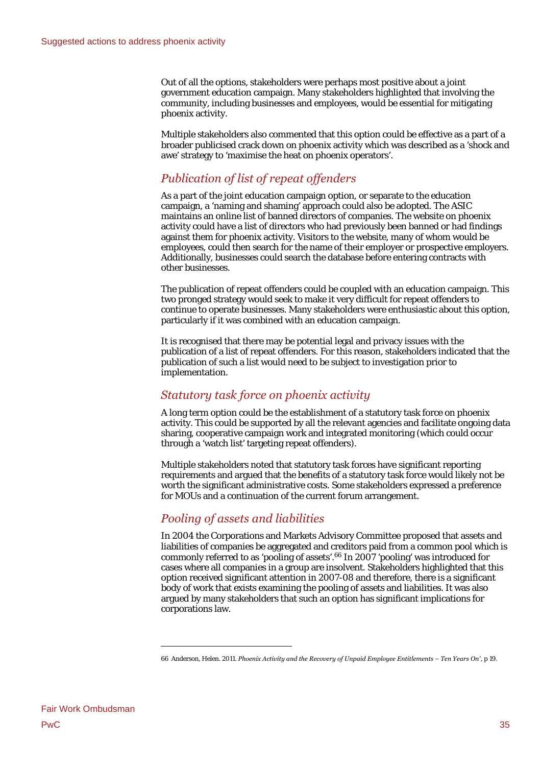Out of all the options, stakeholders were perhaps most positive about a joint government education campaign. Many stakeholders highlighted that involving the community, including businesses and employees, would be essential for mitigating phoenix activity.

Multiple stakeholders also commented that this option could be effective as a part of a broader publicised crack down on phoenix activity which was described as a 'shock and awe' strategy to 'maximise the heat on phoenix operators'.

### *Publication of list of repeat offenders*

As a part of the joint education campaign option, or separate to the education campaign, a 'naming and shaming' approach could also be adopted. The ASIC maintains an online list of banned directors of companies. The website on phoenix activity could have a list of directors who had previously been banned or had findings against them for phoenix activity. Visitors to the website, many of whom would be employees, could then search for the name of their employer or prospective employers. Additionally, businesses could search the database before entering contracts with other businesses.

The publication of repeat offenders could be coupled with an education campaign. This two pronged strategy would seek to make it very difficult for repeat offenders to continue to operate businesses. Many stakeholders were enthusiastic about this option, particularly if it was combined with an education campaign.

It is recognised that there may be potential legal and privacy issues with the publication of a list of repeat offenders. For this reason, stakeholders indicated that the publication of such a list would need to be subject to investigation prior to implementation.

### *Statutory task force on phoenix activity*

A long term option could be the establishment of a statutory task force on phoenix activity. This could be supported by all the relevant agencies and facilitate ongoing data sharing, cooperative campaign work and integrated monitoring (which could occur through a 'watch list' targeting repeat offenders).

Multiple stakeholders noted that statutory task forces have significant reporting requirements and argued that the benefits of a statutory task force would likely not be worth the significant administrative costs. Some stakeholders expressed a preference for MOUs and a continuation of the current forum arrangement.

### *Pooling of assets and liabilities*

In 2004 the Corporations and Markets Advisory Committee proposed that assets and liabilities of companies be aggregated and creditors paid from a common pool which is commonly referred to as 'pooling of assets'.[66] In 2007 'pooling' was introduced for cases where all companies in a group are insolvent. Stakeholders highlighted that this option received significant attention in 2007-08 and therefore, there is a significant body of work that exists examining the pooling of assets and liabilities. It was also argued by many stakeholders that such an option has significant implications for corporations law.

---

66 Anderson, Helen. 2011. *Phoenix Activity and the Recovery of Unpaid Employee Entitlements – Ten Years On'*, p 19.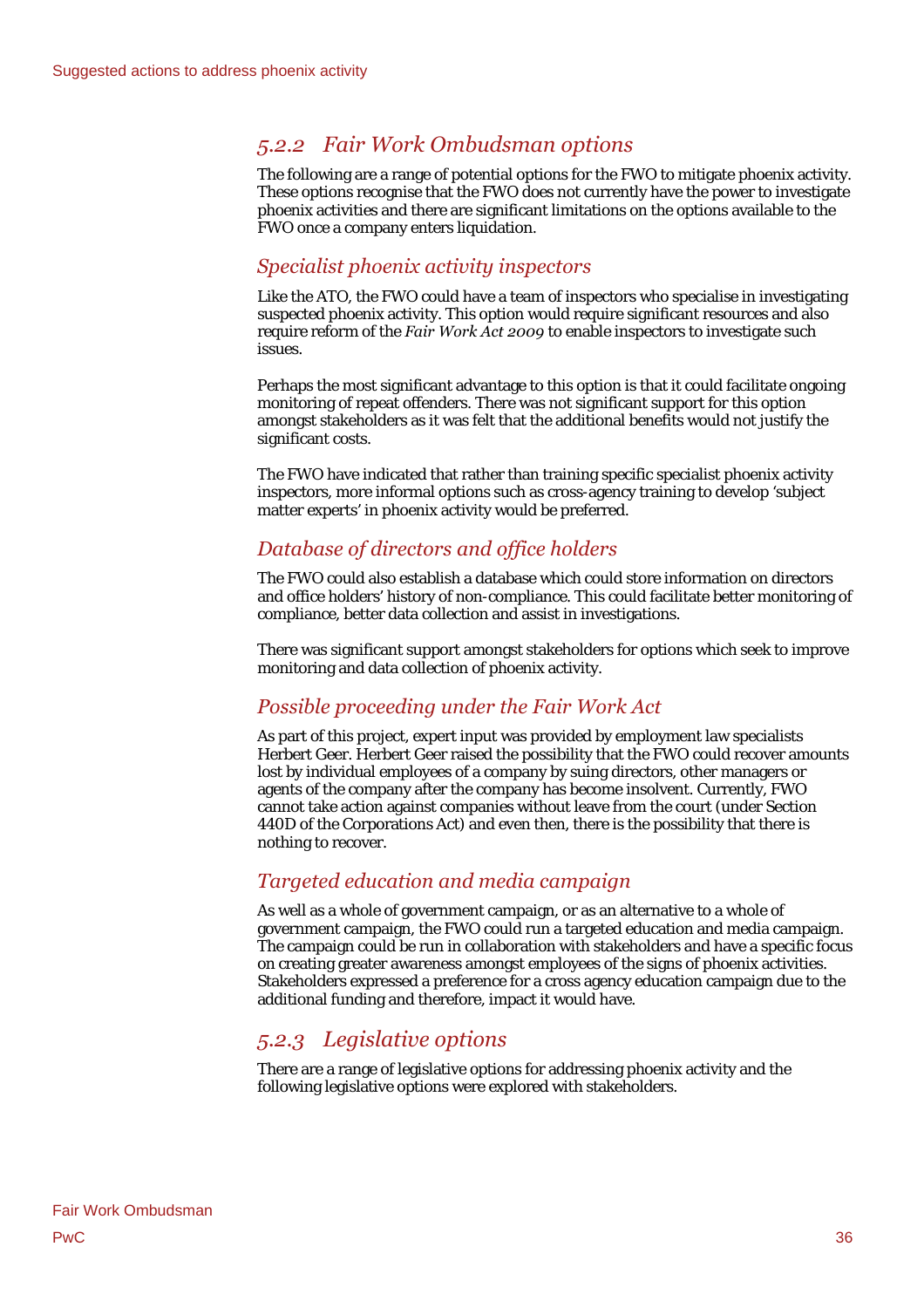### *5.2.2 Fair Work Ombudsman options*

The following are a range of potential options for the FWO to mitigate phoenix activity. These options recognise that the FWO does not currently have the power to investigate phoenix activities and there are significant limitations on the options available to the FWO once a company enters liquidation.

#### *Specialist phoenix activity inspectors*

Like the ATO, the FWO could have a team of inspectors who specialise in investigating suspected phoenix activity. This option would require significant resources and also require reform of the *Fair Work Act 2009* to enable inspectors to investigate such issues.

Perhaps the most significant advantage to this option is that it could facilitate ongoing monitoring of repeat offenders. There was not significant support for this option amongst stakeholders as it was felt that the additional benefits would not justify the significant costs.

The FWO have indicated that rather than training specific specialist phoenix activity inspectors, more informal options such as cross-agency training to develop 'subject matter experts' in phoenix activity would be preferred.

#### *Database of directors and office holders*

The FWO could also establish a database which could store information on directors and office holders' history of non-compliance. This could facilitate better monitoring of compliance, better data collection and assist in investigations.

There was significant support amongst stakeholders for options which seek to improve monitoring and data collection of phoenix activity.

#### *Possible proceeding under the Fair Work Act*

As part of this project, expert input was provided by employment law specialists Herbert Geer. Herbert Geer raised the possibility that the FWO could recover amounts lost by individual employees of a company by suing directors, other managers or agents of the company after the company has become insolvent. Currently, FWO cannot take action against companies without leave from the court (under Section 440D of the Corporations Act) and even then, there is the possibility that there is nothing to recover.

#### *Targeted education and media campaign*

As well as a whole of government campaign, or as an alternative to a whole of government campaign, the FWO could run a targeted education and media campaign. The campaign could be run in collaboration with stakeholders and have a specific focus on creating greater awareness amongst employees of the signs of phoenix activities. Stakeholders expressed a preference for a cross agency education campaign due to the additional funding and therefore, impact it would have.

### *5.2.3 Legislative options*

There are a range of legislative options for addressing phoenix activity and the following legislative options were explored with stakeholders.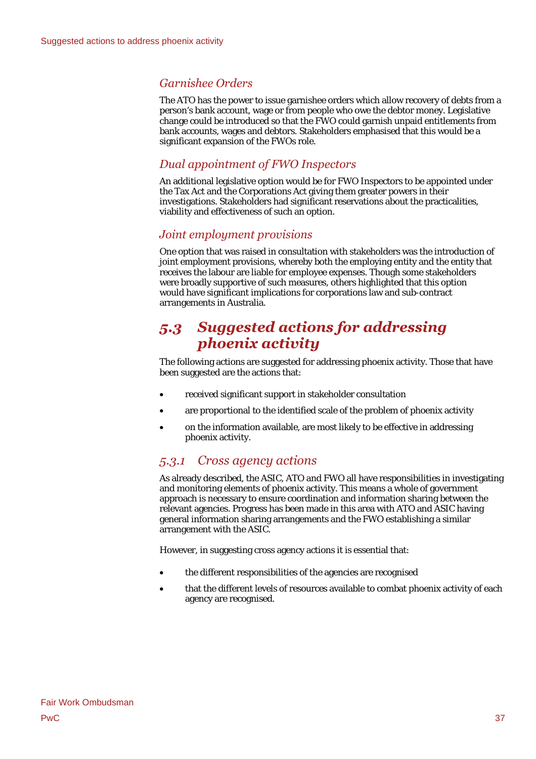### *Garnishee Orders*

The ATO has the power to issue garnishee orders which allow recovery of debts from a person's bank account, wage or from people who owe the debtor money. Legislative change could be introduced so that the FWO could garnish unpaid entitlements from bank accounts, wages and debtors. Stakeholders emphasised that this would be a significant expansion of the FWOs role.

### *Dual appointment of FWO Inspectors*

An additional legislative option would be for FWO Inspectors to be appointed under the Tax Act and the Corporations Act giving them greater powers in their investigations. Stakeholders had significant reservations about the practicalities, viability and effectiveness of such an option.

### *Joint employment provisions*

One option that was raised in consultation with stakeholders was the introduction of joint employment provisions, whereby both the employing entity and the entity that receives the labour are liable for employee expenses. Though some stakeholders were broadly supportive of such measures, others highlighted that this option would have significant implications for corporations law and sub-contract arrangements in Australia.

## *5.3 Suggested actions for addressing phoenix activity*

The following actions are suggested for addressing phoenix activity. Those that have been suggested are the actions that:

- received significant support in stakeholder consultation
- are proportional to the identified scale of the problem of phoenix activity
- on the information available, are most likely to be effective in addressing phoenix activity.

### *5.3.1 Cross agency actions*

As already described, the ASIC, ATO and FWO all have responsibilities in investigating and monitoring elements of phoenix activity. This means a whole of government approach is necessary to ensure coordination and information sharing between the relevant agencies. Progress has been made in this area with ATO and ASIC having general information sharing arrangements and the FWO establishing a similar arrangement with the ASIC.

However, in suggesting cross agency actions it is essential that:

- the different responsibilities of the agencies are recognised
- that the different levels of resources available to combat phoenix activity of each agency are recognised.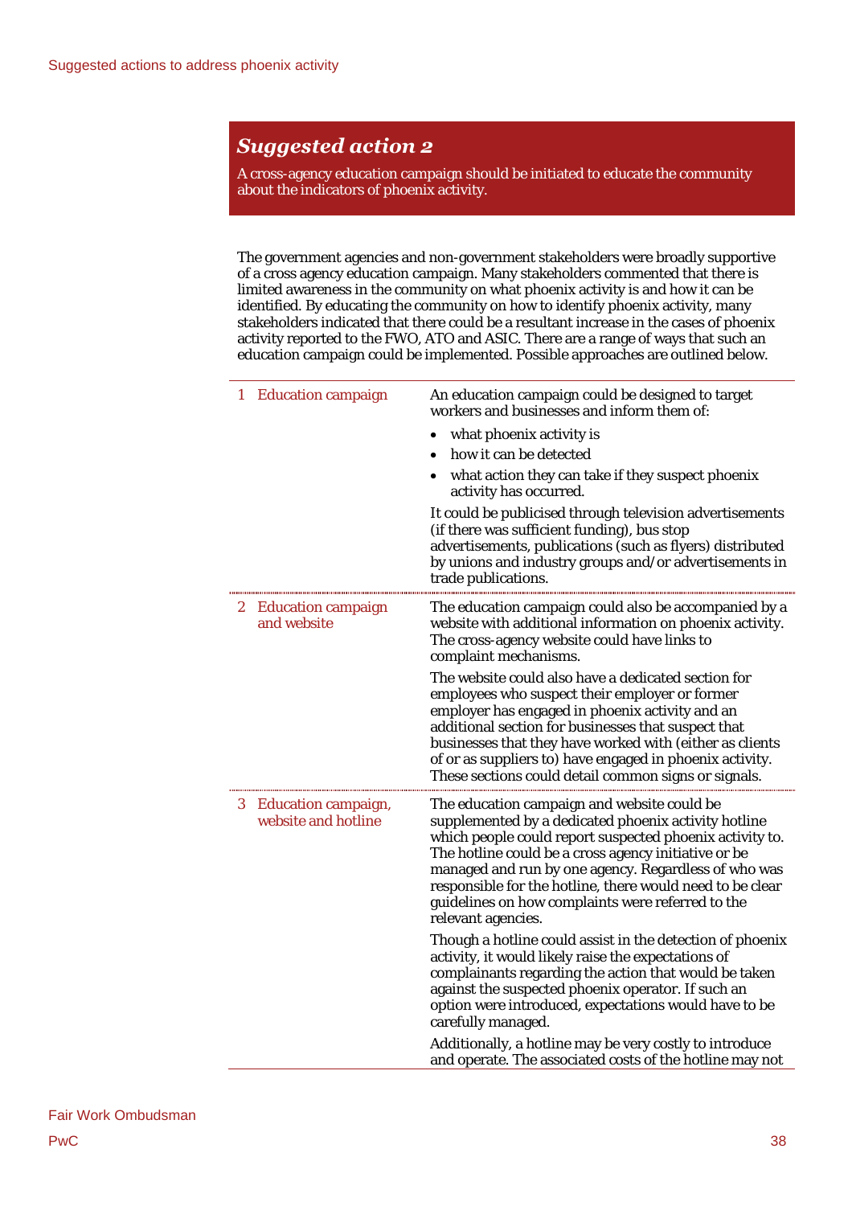## *Suggested action 2*

A cross-agency education campaign should be initiated to educate the community about the indicators of phoenix activity.

The government agencies and non-government stakeholders were broadly supportive of a cross agency education campaign. Many stakeholders commented that there is limited awareness in the community on what phoenix activity is and how it can be identified. By educating the community on how to identify phoenix activity, many stakeholders indicated that there could be a resultant increase in the cases of phoenix activity reported to the FWO, ATO and ASIC. There are a range of ways that such an education campaign could be implemented. Possible approaches are outlined below.

| | |
|---|---|
| 1 Education campaign | An education campaign could be designed to target workers and businesses and inform them of:<br>• what phoenix activity is<br>• how it can be detected<br>• what action they can take if they suspect phoenix activity has occurred.<br><br>It could be publicised through television advertisements (if there was sufficient funding), bus stop advertisements, publications (such as flyers) distributed by unions and industry groups and/or advertisements in trade publications. |
| 2 Education campaign and website | The education campaign could also be accompanied by a website with additional information on phoenix activity. The cross-agency website could have links to complaint mechanisms.<br><br>The website could also have a dedicated section for employees who suspect their employer or former employer has engaged in phoenix activity and an additional section for businesses that suspect that businesses that they have worked with (either as clients of or as suppliers to) have engaged in phoenix activity. These sections could detail common signs or signals. |
| 3 Education campaign, website and hotline | The education campaign and website could be supplemented by a dedicated phoenix activity hotline which people could report suspected phoenix activity to. The hotline could be a cross agency initiative or be managed and run by one agency. Regardless of who was responsible for the hotline, there would need to be clear guidelines on how complaints were referred to the relevant agencies.<br><br>Though a hotline could assist in the detection of phoenix activity, it would likely raise the expectations of complainants regarding the action that would be taken against the suspected phoenix operator. If such an option were introduced, expectations would have to be carefully managed.<br><br>Additionally, a hotline may be very costly to introduce and operate. The associated costs of the hotline may not |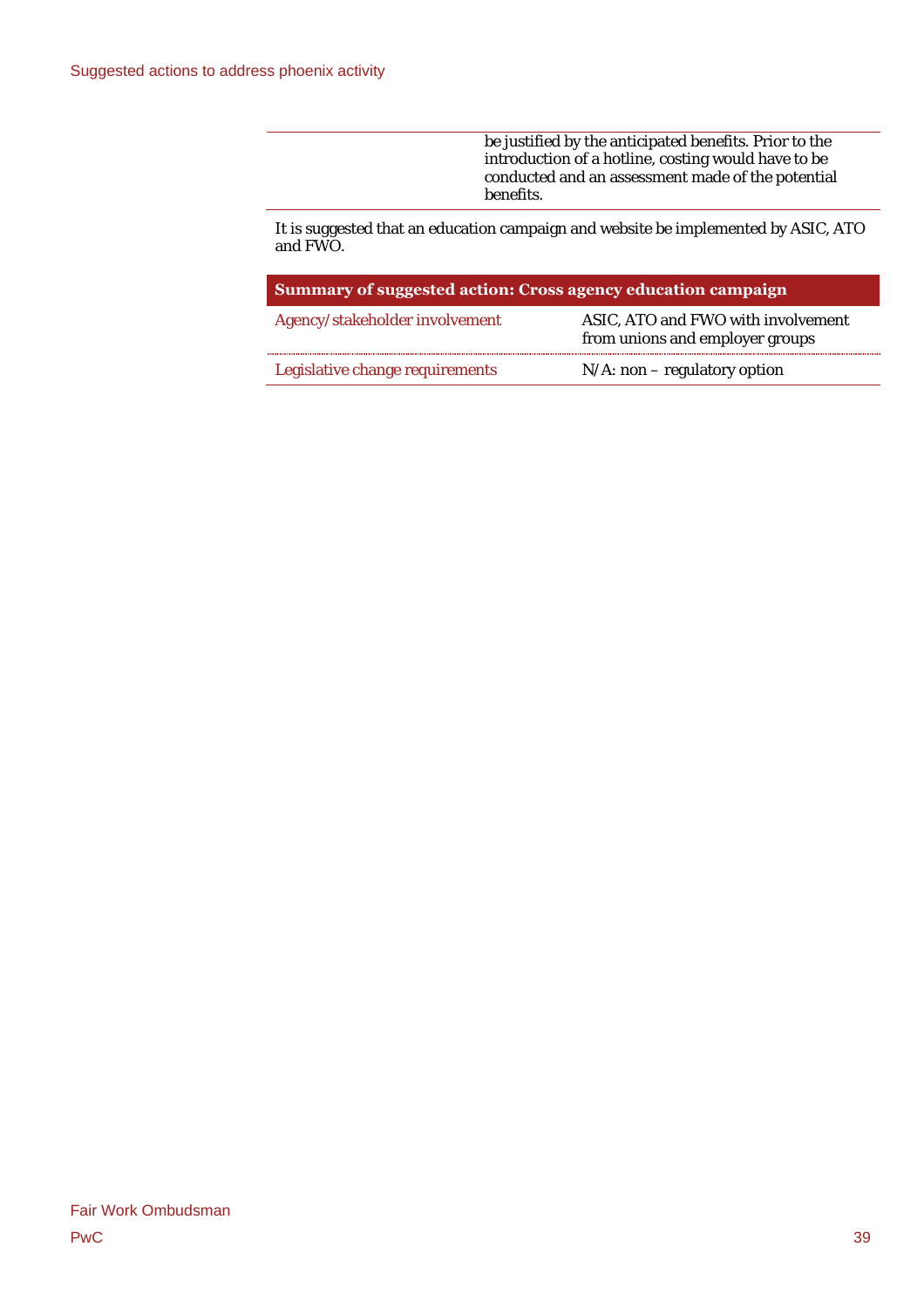| | be justified by the anticipated benefits. Prior to the introduction of a hotline, costing would have to be conducted and an assessment made of the potential benefits. |
|---|---|

It is suggested that an education campaign and website be implemented by ASIC, ATO and FWO.

| Summary of suggested action: Cross agency education campaign | |
|---|---|
| Agency/stakeholder involvement | ASIC, ATO and FWO with involvement from unions and employer groups |
| Legislative change requirements | N/A: non – regulatory option |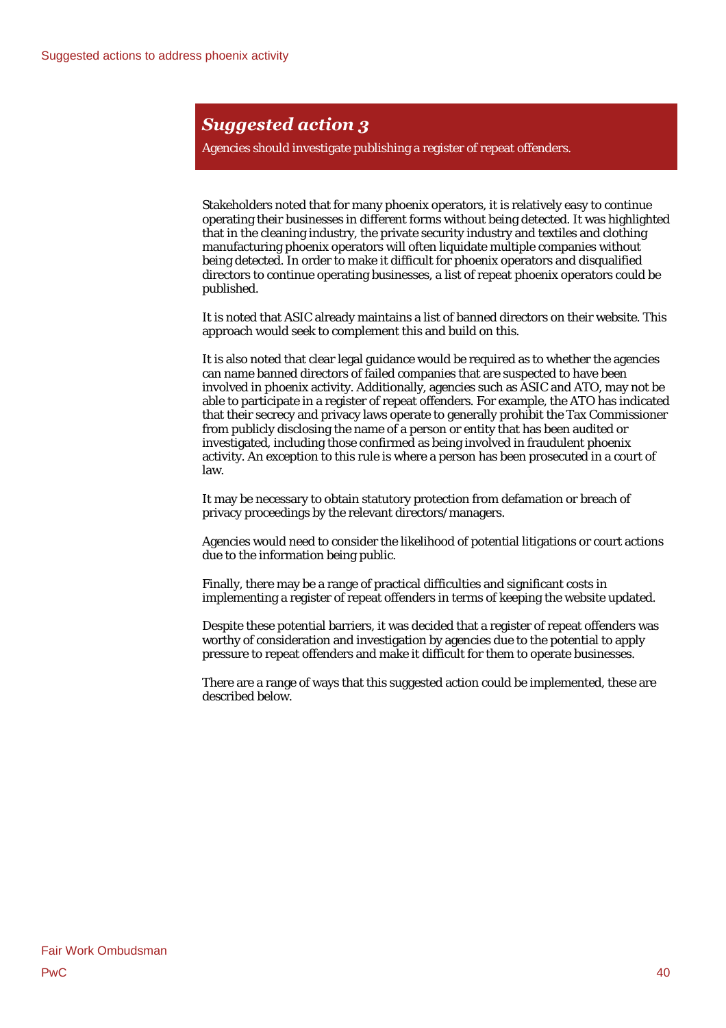## *Suggested action 3*

Agencies should investigate publishing a register of repeat offenders.

Stakeholders noted that for many phoenix operators, it is relatively easy to continue operating their businesses in different forms without being detected. It was highlighted that in the cleaning industry, the private security industry and textiles and clothing manufacturing phoenix operators will often liquidate multiple companies without being detected. In order to make it difficult for phoenix operators and disqualified directors to continue operating businesses, a list of repeat phoenix operators could be published.

It is noted that ASIC already maintains a list of banned directors on their website. This approach would seek to complement this and build on this.

It is also noted that clear legal guidance would be required as to whether the agencies can name banned directors of failed companies that are suspected to have been involved in phoenix activity. Additionally, agencies such as ASIC and ATO, may not be able to participate in a register of repeat offenders. For example, the ATO has indicated that their secrecy and privacy laws operate to generally prohibit the Tax Commissioner from publicly disclosing the name of a person or entity that has been audited or investigated, including those confirmed as being involved in fraudulent phoenix activity. An exception to this rule is where a person has been prosecuted in a court of law.

It may be necessary to obtain statutory protection from defamation or breach of privacy proceedings by the relevant directors/managers.

Agencies would need to consider the likelihood of potential litigations or court actions due to the information being public.

Finally, there may be a range of practical difficulties and significant costs in implementing a register of repeat offenders in terms of keeping the website updated.

Despite these potential barriers, it was decided that a register of repeat offenders was worthy of consideration and investigation by agencies due to the potential to apply pressure to repeat offenders and make it difficult for them to operate businesses.

There are a range of ways that this suggested action could be implemented, these are described below.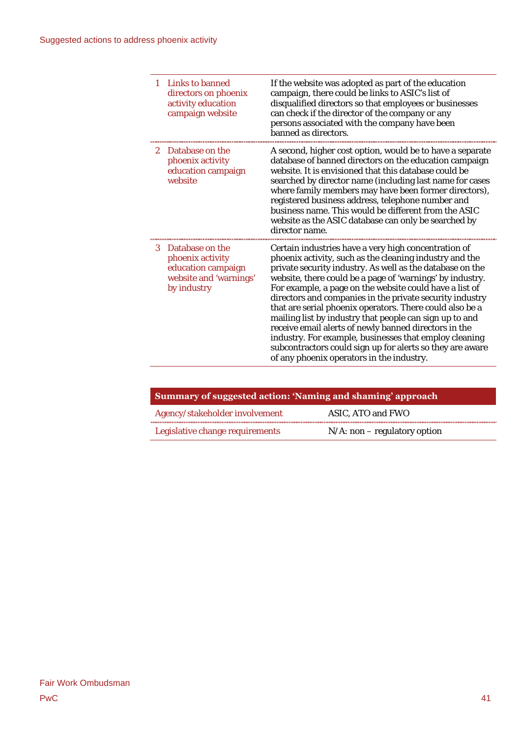| | |
|---|---|
| 1 Links to banned directors on phoenix activity education campaign website | If the website was adopted as part of the education campaign, there could be links to ASIC's list of disqualified directors so that employees or businesses can check if the director of the company or any persons associated with the company have been banned as directors. |
| 2 Database on the phoenix activity education campaign website | A second, higher cost option, would be to have a separate database of banned directors on the education campaign website. It is envisioned that this database could be searched by director name (including last name for cases where family members may have been former directors), registered business address, telephone number and business name. This would be different from the ASIC website as the ASIC database can only be searched by director name. |
| 3 Database on the phoenix activity education campaign website and 'warnings' by industry | Certain industries have a very high concentration of phoenix activity, such as the cleaning industry and the private security industry. As well as the database on the website, there could be a page of 'warnings' by industry. For example, a page on the website could have a list of directors and companies in the private security industry that are serial phoenix operators. There could also be a mailing list by industry that people can sign up to and receive email alerts of newly banned directors in the industry. For example, businesses that employ cleaning subcontractors could sign up for alerts so they are aware of any phoenix operators in the industry. |

| **Summary of suggested action: 'Naming and shaming' approach** | |
|---|---|
| Agency/stakeholder involvement | ASIC, ATO and FWO |
| Legislative change requirements | N/A: non – regulatory option |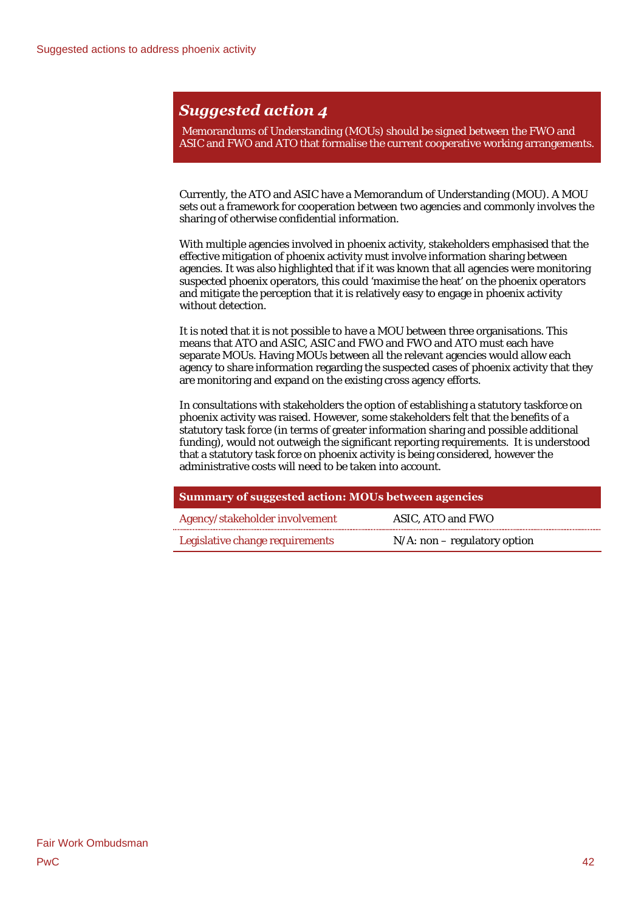## *Suggested action 4*

Memorandums of Understanding (MOUs) should be signed between the FWO and ASIC and FWO and ATO that formalise the current cooperative working arrangements.

Currently, the ATO and ASIC have a Memorandum of Understanding (MOU). A MOU sets out a framework for cooperation between two agencies and commonly involves the sharing of otherwise confidential information.

With multiple agencies involved in phoenix activity, stakeholders emphasised that the effective mitigation of phoenix activity must involve information sharing between agencies. It was also highlighted that if it was known that all agencies were monitoring suspected phoenix operators, this could 'maximise the heat' on the phoenix operators and mitigate the perception that it is relatively easy to engage in phoenix activity without detection.

It is noted that it is not possible to have a MOU between three organisations. This means that ATO and ASIC, ASIC and FWO and FWO and ATO must each have separate MOUs. Having MOUs between all the relevant agencies would allow each agency to share information regarding the suspected cases of phoenix activity that they are monitoring and expand on the existing cross agency efforts.

In consultations with stakeholders the option of establishing a statutory taskforce on phoenix activity was raised. However, some stakeholders felt that the benefits of a statutory task force (in terms of greater information sharing and possible additional funding), would not outweigh the significant reporting requirements. It is understood that a statutory task force on phoenix activity is being considered, however the administrative costs will need to be taken into account.

| **Summary of suggested action: MOUs between agencies** | |
|---|---|
| Agency/stakeholder involvement | ASIC, ATO and FWO |
| Legislative change requirements | N/A: non – regulatory option |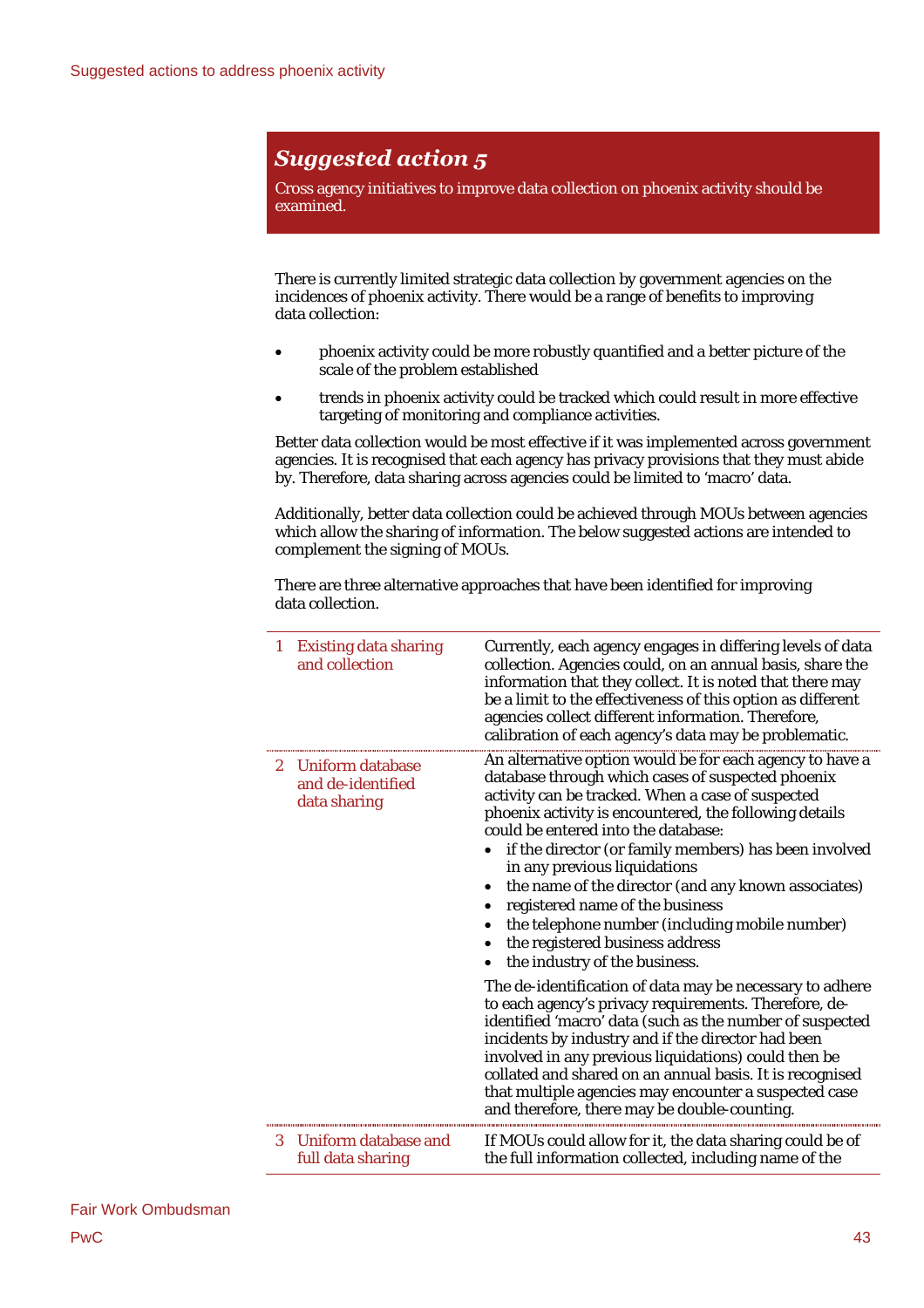## *Suggested action 5*

Cross agency initiatives to improve data collection on phoenix activity should be examined.

There is currently limited strategic data collection by government agencies on the incidences of phoenix activity. There would be a range of benefits to improving data collection:

- phoenix activity could be more robustly quantified and a better picture of the scale of the problem established
- trends in phoenix activity could be tracked which could result in more effective targeting of monitoring and compliance activities.

Better data collection would be most effective if it was implemented across government agencies. It is recognised that each agency has privacy provisions that they must abide by. Therefore, data sharing across agencies could be limited to 'macro' data.

Additionally, better data collection could be achieved through MOUs between agencies which allow the sharing of information. The below suggested actions are intended to complement the signing of MOUs.

There are three alternative approaches that have been identified for improving data collection.

| | |
|---|---|
| 1 Existing data sharing and collection | Currently, each agency engages in differing levels of data collection. Agencies could, on an annual basis, share the information that they collect. It is noted that there may be a limit to the effectiveness of this option as different agencies collect different information. Therefore, calibration of each agency's data may be problematic. |
| 2 Uniform database and de-identified data sharing | An alternative option would be for each agency to have a database through which cases of suspected phoenix activity can be tracked. When a case of suspected phoenix activity is encountered, the following details could be entered into the database: <br>• if the director (or family members) has been involved in any previous liquidations <br>• the name of the director (and any known associates) <br>• registered name of the business <br>• the telephone number (including mobile number) <br>• the registered business address <br>• the industry of the business. <br><br>The de-identification of data may be necessary to adhere to each agency's privacy requirements. Therefore, de-identified 'macro' data (such as the number of suspected incidents by industry and if the director had been involved in any previous liquidations) could then be collated and shared on an annual basis. It is recognised that multiple agencies may encounter a suspected case and therefore, there may be double-counting. |
| 3 Uniform database and full data sharing | If MOUs could allow for it, the data sharing could be of the full information collected, including name of the |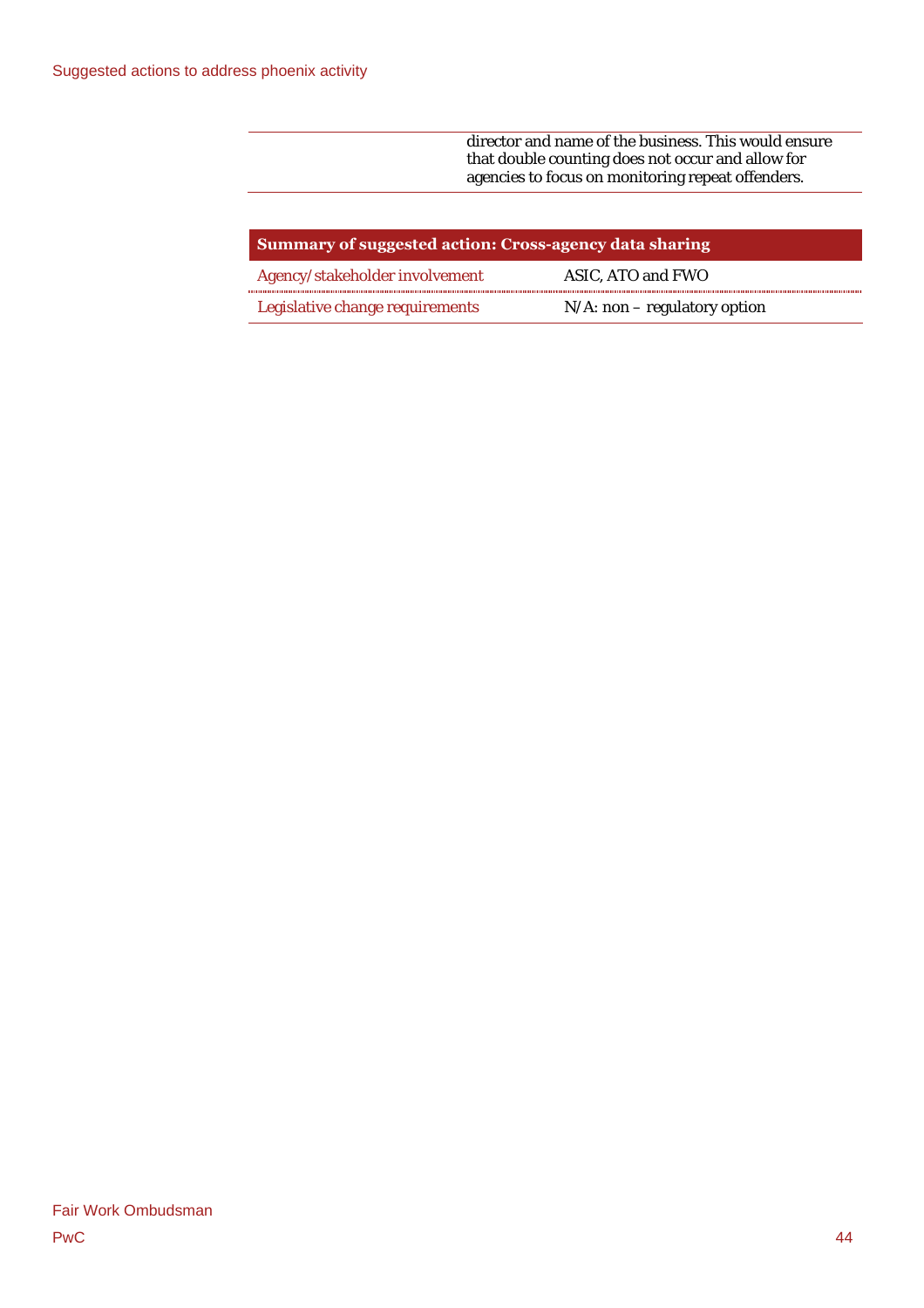|  | director and name of the business. This would ensure that double counting does not occur and allow for agencies to focus on monitoring repeat offenders. |
| --- | --- |

| Summary of suggested action: Cross-agency data sharing | |
| --- | --- |
| Agency/stakeholder involvement | ASIC, ATO and FWO |
| Legislative change requirements | N/A: non – regulatory option |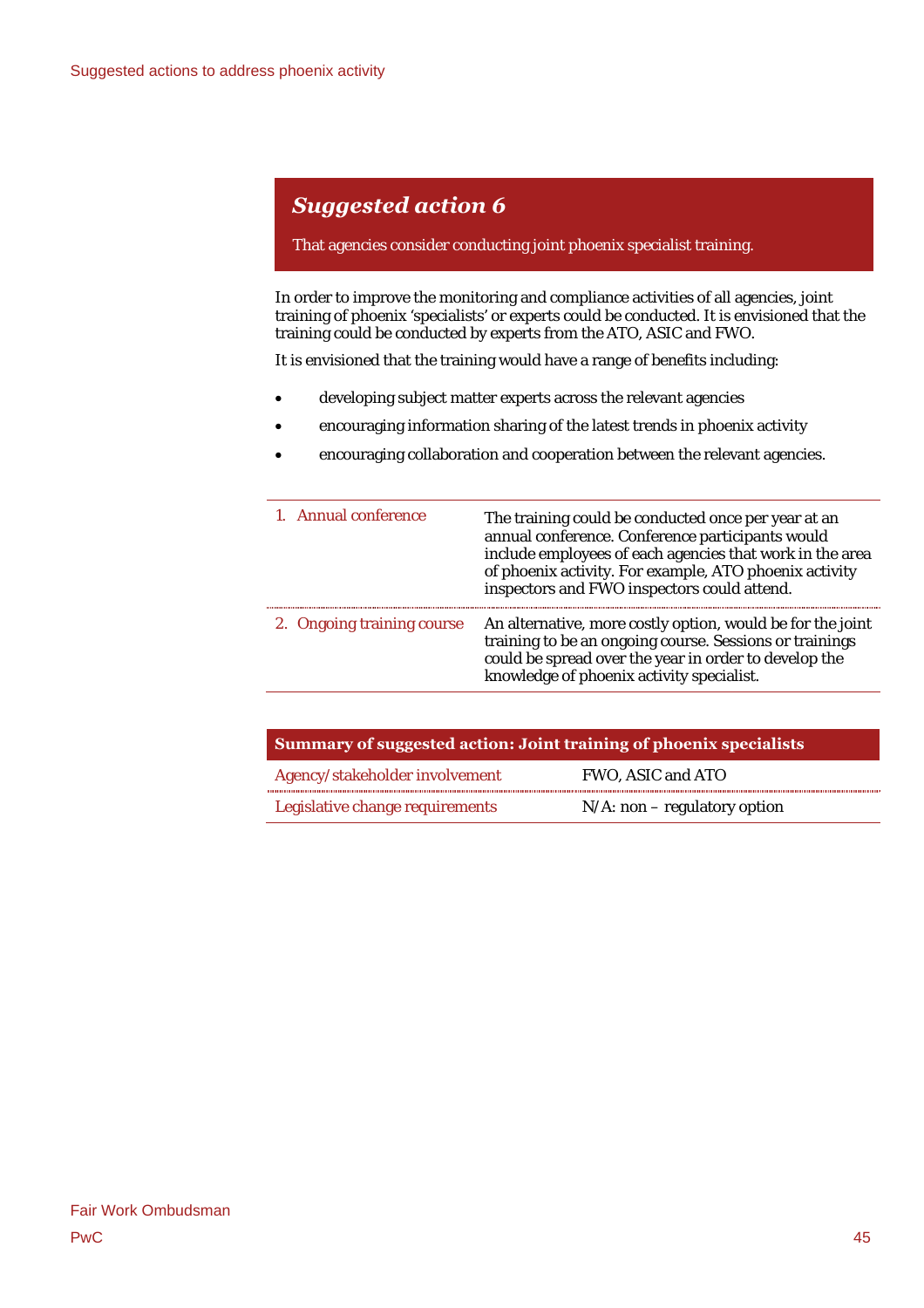## *Suggested action 6*

That agencies consider conducting joint phoenix specialist training.

In order to improve the monitoring and compliance activities of all agencies, joint training of phoenix 'specialists' or experts could be conducted. It is envisioned that the training could be conducted by experts from the ATO, ASIC and FWO.

It is envisioned that the training would have a range of benefits including:

- developing subject matter experts across the relevant agencies
- encouraging information sharing of the latest trends in phoenix activity
- encouraging collaboration and cooperation between the relevant agencies.

| | |
|---|---|
| 1. Annual conference | The training could be conducted once per year at an annual conference. Conference participants would include employees of each agencies that work in the area of phoenix activity. For example, ATO phoenix activity inspectors and FWO inspectors could attend. |
| 2. Ongoing training course | An alternative, more costly option, would be for the joint training to be an ongoing course. Sessions or trainings could be spread over the year in order to develop the knowledge of phoenix activity specialist. |

| **Summary of suggested action: Joint training of phoenix specialists** | |
|---|---|
| Agency/stakeholder involvement | FWO, ASIC and ATO |
| Legislative change requirements | N/A: non – regulatory option |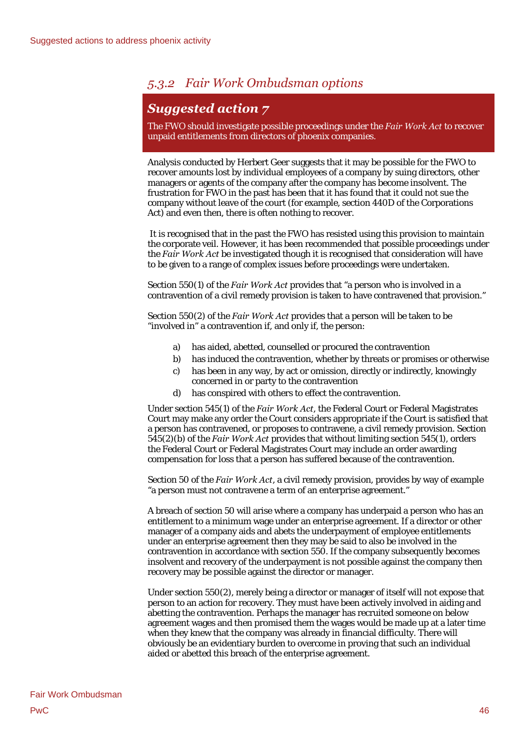### *5.3.2 Fair Work Ombudsman options*

## *Suggested action 7*

The FWO should investigate possible proceedings under the *Fair Work Act* to recover unpaid entitlements from directors of phoenix companies.

Analysis conducted by Herbert Geer suggests that it may be possible for the FWO to recover amounts lost by individual employees of a company by suing directors, other managers or agents of the company after the company has become insolvent. The frustration for FWO in the past has been that it has found that it could not sue the company without leave of the court (for example, section 440D of the Corporations Act) and even then, there is often nothing to recover.

It is recognised that in the past the FWO has resisted using this provision to maintain the corporate veil. However, it has been recommended that possible proceedings under the *Fair Work Act* be investigated though it is recognised that consideration will have to be given to a range of complex issues before proceedings were undertaken.

Section 550(1) of the *Fair Work Act* provides that "a person who is involved in a contravention of a civil remedy provision is taken to have contravened that provision."

Section 550(2) of the *Fair Work Act* provides that a person will be taken to be "involved in" a contravention if, and only if, the person:

a) has aided, abetted, counselled or procured the contravention
b) has induced the contravention, whether by threats or promises or otherwise
c) has been in any way, by act or omission, directly or indirectly, knowingly concerned in or party to the contravention
d) has conspired with others to effect the contravention.

Under section 545(1) of the *Fair Work Act*, the Federal Court or Federal Magistrates Court may make any order the Court considers appropriate if the Court is satisfied that a person has contravened, or proposes to contravene, a civil remedy provision. Section 545(2)(b) of the *Fair Work Act* provides that without limiting section 545(1), orders the Federal Court or Federal Magistrates Court may include an order awarding compensation for loss that a person has suffered because of the contravention.

Section 50 of the *Fair Work Act*, a civil remedy provision, provides by way of example "a person must not contravene a term of an enterprise agreement."

A breach of section 50 will arise where a company has underpaid a person who has an entitlement to a minimum wage under an enterprise agreement. If a director or other manager of a company aids and abets the underpayment of employee entitlements under an enterprise agreement then they may be said to also be involved in the contravention in accordance with section 550. If the company subsequently becomes insolvent and recovery of the underpayment is not possible against the company then recovery may be possible against the director or manager.

Under section 550(2), merely being a director or manager of itself will not expose that person to an action for recovery. They must have been actively involved in aiding and abetting the contravention. Perhaps the manager has recruited someone on below agreement wages and then promised them the wages would be made up at a later time when they knew that the company was already in financial difficulty. There will obviously be an evidentiary burden to overcome in proving that such an individual aided or abetted this breach of the enterprise agreement.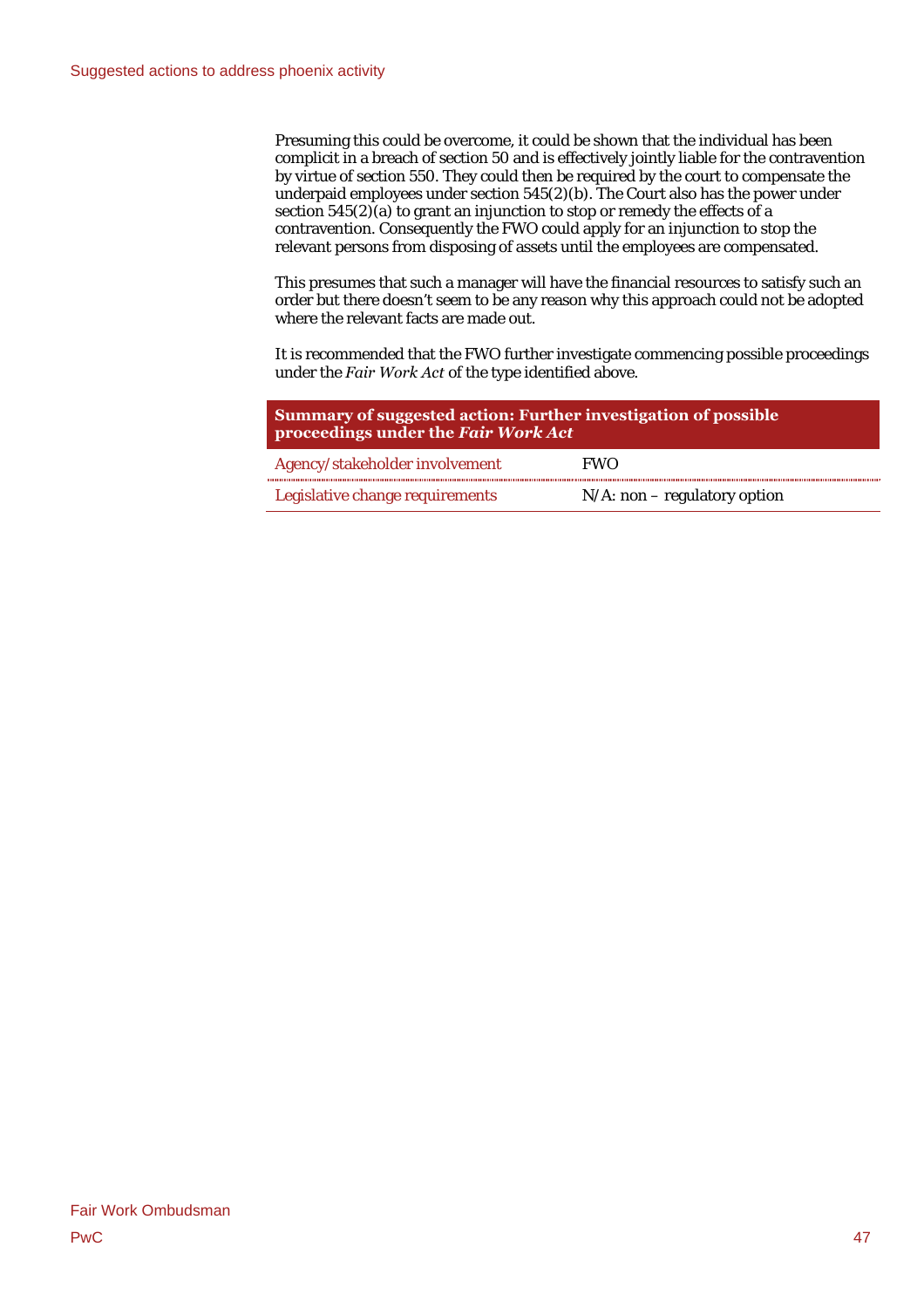Presuming this could be overcome, it could be shown that the individual has been complicit in a breach of section 50 and is effectively jointly liable for the contravention by virtue of section 550. They could then be required by the court to compensate the underpaid employees under section 545(2)(b). The Court also has the power under section 545(2)(a) to grant an injunction to stop or remedy the effects of a contravention. Consequently the FWO could apply for an injunction to stop the relevant persons from disposing of assets until the employees are compensated.

This presumes that such a manager will have the financial resources to satisfy such an order but there doesn't seem to be any reason why this approach could not be adopted where the relevant facts are made out.

It is recommended that the FWO further investigate commencing possible proceedings under the *Fair Work Act* of the type identified above.

| **Summary of suggested action: Further investigation of possible proceedings under the *Fair Work Act*** | |
|---|---|
| Agency/stakeholder involvement | FWO |
| Legislative change requirements | N/A: non – regulatory option |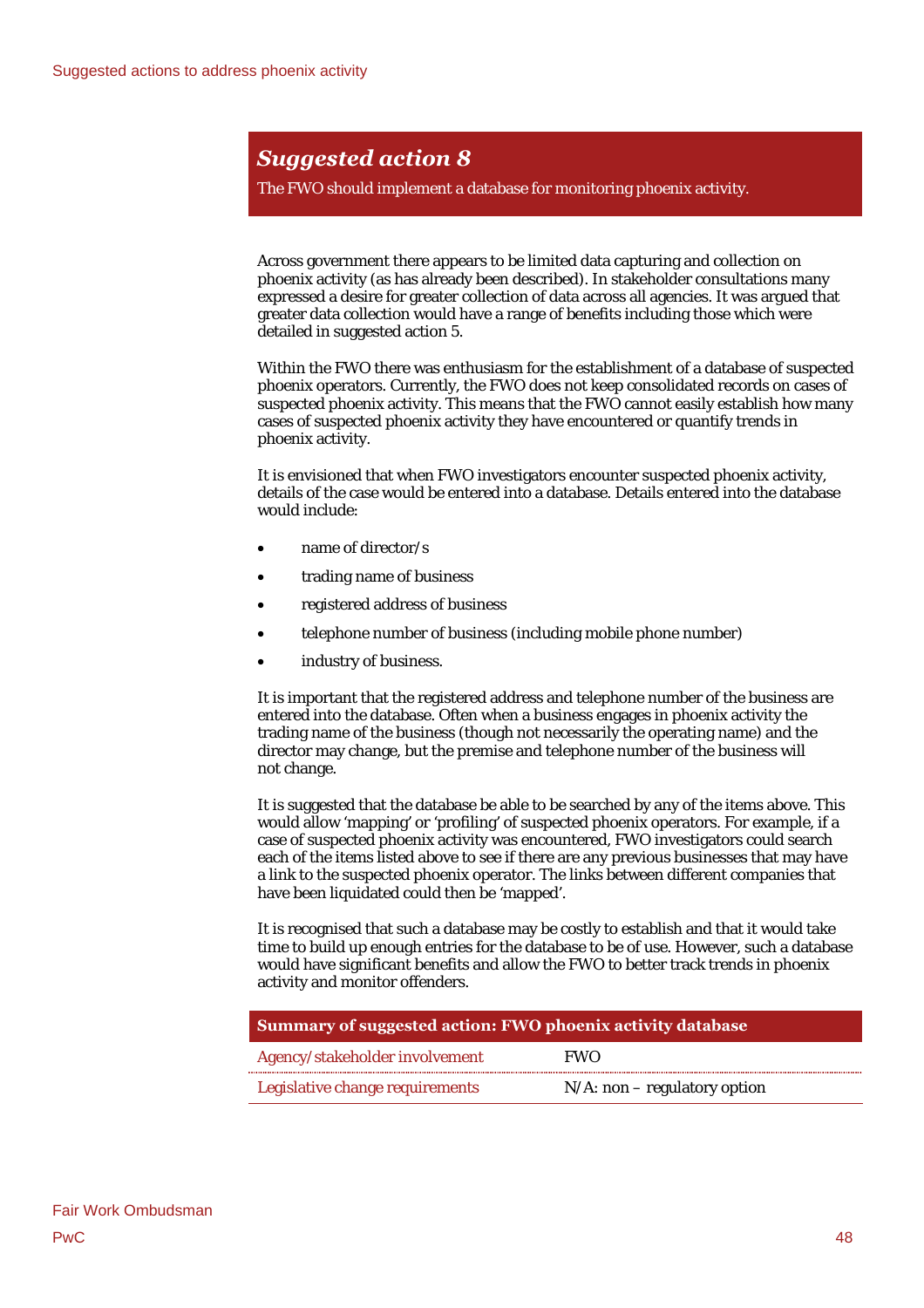## *Suggested action 8*

The FWO should implement a database for monitoring phoenix activity.

Across government there appears to be limited data capturing and collection on phoenix activity (as has already been described). In stakeholder consultations many expressed a desire for greater collection of data across all agencies. It was argued that greater data collection would have a range of benefits including those which were detailed in suggested action 5.

Within the FWO there was enthusiasm for the establishment of a database of suspected phoenix operators. Currently, the FWO does not keep consolidated records on cases of suspected phoenix activity. This means that the FWO cannot easily establish how many cases of suspected phoenix activity they have encountered or quantify trends in phoenix activity.

It is envisioned that when FWO investigators encounter suspected phoenix activity, details of the case would be entered into a database. Details entered into the database would include:

- name of director/s
- trading name of business
- registered address of business
- telephone number of business (including mobile phone number)
- industry of business.

It is important that the registered address and telephone number of the business are entered into the database. Often when a business engages in phoenix activity the trading name of the business (though not necessarily the operating name) and the director may change, but the premise and telephone number of the business will not change.

It is suggested that the database be able to be searched by any of the items above. This would allow 'mapping' or 'profiling' of suspected phoenix operators. For example, if a case of suspected phoenix activity was encountered, FWO investigators could search each of the items listed above to see if there are any previous businesses that may have a link to the suspected phoenix operator. The links between different companies that have been liquidated could then be 'mapped'.

It is recognised that such a database may be costly to establish and that it would take time to build up enough entries for the database to be of use. However, such a database would have significant benefits and allow the FWO to better track trends in phoenix activity and monitor offenders.

| Summary of suggested action: FWO phoenix activity database | |
|---|---|
| Agency/stakeholder involvement | FWO |
| Legislative change requirements | N/A: non – regulatory option |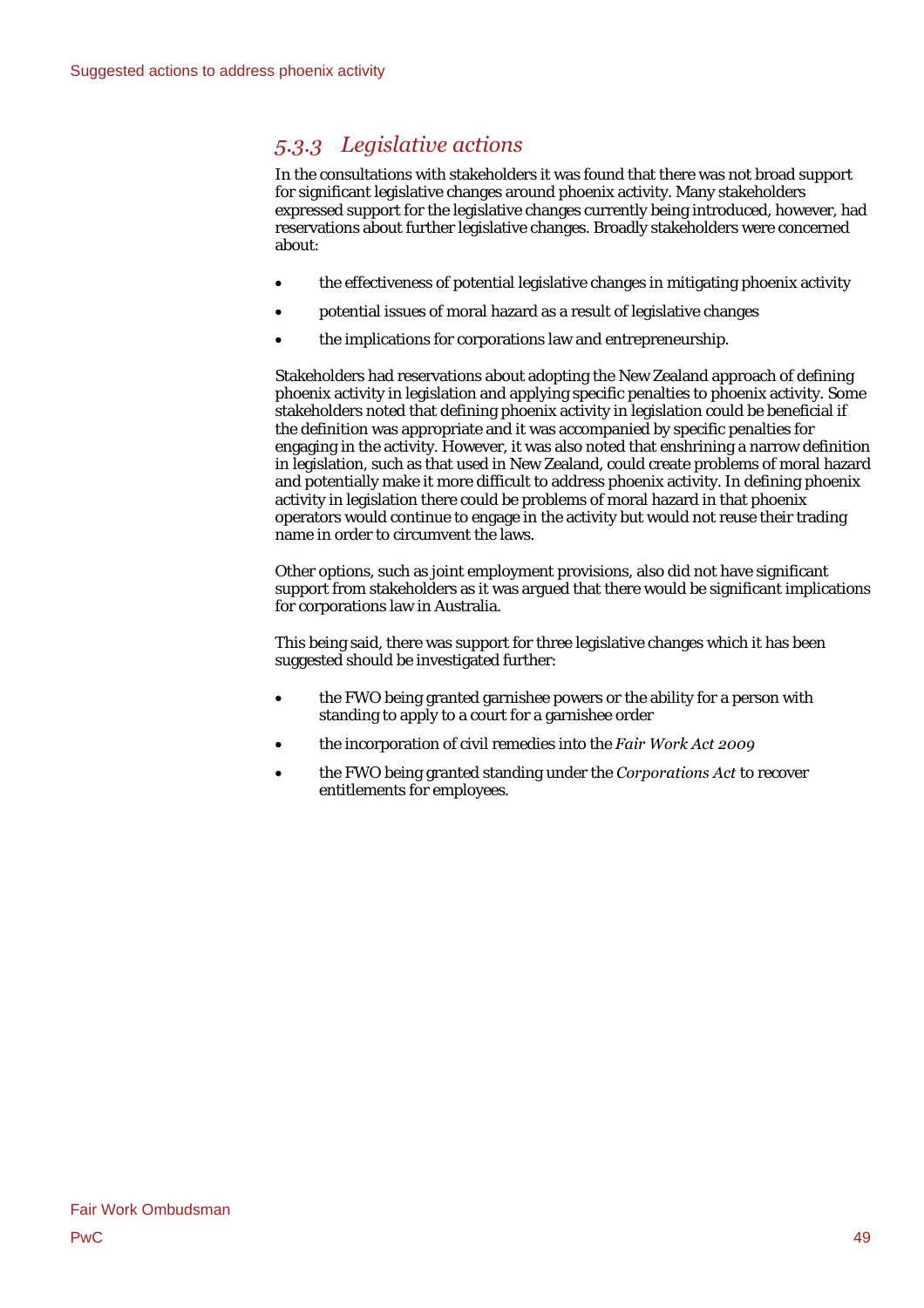### 5.3.3 Legislative actions

In the consultations with stakeholders it was found that there was not broad support for significant legislative changes around phoenix activity. Many stakeholders expressed support for the legislative changes currently being introduced, however, had reservations about further legislative changes. Broadly stakeholders were concerned about:

- the effectiveness of potential legislative changes in mitigating phoenix activity
- potential issues of moral hazard as a result of legislative changes
- the implications for corporations law and entrepreneurship.

Stakeholders had reservations about adopting the New Zealand approach of defining phoenix activity in legislation and applying specific penalties to phoenix activity. Some stakeholders noted that defining phoenix activity in legislation could be beneficial if the definition was appropriate and it was accompanied by specific penalties for engaging in the activity. However, it was also noted that enshrining a narrow definition in legislation, such as that used in New Zealand, could create problems of moral hazard and potentially make it more difficult to address phoenix activity. In defining phoenix activity in legislation there could be problems of moral hazard in that phoenix operators would continue to engage in the activity but would not reuse their trading name in order to circumvent the laws.

Other options, such as joint employment provisions, also did not have significant support from stakeholders as it was argued that there would be significant implications for corporations law in Australia.

This being said, there was support for three legislative changes which it has been suggested should be investigated further:

- the FWO being granted garnishee powers or the ability for a person with standing to apply to a court for a garnishee order
- the incorporation of civil remedies into the *Fair Work Act 2009*
- the FWO being granted standing under the *Corporations Act* to recover entitlements for employees.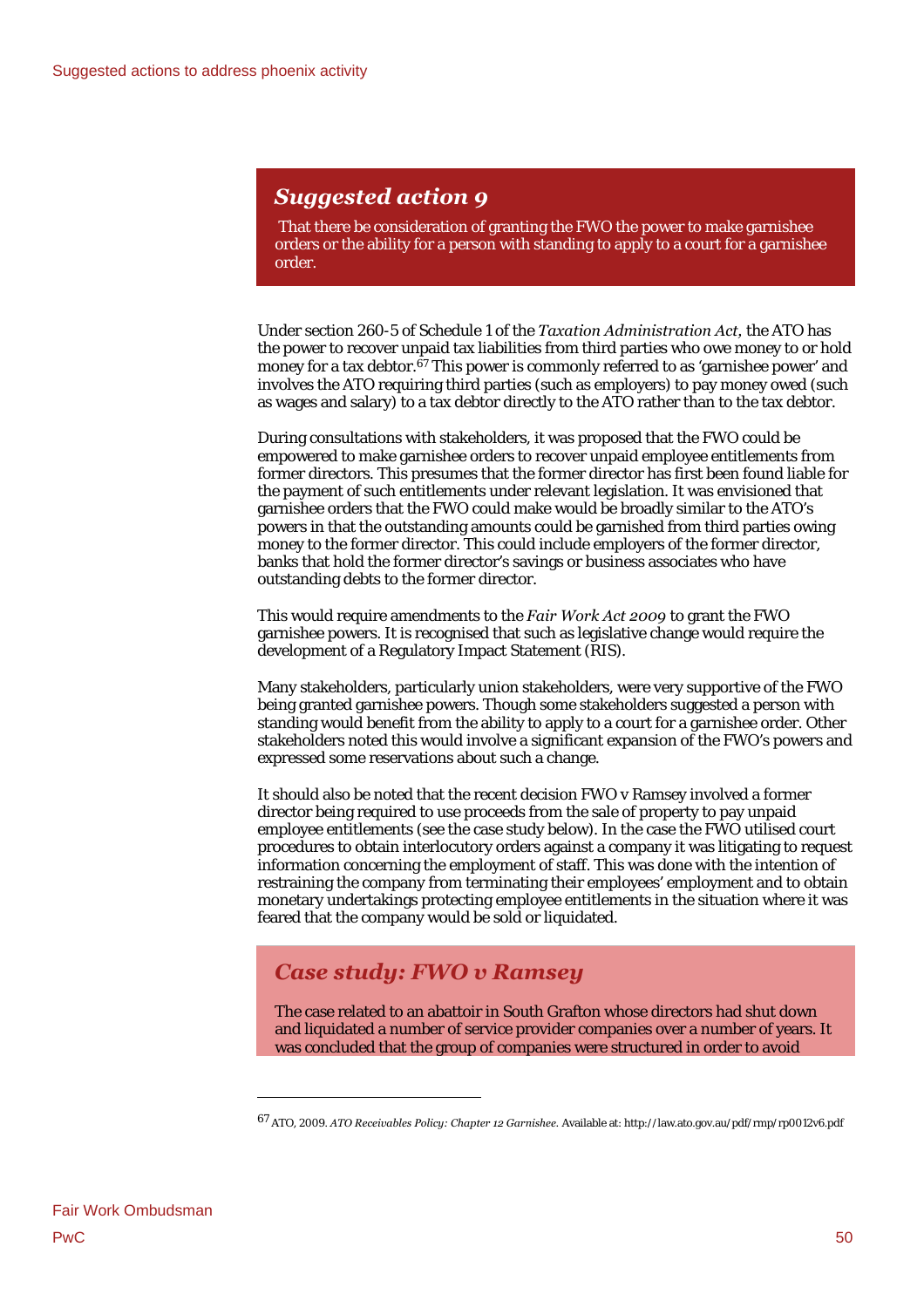## *Suggested action 9*

That there be consideration of granting the FWO the power to make garnishee orders or the ability for a person with standing to apply to a court for a garnishee order.

Under section 260-5 of Schedule 1 of the *Taxation Administration Act*, the ATO has the power to recover unpaid tax liabilities from third parties who owe money to or hold money for a tax debtor.[67] This power is commonly referred to as 'garnishee power' and involves the ATO requiring third parties (such as employers) to pay money owed (such as wages and salary) to a tax debtor directly to the ATO rather than to the tax debtor.

During consultations with stakeholders, it was proposed that the FWO could be empowered to make garnishee orders to recover unpaid employee entitlements from former directors. This presumes that the former director has first been found liable for the payment of such entitlements under relevant legislation. It was envisioned that garnishee orders that the FWO could make would be broadly similar to the ATO's powers in that the outstanding amounts could be garnished from third parties owing money to the former director. This could include employers of the former director, banks that hold the former director's savings or business associates who have outstanding debts to the former director.

This would require amendments to the *Fair Work Act 2009* to grant the FWO garnishee powers. It is recognised that such as legislative change would require the development of a Regulatory Impact Statement (RIS).

Many stakeholders, particularly union stakeholders, were very supportive of the FWO being granted garnishee powers. Though some stakeholders suggested a person with standing would benefit from the ability to apply to a court for a garnishee order. Other stakeholders noted this would involve a significant expansion of the FWO's powers and expressed some reservations about such a change.

It should also be noted that the recent decision FWO v Ramsey involved a former director being required to use proceeds from the sale of property to pay unpaid employee entitlements (see the case study below). In the case the FWO utilised court procedures to obtain interlocutory orders against a company it was litigating to request information concerning the employment of staff. This was done with the intention of restraining the company from terminating their employees' employment and to obtain monetary undertakings protecting employee entitlements in the situation where it was feared that the company would be sold or liquidated.

### *Case study: FWO v Ramsey*

The case related to an abattoir in South Grafton whose directors had shut down and liquidated a number of service provider companies over a number of years. It was concluded that the group of companies were structured in order to avoid

---

[67] ATO, 2009. *ATO Receivables Policy: Chapter 12 Garnishee.* Available at: http://law.ato.gov.au/pdf/rmp/rp0012v6.pdf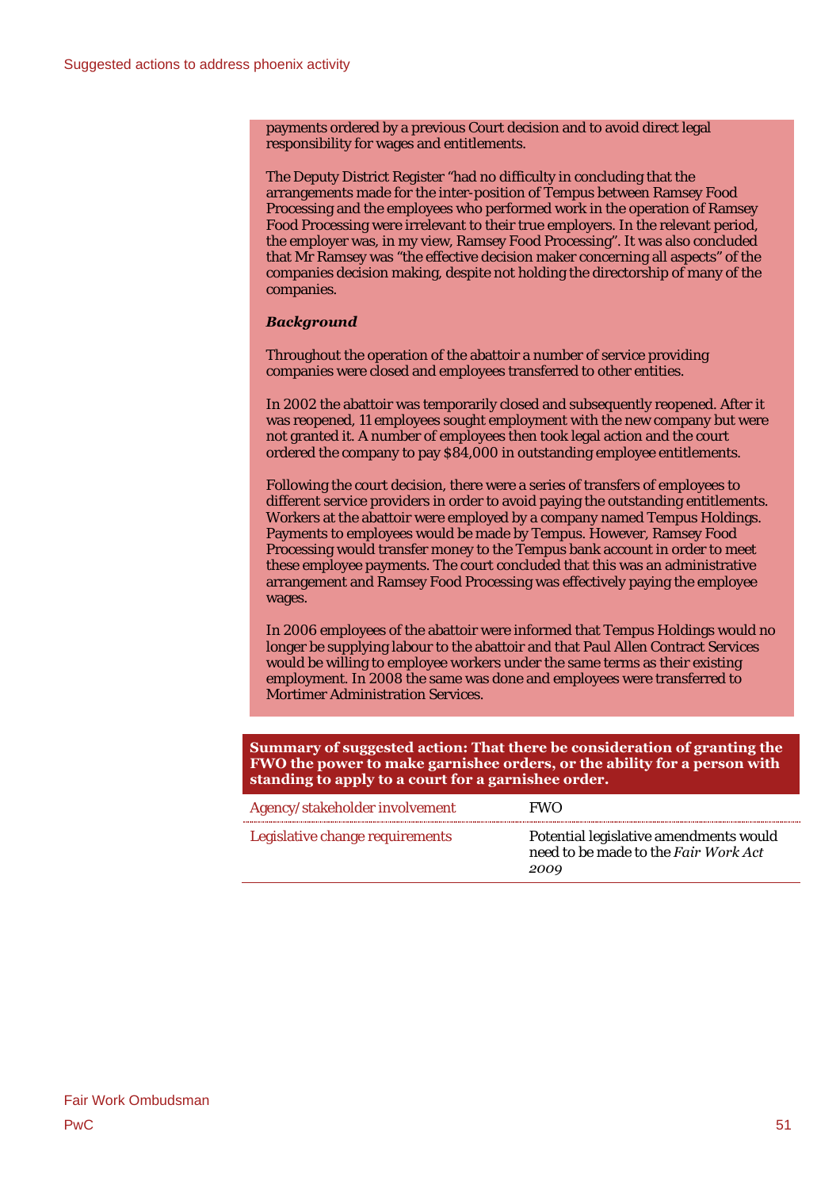payments ordered by a previous Court decision and to avoid direct legal responsibility for wages and entitlements.

The Deputy District Register "had no difficulty in concluding that the arrangements made for the inter-position of Tempus between Ramsey Food Processing and the employees who performed work in the operation of Ramsey Food Processing were irrelevant to their true employers. In the relevant period, the employer was, in my view, Ramsey Food Processing". It was also concluded that Mr Ramsey was "the effective decision maker concerning all aspects" of the companies decision making, despite not holding the directorship of many of the companies.

***Background***

Throughout the operation of the abattoir a number of service providing companies were closed and employees transferred to other entities.

In 2002 the abattoir was temporarily closed and subsequently reopened. After it was reopened, 11 employees sought employment with the new company but were not granted it. A number of employees then took legal action and the court ordered the company to pay $84,000 in outstanding employee entitlements.

Following the court decision, there were a series of transfers of employees to different service providers in order to avoid paying the outstanding entitlements. Workers at the abattoir were employed by a company named Tempus Holdings. Payments to employees would be made by Tempus. However, Ramsey Food Processing would transfer money to the Tempus bank account in order to meet these employee payments. The court concluded that this was an administrative arrangement and Ramsey Food Processing was effectively paying the employee wages.

In 2006 employees of the abattoir were informed that Tempus Holdings would no longer be supplying labour to the abattoir and that Paul Allen Contract Services would be willing to employee workers under the same terms as their existing employment. In 2008 the same was done and employees were transferred to Mortimer Administration Services.

**Summary of suggested action: That there be consideration of granting the FWO the power to make garnishee orders, or the ability for a person with standing to apply to a court for a garnishee order.**

| | |
|---|---|
| Agency/stakeholder involvement | FWO |
| Legislative change requirements | Potential legislative amendments would need to be made to the *Fair Work Act 2009* |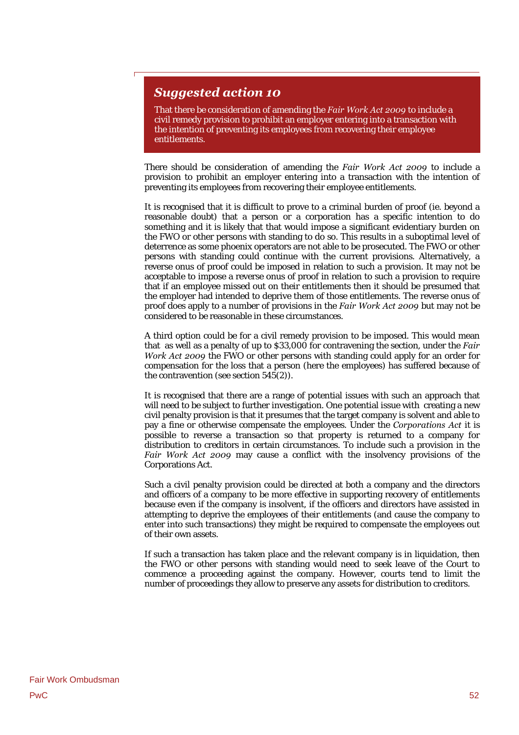## *Suggested action 10*

That there be consideration of amending the *Fair Work Act 2009* to include a civil remedy provision to prohibit an employer entering into a transaction with the intention of preventing its employees from recovering their employee entitlements.

There should be consideration of amending the *Fair Work Act 2009* to include a provision to prohibit an employer entering into a transaction with the intention of preventing its employees from recovering their employee entitlements.

It is recognised that it is difficult to prove to a criminal burden of proof (ie. beyond a reasonable doubt) that a person or a corporation has a specific intention to do something and it is likely that that would impose a significant evidentiary burden on the FWO or other persons with standing to do so. This results in a suboptimal level of deterrence as some phoenix operators are not able to be prosecuted. The FWO or other persons with standing could continue with the current provisions. Alternatively, a reverse onus of proof could be imposed in relation to such a provision. It may not be acceptable to impose a reverse onus of proof in relation to such a provision to require that if an employee missed out on their entitlements then it should be presumed that the employer had intended to deprive them of those entitlements. The reverse onus of proof does apply to a number of provisions in the *Fair Work Act 2009* but may not be considered to be reasonable in these circumstances.

A third option could be for a civil remedy provision to be imposed. This would mean that as well as a penalty of up to $33,000 for contravening the section, under the *Fair Work Act 2009* the FWO or other persons with standing could apply for an order for compensation for the loss that a person (here the employees) has suffered because of the contravention (see section 545(2)).

It is recognised that there are a range of potential issues with such an approach that will need to be subject to further investigation. One potential issue with creating a new civil penalty provision is that it presumes that the target company is solvent and able to pay a fine or otherwise compensate the employees. Under the *Corporations Act* it is possible to reverse a transaction so that property is returned to a company for distribution to creditors in certain circumstances. To include such a provision in the *Fair Work Act 2009* may cause a conflict with the insolvency provisions of the Corporations Act.

Such a civil penalty provision could be directed at both a company and the directors and officers of a company to be more effective in supporting recovery of entitlements because even if the company is insolvent, if the officers and directors have assisted in attempting to deprive the employees of their entitlements (and cause the company to enter into such transactions) they might be required to compensate the employees out of their own assets.

If such a transaction has taken place and the relevant company is in liquidation, then the FWO or other persons with standing would need to seek leave of the Court to commence a proceeding against the company. However, courts tend to limit the number of proceedings they allow to preserve any assets for distribution to creditors.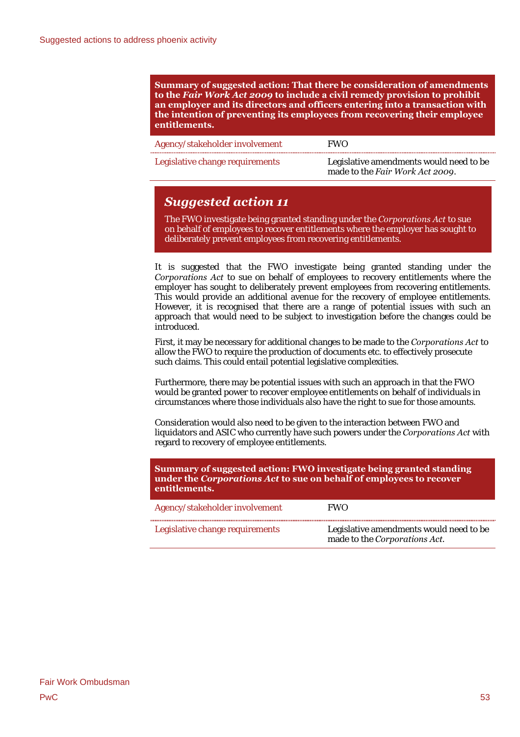| **Summary of suggested action: That there be consideration of amendments to the *Fair Work Act 2009* to include a civil remedy provision to prohibit an employer and its directors and officers entering into a transaction with the intention of preventing its employees from recovering their employee entitlements.** | |
|---|---|
| Agency/stakeholder involvement | FWO |
| Legislative change requirements | Legislative amendments would need to be made to the *Fair Work Act 2009*. |

## *Suggested action 11*

The FWO investigate being granted standing under the *Corporations Act* to sue on behalf of employees to recover entitlements where the employer has sought to deliberately prevent employees from recovering entitlements.

It is suggested that the FWO investigate being granted standing under the *Corporations Act* to sue on behalf of employees to recovery entitlements where the employer has sought to deliberately prevent employees from recovering entitlements. This would provide an additional avenue for the recovery of employee entitlements. However, it is recognised that there are a range of potential issues with such an approach that would need to be subject to investigation before the changes could be introduced.

First, it may be necessary for additional changes to be made to the *Corporations Act* to allow the FWO to require the production of documents etc. to effectively prosecute such claims. This could entail potential legislative complexities.

Furthermore, there may be potential issues with such an approach in that the FWO would be granted power to recover employee entitlements on behalf of individuals in circumstances where those individuals also have the right to sue for those amounts.

Consideration would also need to be given to the interaction between FWO and liquidators and ASIC who currently have such powers under the *Corporations Act* with regard to recovery of employee entitlements.

| **Summary of suggested action: FWO investigate being granted standing under the *Corporations Act* to sue on behalf of employees to recover entitlements.** | |
|---|---|
| Agency/stakeholder involvement | FWO |
| Legislative change requirements | Legislative amendments would need to be made to the *Corporations Act*. |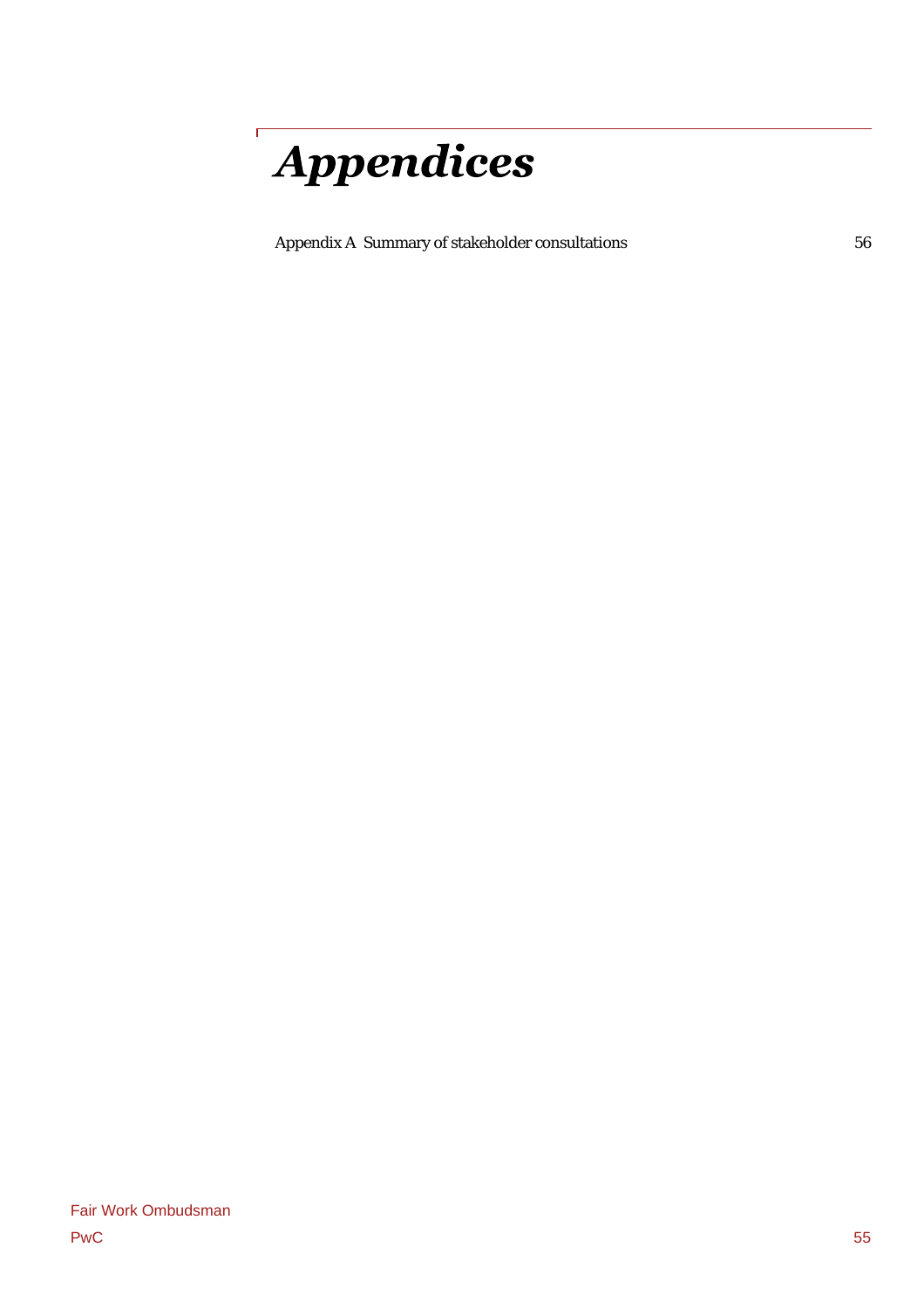# *Appendices*

Appendix A Summary of stakeholder consultations 56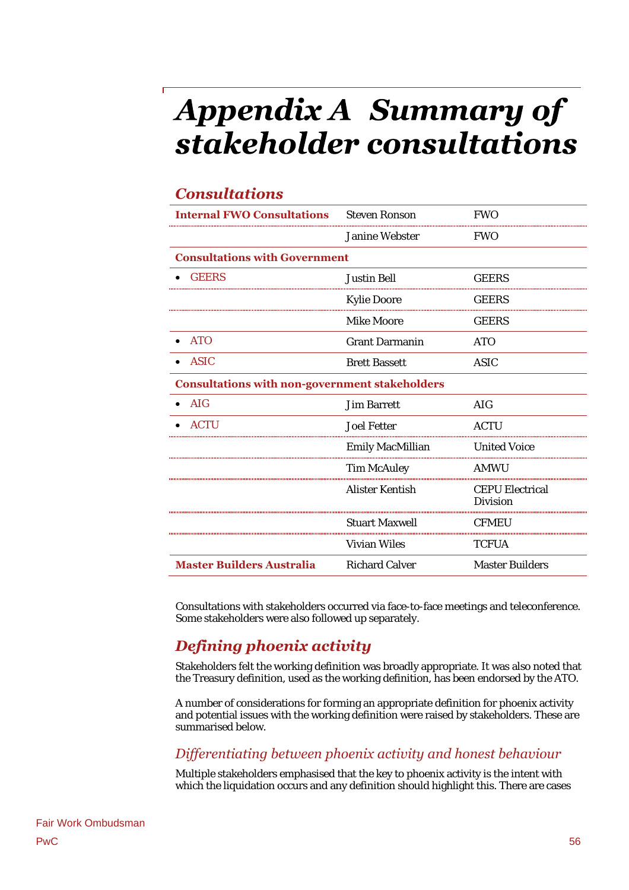# Appendix A Summary of stakeholder consultations

## Consultations

| | | |
|---|---|---|
| **Internal FWO Consultations** | Steven Ronson | FWO |
| | Janine Webster | FWO |
| **Consultations with Government** | | |
| • GEERS | Justin Bell | GEERS |
| | Kylie Doore | GEERS |
| | Mike Moore | GEERS |
| • ATO | Grant Darmanin | ATO |
| • ASIC | Brett Bassett | ASIC |
| **Consultations with non-government stakeholders** | | |
| • AIG | Jim Barrett | AIG |
| • ACTU | Joel Fetter | ACTU |
| | Emily MacMillian | United Voice |
| | Tim McAuley | AMWU |
| | Alister Kentish | CEPU Electrical Division |
| | Stuart Maxwell | CFMEU |
| | Vivian Wiles | TCFUA |
| **Master Builders Australia** | Richard Calver | Master Builders |

Consultations with stakeholders occurred via face-to-face meetings and teleconference. Some stakeholders were also followed up separately.

## Defining phoenix activity

Stakeholders felt the working definition was broadly appropriate. It was also noted that the Treasury definition, used as the working definition, has been endorsed by the ATO.

A number of considerations for forming an appropriate definition for phoenix activity and potential issues with the working definition were raised by stakeholders. These are summarised below.

### Differentiating between phoenix activity and honest behaviour

Multiple stakeholders emphasised that the key to phoenix activity is the intent with which the liquidation occurs and any definition should highlight this. There are cases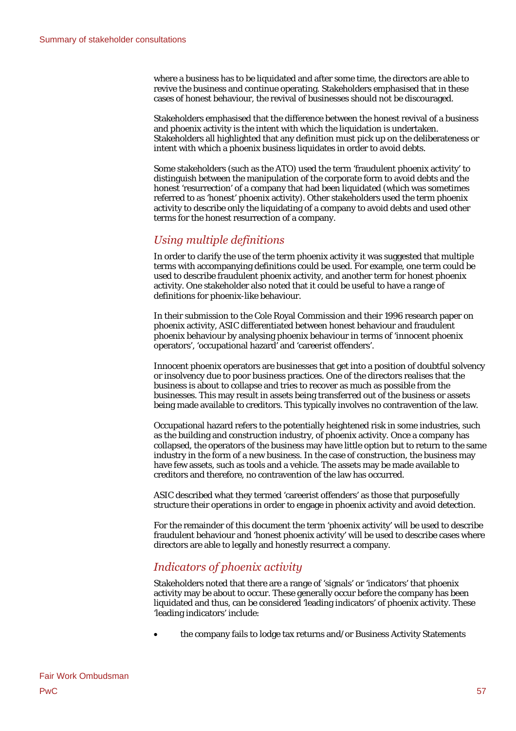where a business has to be liquidated and after some time, the directors are able to revive the business and continue operating. Stakeholders emphasised that in these cases of honest behaviour, the revival of businesses should not be discouraged.

Stakeholders emphasised that the difference between the honest revival of a business and phoenix activity is the intent with which the liquidation is undertaken. Stakeholders all highlighted that any definition must pick up on the deliberateness or intent with which a phoenix business liquidates in order to avoid debts.

Some stakeholders (such as the ATO) used the term 'fraudulent phoenix activity' to distinguish between the manipulation of the corporate form to avoid debts and the honest 'resurrection' of a company that had been liquidated (which was sometimes referred to as 'honest' phoenix activity). Other stakeholders used the term phoenix activity to describe only the liquidating of a company to avoid debts and used other terms for the honest resurrection of a company.

### *Using multiple definitions*

In order to clarify the use of the term phoenix activity it was suggested that multiple terms with accompanying definitions could be used. For example, one term could be used to describe fraudulent phoenix activity, and another term for honest phoenix activity. One stakeholder also noted that it could be useful to have a range of definitions for phoenix-like behaviour.

In their submission to the Cole Royal Commission and their 1996 research paper on phoenix activity, ASIC differentiated between honest behaviour and fraudulent phoenix behaviour by analysing phoenix behaviour in terms of 'innocent phoenix operators', 'occupational hazard' and 'careerist offenders'.

Innocent phoenix operators are businesses that get into a position of doubtful solvency or insolvency due to poor business practices. One of the directors realises that the business is about to collapse and tries to recover as much as possible from the businesses. This may result in assets being transferred out of the business or assets being made available to creditors. This typically involves no contravention of the law.

Occupational hazard refers to the potentially heightened risk in some industries, such as the building and construction industry, of phoenix activity. Once a company has collapsed, the operators of the business may have little option but to return to the same industry in the form of a new business. In the case of construction, the business may have few assets, such as tools and a vehicle. The assets may be made available to creditors and therefore, no contravention of the law has occurred.

ASIC described what they termed 'careerist offenders' as those that purposefully structure their operations in order to engage in phoenix activity and avoid detection.

For the remainder of this document the term 'phoenix activity' will be used to describe fraudulent behaviour and 'honest phoenix activity' will be used to describe cases where directors are able to legally and honestly resurrect a company.

### *Indicators of phoenix activity*

Stakeholders noted that there are a range of 'signals' or 'indicators' that phoenix activity may be about to occur. These generally occur before the company has been liquidated and thus, can be considered 'leading indicators' of phoenix activity. These 'leading indicators' include:

- the company fails to lodge tax returns and/or Business Activity Statements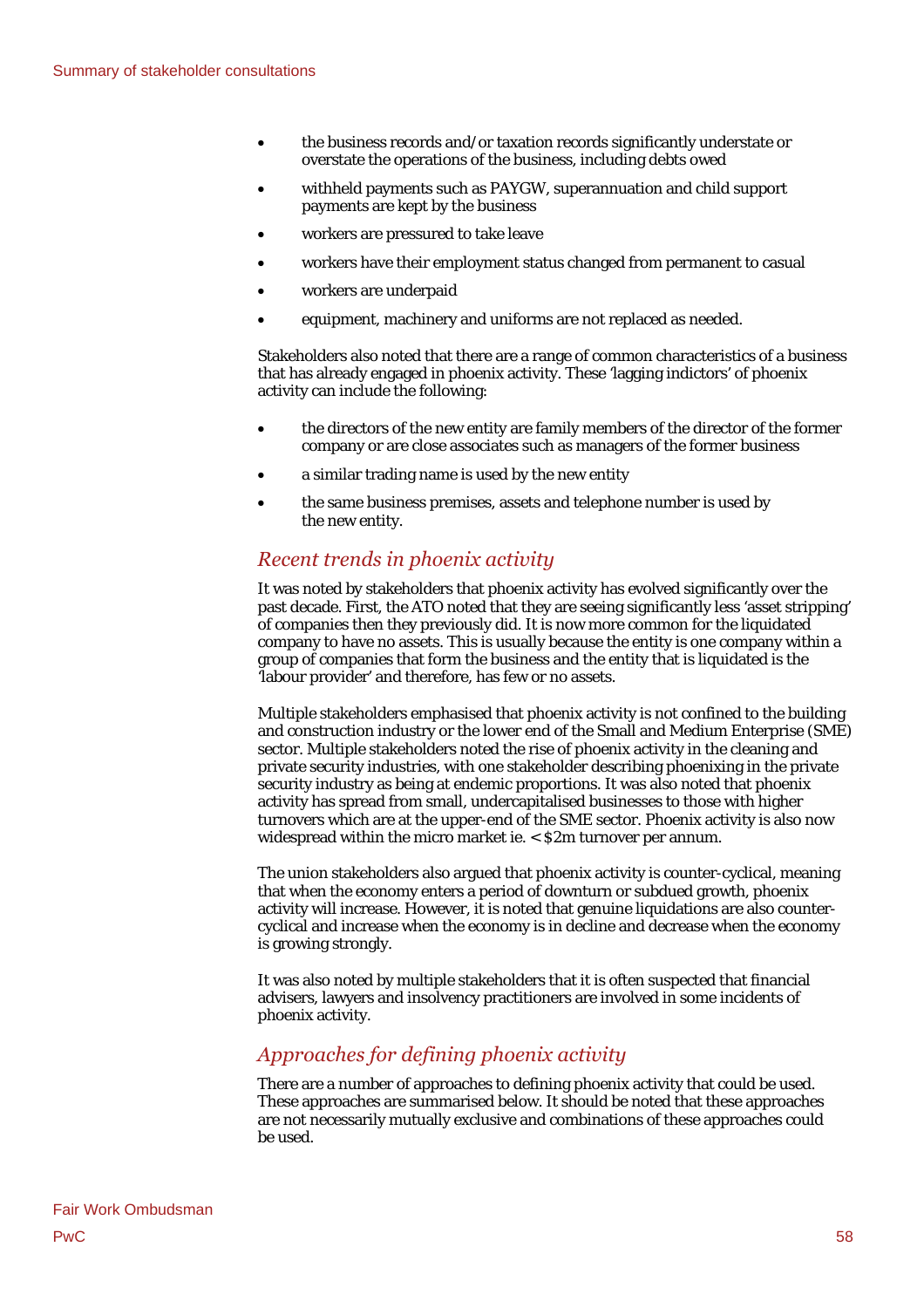- the business records and/or taxation records significantly understate or overstate the operations of the business, including debts owed
- withheld payments such as PAYGW, superannuation and child support payments are kept by the business
- workers are pressured to take leave
- workers have their employment status changed from permanent to casual
- workers are underpaid
- equipment, machinery and uniforms are not replaced as needed.

Stakeholders also noted that there are a range of common characteristics of a business that has already engaged in phoenix activity. These 'lagging indictors' of phoenix activity can include the following:

- the directors of the new entity are family members of the director of the former company or are close associates such as managers of the former business
- a similar trading name is used by the new entity
- the same business premises, assets and telephone number is used by the new entity.

## *Recent trends in phoenix activity*

It was noted by stakeholders that phoenix activity has evolved significantly over the past decade. First, the ATO noted that they are seeing significantly less 'asset stripping' of companies then they previously did. It is now more common for the liquidated company to have no assets. This is usually because the entity is one company within a group of companies that form the business and the entity that is liquidated is the 'labour provider' and therefore, has few or no assets.

Multiple stakeholders emphasised that phoenix activity is not confined to the building and construction industry or the lower end of the Small and Medium Enterprise (SME) sector. Multiple stakeholders noted the rise of phoenix activity in the cleaning and private security industries, with one stakeholder describing phoenixing in the private security industry as being at endemic proportions. It was also noted that phoenix activity has spread from small, undercapitalised businesses to those with higher turnovers which are at the upper-end of the SME sector. Phoenix activity is also now widespread within the micro market ie. < $2m turnover per annum.

The union stakeholders also argued that phoenix activity is counter-cyclical, meaning that when the economy enters a period of downturn or subdued growth, phoenix activity will increase. However, it is noted that genuine liquidations are also counter-cyclical and increase when the economy is in decline and decrease when the economy is growing strongly.

It was also noted by multiple stakeholders that it is often suspected that financial advisers, lawyers and insolvency practitioners are involved in some incidents of phoenix activity.

## *Approaches for defining phoenix activity*

There are a number of approaches to defining phoenix activity that could be used. These approaches are summarised below. It should be noted that these approaches are not necessarily mutually exclusive and combinations of these approaches could be used.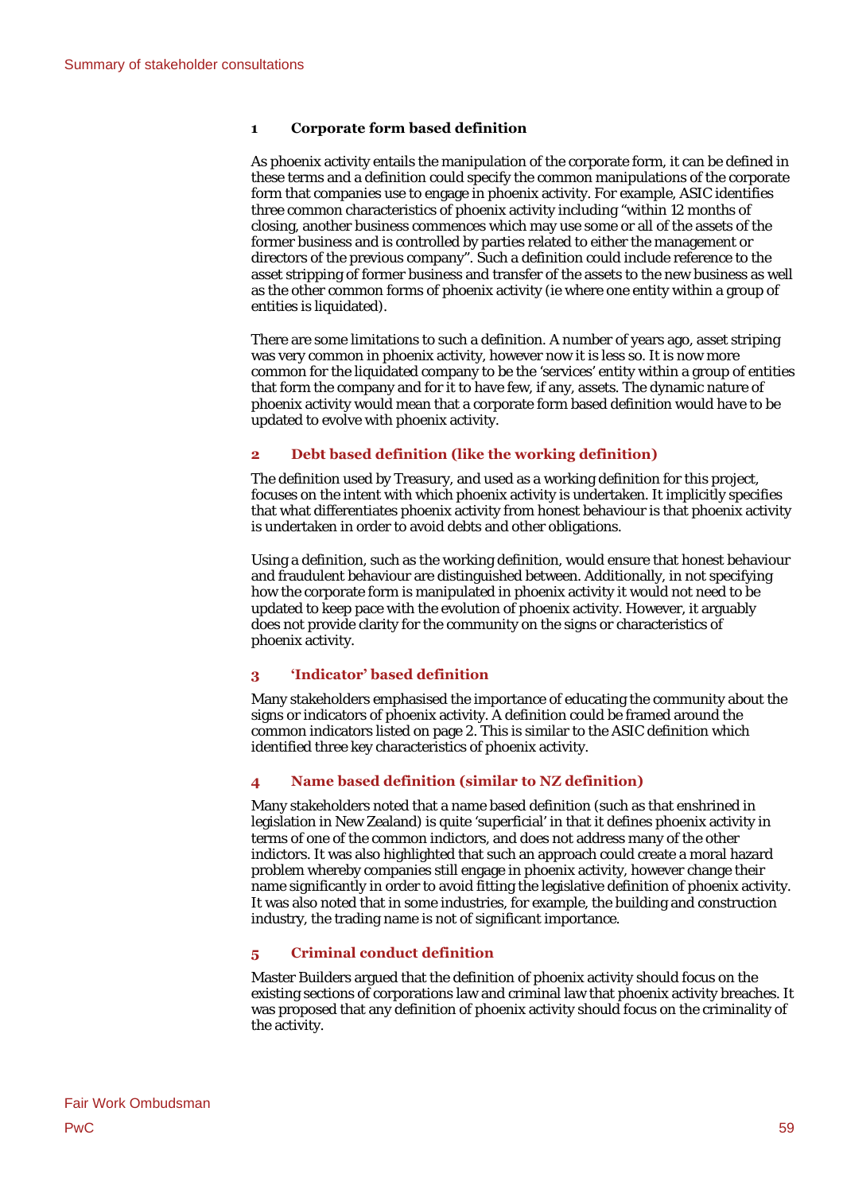### 1 Corporate form based definition

As phoenix activity entails the manipulation of the corporate form, it can be defined in these terms and a definition could specify the common manipulations of the corporate form that companies use to engage in phoenix activity. For example, ASIC identifies three common characteristics of phoenix activity including "within 12 months of closing, another business commences which may use some or all of the assets of the former business and is controlled by parties related to either the management or directors of the previous company". Such a definition could include reference to the asset stripping of former business and transfer of the assets to the new business as well as the other common forms of phoenix activity (ie where one entity within a group of entities is liquidated).

There are some limitations to such a definition. A number of years ago, asset striping was very common in phoenix activity, however now it is less so. It is now more common for the liquidated company to be the 'services' entity within a group of entities that form the company and for it to have few, if any, assets. The dynamic nature of phoenix activity would mean that a corporate form based definition would have to be updated to evolve with phoenix activity.

### 2 Debt based definition (like the working definition)

The definition used by Treasury, and used as a working definition for this project, focuses on the intent with which phoenix activity is undertaken. It implicitly specifies that what differentiates phoenix activity from honest behaviour is that phoenix activity is undertaken in order to avoid debts and other obligations.

Using a definition, such as the working definition, would ensure that honest behaviour and fraudulent behaviour are distinguished between. Additionally, in not specifying how the corporate form is manipulated in phoenix activity it would not need to be updated to keep pace with the evolution of phoenix activity. However, it arguably does not provide clarity for the community on the signs or characteristics of phoenix activity.

### 3 'Indicator' based definition

Many stakeholders emphasised the importance of educating the community about the signs or indicators of phoenix activity. A definition could be framed around the common indicators listed on page 2. This is similar to the ASIC definition which identified three key characteristics of phoenix activity.

### 4 Name based definition (similar to NZ definition)

Many stakeholders noted that a name based definition (such as that enshrined in legislation in New Zealand) is quite 'superficial' in that it defines phoenix activity in terms of one of the common indictors, and does not address many of the other indictors. It was also highlighted that such an approach could create a moral hazard problem whereby companies still engage in phoenix activity, however change their name significantly in order to avoid fitting the legislative definition of phoenix activity. It was also noted that in some industries, for example, the building and construction industry, the trading name is not of significant importance.

### 5 Criminal conduct definition

Master Builders argued that the definition of phoenix activity should focus on the existing sections of corporations law and criminal law that phoenix activity breaches. It was proposed that any definition of phoenix activity should focus on the criminality of the activity.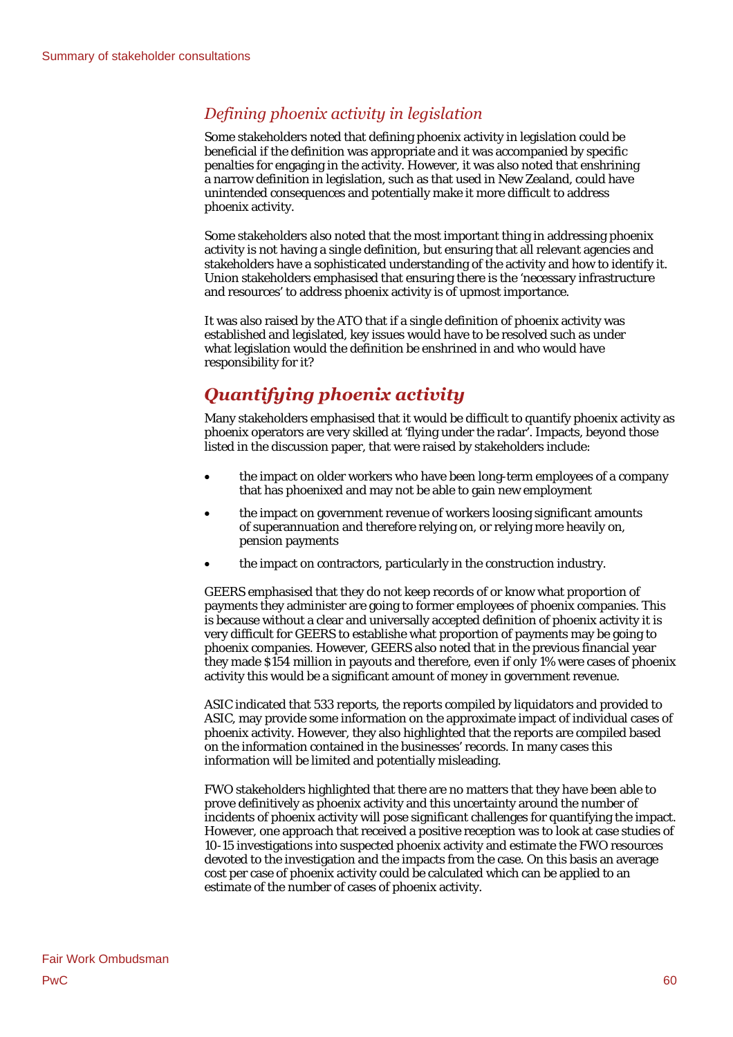### *Defining phoenix activity in legislation*

Some stakeholders noted that defining phoenix activity in legislation could be beneficial if the definition was appropriate and it was accompanied by specific penalties for engaging in the activity. However, it was also noted that enshrining a narrow definition in legislation, such as that used in New Zealand, could have unintended consequences and potentially make it more difficult to address phoenix activity.

Some stakeholders also noted that the most important thing in addressing phoenix activity is not having a single definition, but ensuring that all relevant agencies and stakeholders have a sophisticated understanding of the activity and how to identify it. Union stakeholders emphasised that ensuring there is the 'necessary infrastructure and resources' to address phoenix activity is of upmost importance.

It was also raised by the ATO that if a single definition of phoenix activity was established and legislated, key issues would have to be resolved such as under what legislation would the definition be enshrined in and who would have responsibility for it?

## ***Quantifying phoenix activity***

Many stakeholders emphasised that it would be difficult to quantify phoenix activity as phoenix operators are very skilled at 'flying under the radar'. Impacts, beyond those listed in the discussion paper, that were raised by stakeholders include:

- the impact on older workers who have been long-term employees of a company that has phoenixed and may not be able to gain new employment
- the impact on government revenue of workers loosing significant amounts of superannuation and therefore relying on, or relying more heavily on, pension payments
- the impact on contractors, particularly in the construction industry.

GEERS emphasised that they do not keep records of or know what proportion of payments they administer are going to former employees of phoenix companies. This is because without a clear and universally accepted definition of phoenix activity it is very difficult for GEERS to establishe what proportion of payments may be going to phoenix companies. However, GEERS also noted that in the previous financial year they made $154 million in payouts and therefore, even if only 1% were cases of phoenix activity this would be a significant amount of money in government revenue.

ASIC indicated that 533 reports, the reports compiled by liquidators and provided to ASIC, may provide some information on the approximate impact of individual cases of phoenix activity. However, they also highlighted that the reports are compiled based on the information contained in the businesses' records. In many cases this information will be limited and potentially misleading.

FWO stakeholders highlighted that there are no matters that they have been able to prove definitively as phoenix activity and this uncertainty around the number of incidents of phoenix activity will pose significant challenges for quantifying the impact. However, one approach that received a positive reception was to look at case studies of 10-15 investigations into suspected phoenix activity and estimate the FWO resources devoted to the investigation and the impacts from the case. On this basis an average cost per case of phoenix activity could be calculated which can be applied to an estimate of the number of cases of phoenix activity.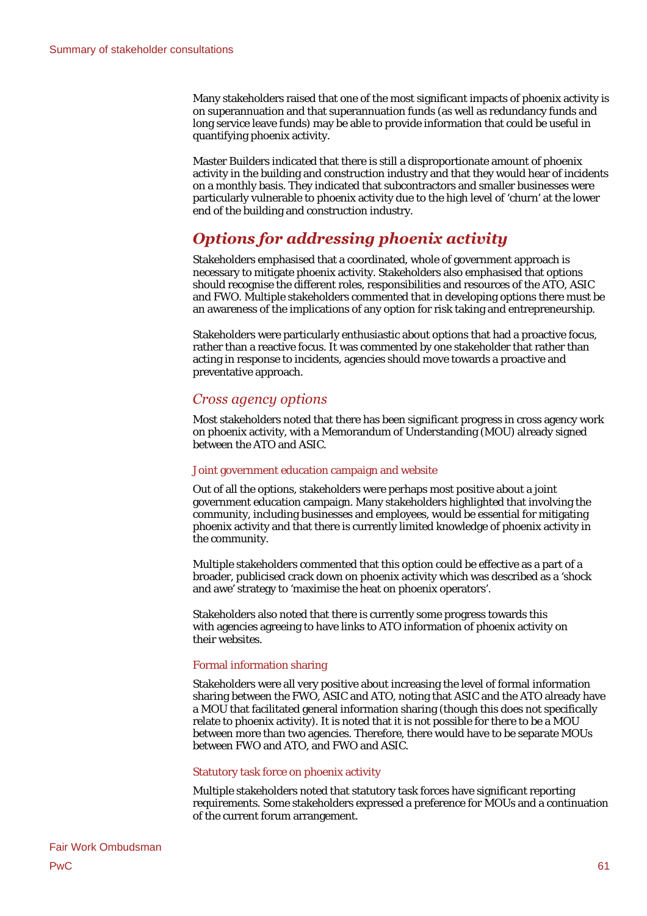Many stakeholders raised that one of the most significant impacts of phoenix activity is on superannuation and that superannuation funds (as well as redundancy funds and long service leave funds) may be able to provide information that could be useful in quantifying phoenix activity.

Master Builders indicated that there is still a disproportionate amount of phoenix activity in the building and construction industry and that they would hear of incidents on a monthly basis. They indicated that subcontractors and smaller businesses were particularly vulnerable to phoenix activity due to the high level of 'churn' at the lower end of the building and construction industry.

## *Options for addressing phoenix activity*

Stakeholders emphasised that a coordinated, whole of government approach is necessary to mitigate phoenix activity. Stakeholders also emphasised that options should recognise the different roles, responsibilities and resources of the ATO, ASIC and FWO. Multiple stakeholders commented that in developing options there must be an awareness of the implications of any option for risk taking and entrepreneurship.

Stakeholders were particularly enthusiastic about options that had a proactive focus, rather than a reactive focus. It was commented by one stakeholder that rather than acting in response to incidents, agencies should move towards a proactive and preventative approach.

### *Cross agency options*

Most stakeholders noted that there has been significant progress in cross agency work on phoenix activity, with a Memorandum of Understanding (MOU) already signed between the ATO and ASIC.

#### Joint government education campaign and website

Out of all the options, stakeholders were perhaps most positive about a joint government education campaign. Many stakeholders highlighted that involving the community, including businesses and employees, would be essential for mitigating phoenix activity and that there is currently limited knowledge of phoenix activity in the community.

Multiple stakeholders commented that this option could be effective as a part of a broader, publicised crack down on phoenix activity which was described as a 'shock and awe' strategy to 'maximise the heat on phoenix operators'.

Stakeholders also noted that there is currently some progress towards this with agencies agreeing to have links to ATO information of phoenix activity on their websites.

#### Formal information sharing

Stakeholders were all very positive about increasing the level of formal information sharing between the FWO, ASIC and ATO, noting that ASIC and the ATO already have a MOU that facilitated general information sharing (though this does not specifically relate to phoenix activity). It is noted that it is not possible for there to be a MOU between more than two agencies. Therefore, there would have to be separate MOUs between FWO and ATO, and FWO and ASIC.

#### Statutory task force on phoenix activity

Multiple stakeholders noted that statutory task forces have significant reporting requirements. Some stakeholders expressed a preference for MOUs and a continuation of the current forum arrangement.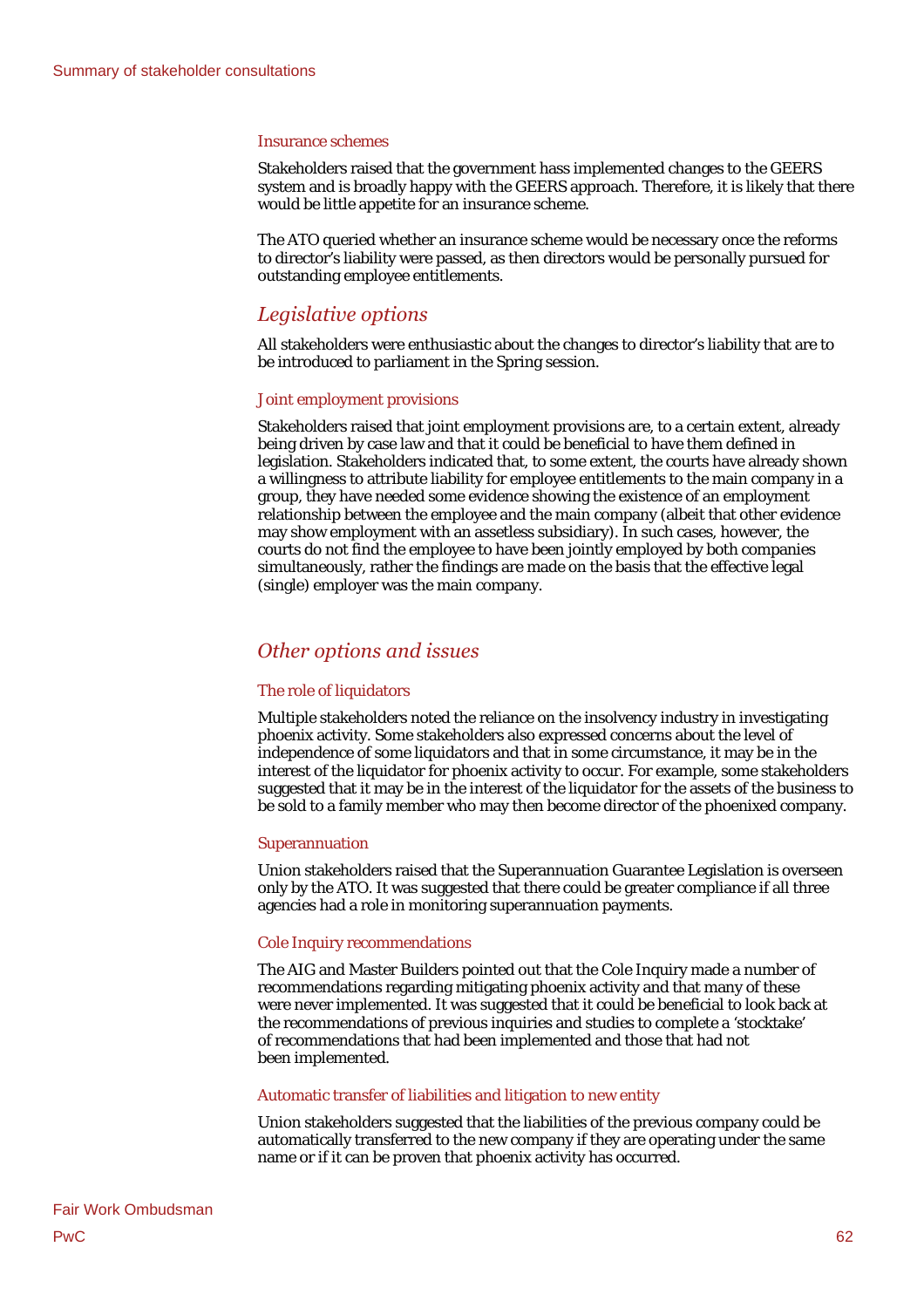#### Insurance schemes

Stakeholders raised that the government hass implemented changes to the GEERS system and is broadly happy with the GEERS approach. Therefore, it is likely that there would be little appetite for an insurance scheme.

The ATO queried whether an insurance scheme would be necessary once the reforms to director's liability were passed, as then directors would be personally pursued for outstanding employee entitlements.

### *Legislative options*

All stakeholders were enthusiastic about the changes to director's liability that are to be introduced to parliament in the Spring session.

#### Joint employment provisions

Stakeholders raised that joint employment provisions are, to a certain extent, already being driven by case law and that it could be beneficial to have them defined in legislation. Stakeholders indicated that, to some extent, the courts have already shown a willingness to attribute liability for employee entitlements to the main company in a group, they have needed some evidence showing the existence of an employment relationship between the employee and the main company (albeit that other evidence may show employment with an assetless subsidiary). In such cases, however, the courts do not find the employee to have been jointly employed by both companies simultaneously, rather the findings are made on the basis that the effective legal (single) employer was the main company.

### *Other options and issues*

#### The role of liquidators

Multiple stakeholders noted the reliance on the insolvency industry in investigating phoenix activity. Some stakeholders also expressed concerns about the level of independence of some liquidators and that in some circumstance, it may be in the interest of the liquidator for phoenix activity to occur. For example, some stakeholders suggested that it may be in the interest of the liquidator for the assets of the business to be sold to a family member who may then become director of the phoenixed company.

#### Superannuation

Union stakeholders raised that the Superannuation Guarantee Legislation is overseen only by the ATO. It was suggested that there could be greater compliance if all three agencies had a role in monitoring superannuation payments.

#### Cole Inquiry recommendations

The AIG and Master Builders pointed out that the Cole Inquiry made a number of recommendations regarding mitigating phoenix activity and that many of these were never implemented. It was suggested that it could be beneficial to look back at the recommendations of previous inquiries and studies to complete a 'stocktake' of recommendations that had been implemented and those that had not been implemented.

#### Automatic transfer of liabilities and litigation to new entity

Union stakeholders suggested that the liabilities of the previous company could be automatically transferred to the new company if they are operating under the same name or if it can be proven that phoenix activity has occurred.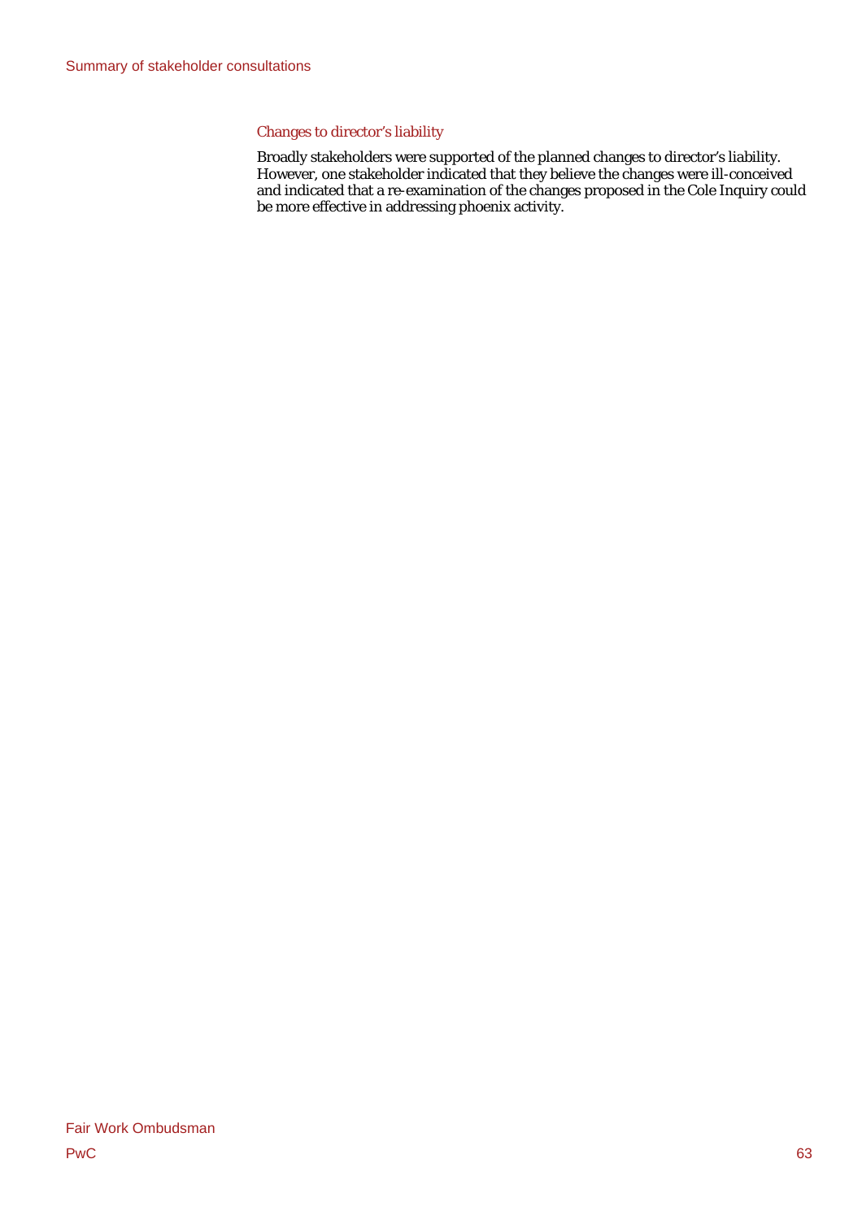### Changes to director's liability

Broadly stakeholders were supported of the planned changes to director's liability. However, one stakeholder indicated that they believe the changes were ill-conceived and indicated that a re-examination of the changes proposed in the Cole Inquiry could be more effective in addressing phoenix activity.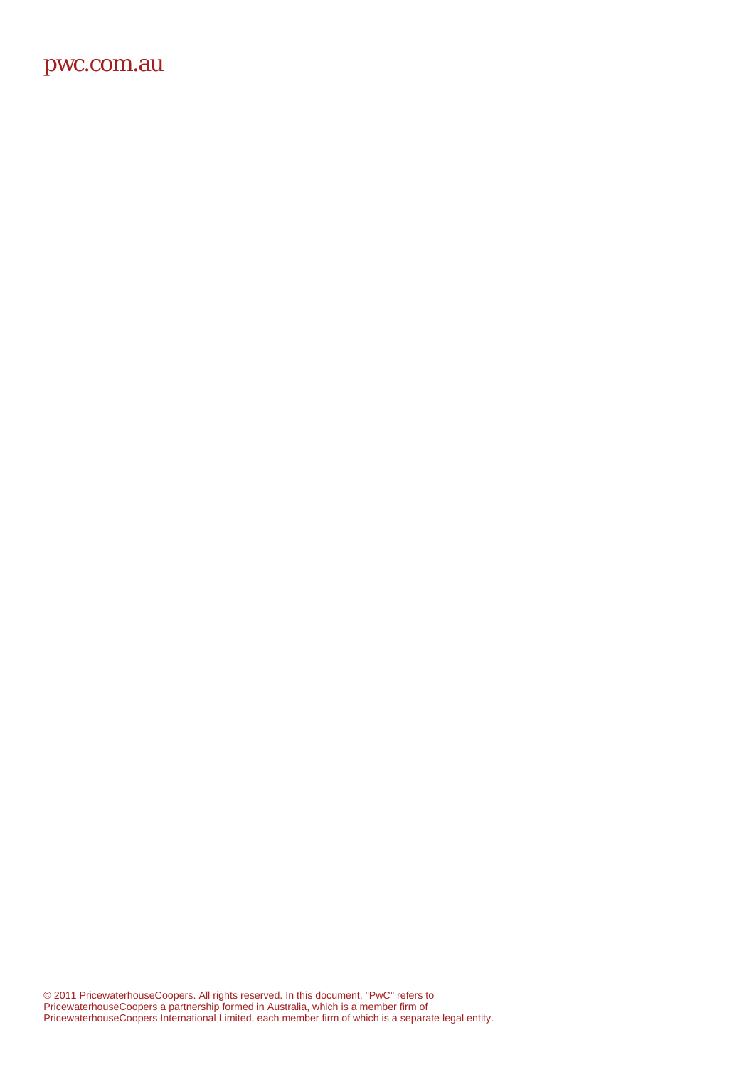pwc.com.au

© 2011 PricewaterhouseCoopers. All rights reserved. In this document, "PwC" refers to PricewaterhouseCoopers a partnership formed in Australia, which is a member firm of PricewaterhouseCoopers International Limited, each member firm of which is a separate legal entity.